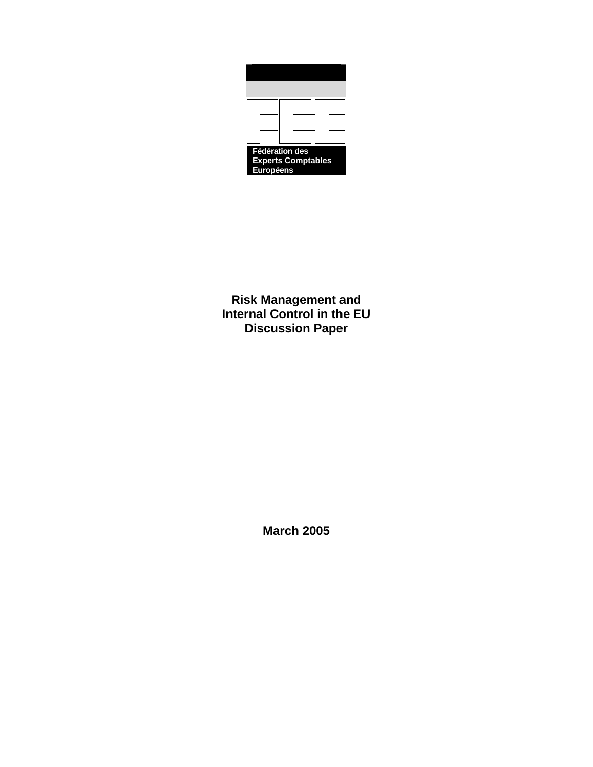Fédération des Experts Comptables Européens

# Risk Management and Internal Control in the EU Discussion Paper

March 2005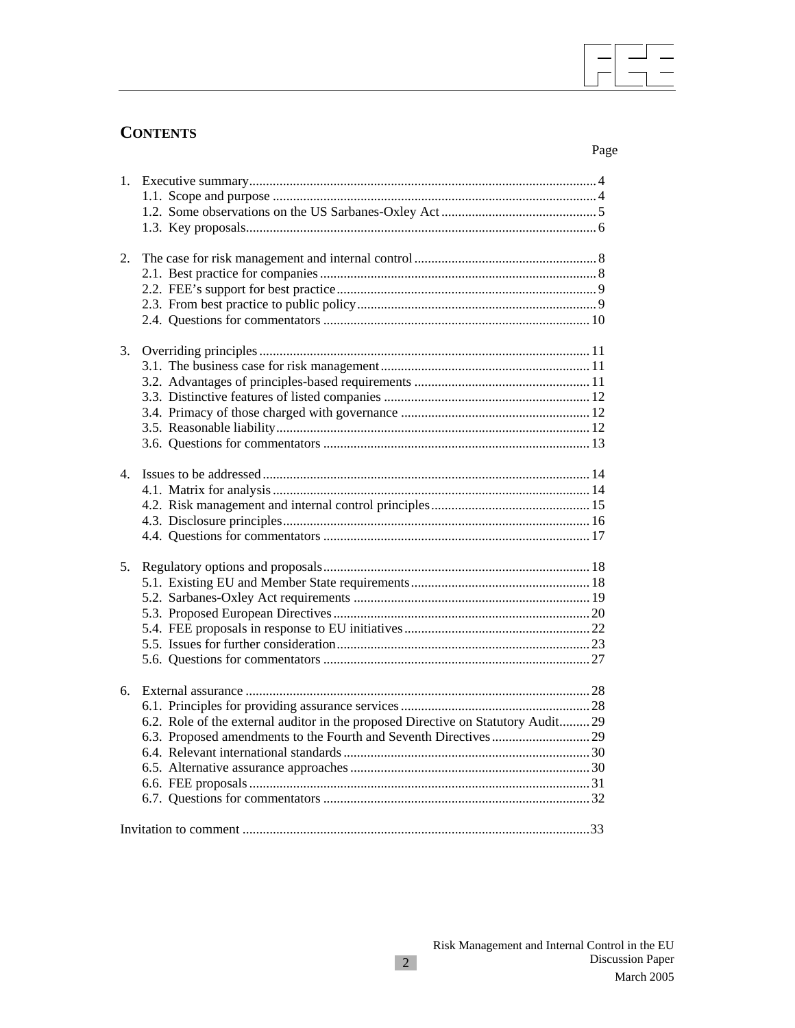## CONTENTS

Page

1. Executive summary ..... 4
   - 1.1. Scope and purpose ..... 4
   - 1.2. Some observations on the US Sarbanes-Oxley Act ..... 5
   - 1.3. Key proposals ..... 6

2. The case for risk management and internal control ..... 8
   - 2.1. Best practice for companies ..... 8
   - 2.2. FEE's support for best practice ..... 9
   - 2.3. From best practice to public policy ..... 9
   - 2.4. Questions for commentators ..... 10

3. Overriding principles ..... 11
   - 3.1. The business case for risk management ..... 11
   - 3.2. Advantages of principles-based requirements ..... 11
   - 3.3. Distinctive features of listed companies ..... 12
   - 3.4. Primacy of those charged with governance ..... 12
   - 3.5. Reasonable liability ..... 12
   - 3.6. Questions for commentators ..... 13

4. Issues to be addressed ..... 14
   - 4.1. Matrix for analysis ..... 14
   - 4.2. Risk management and internal control principles ..... 15
   - 4.3. Disclosure principles ..... 16
   - 4.4. Questions for commentators ..... 17

5. Regulatory options and proposals ..... 18
   - 5.1. Existing EU and Member State requirements ..... 18
   - 5.2. Sarbanes-Oxley Act requirements ..... 19
   - 5.3. Proposed European Directives ..... 20
   - 5.4. FEE proposals in response to EU initiatives ..... 22
   - 5.5. Issues for further consideration ..... 23
   - 5.6. Questions for commentators ..... 27

6. External assurance ..... 28
   - 6.1. Principles for providing assurance services ..... 28
   - 6.2. Role of the external auditor in the proposed Directive on Statutory Audit ..... 29
   - 6.3. Proposed amendments to the Fourth and Seventh Directives ..... 29
   - 6.4. Relevant international standards ..... 30
   - 6.5. Alternative assurance approaches ..... 30
   - 6.6. FEE proposals ..... 31
   - 6.7. Questions for commentators ..... 32

Invitation to comment ..... 33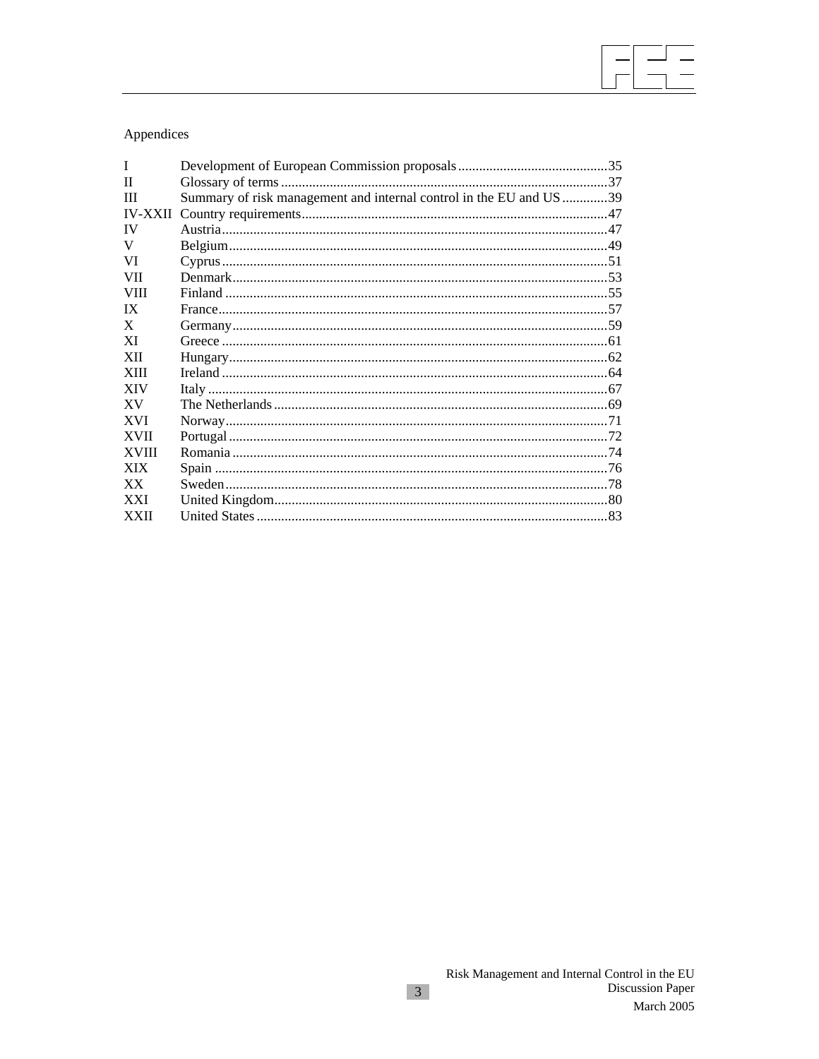Appendices

| | | |
|---|---|---|
| I | Development of European Commission proposals | 35 |
| II | Glossary of terms | 37 |
| III | Summary of risk management and internal control in the EU and US | 39 |
| IV-XXII | Country requirements | 47 |
| IV | Austria | 47 |
| V | Belgium | 49 |
| VI | Cyprus | 51 |
| VII | Denmark | 53 |
| VIII | Finland | 55 |
| IX | France | 57 |
| X | Germany | 59 |
| XI | Greece | 61 |
| XII | Hungary | 62 |
| XIII | Ireland | 64 |
| XIV | Italy | 67 |
| XV | The Netherlands | 69 |
| XVI | Norway | 71 |
| XVII | Portugal | 72 |
| XVIII | Romania | 74 |
| XIX | Spain | 76 |
| XX | Sweden | 78 |
| XXI | United Kingdom | 80 |
| XXII | United States | 83 |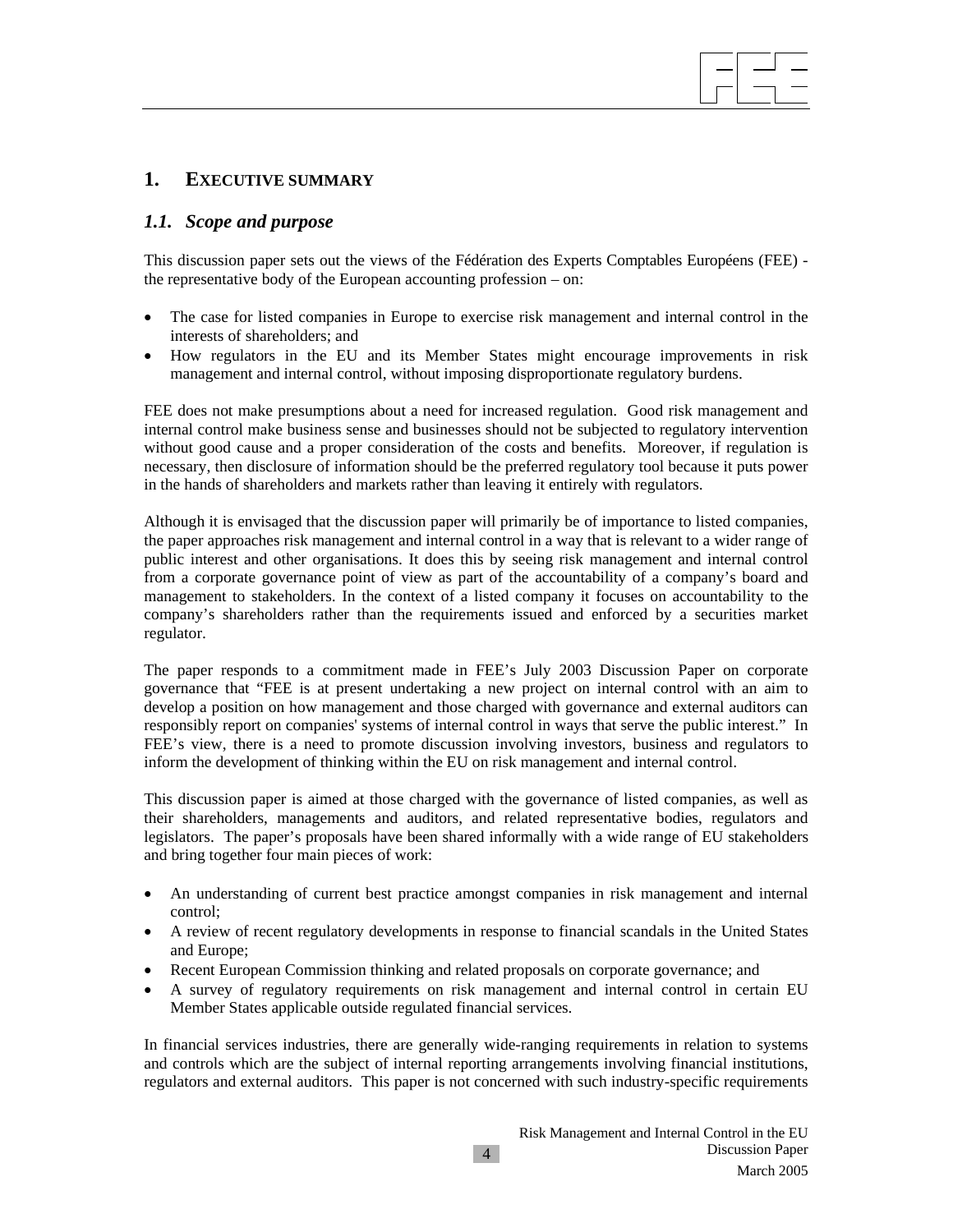# 1. EXECUTIVE SUMMARY

## *1.1. Scope and purpose*

This discussion paper sets out the views of the Fédération des Experts Comptables Européens (FEE) - the representative body of the European accounting profession – on:

- The case for listed companies in Europe to exercise risk management and internal control in the interests of shareholders; and
- How regulators in the EU and its Member States might encourage improvements in risk management and internal control, without imposing disproportionate regulatory burdens.

FEE does not make presumptions about a need for increased regulation. Good risk management and internal control make business sense and businesses should not be subjected to regulatory intervention without good cause and a proper consideration of the costs and benefits. Moreover, if regulation is necessary, then disclosure of information should be the preferred regulatory tool because it puts power in the hands of shareholders and markets rather than leaving it entirely with regulators.

Although it is envisaged that the discussion paper will primarily be of importance to listed companies, the paper approaches risk management and internal control in a way that is relevant to a wider range of public interest and other organisations. It does this by seeing risk management and internal control from a corporate governance point of view as part of the accountability of a company's board and management to stakeholders. In the context of a listed company it focuses on accountability to the company's shareholders rather than the requirements issued and enforced by a securities market regulator.

The paper responds to a commitment made in FEE's July 2003 Discussion Paper on corporate governance that "FEE is at present undertaking a new project on internal control with an aim to develop a position on how management and those charged with governance and external auditors can responsibly report on companies' systems of internal control in ways that serve the public interest." In FEE's view, there is a need to promote discussion involving investors, business and regulators to inform the development of thinking within the EU on risk management and internal control.

This discussion paper is aimed at those charged with the governance of listed companies, as well as their shareholders, managements and auditors, and related representative bodies, regulators and legislators. The paper's proposals have been shared informally with a wide range of EU stakeholders and bring together four main pieces of work:

- An understanding of current best practice amongst companies in risk management and internal control;
- A review of recent regulatory developments in response to financial scandals in the United States and Europe;
- Recent European Commission thinking and related proposals on corporate governance; and
- A survey of regulatory requirements on risk management and internal control in certain EU Member States applicable outside regulated financial services.

In financial services industries, there are generally wide-ranging requirements in relation to systems and controls which are the subject of internal reporting arrangements involving financial institutions, regulators and external auditors. This paper is not concerned with such industry-specific requirements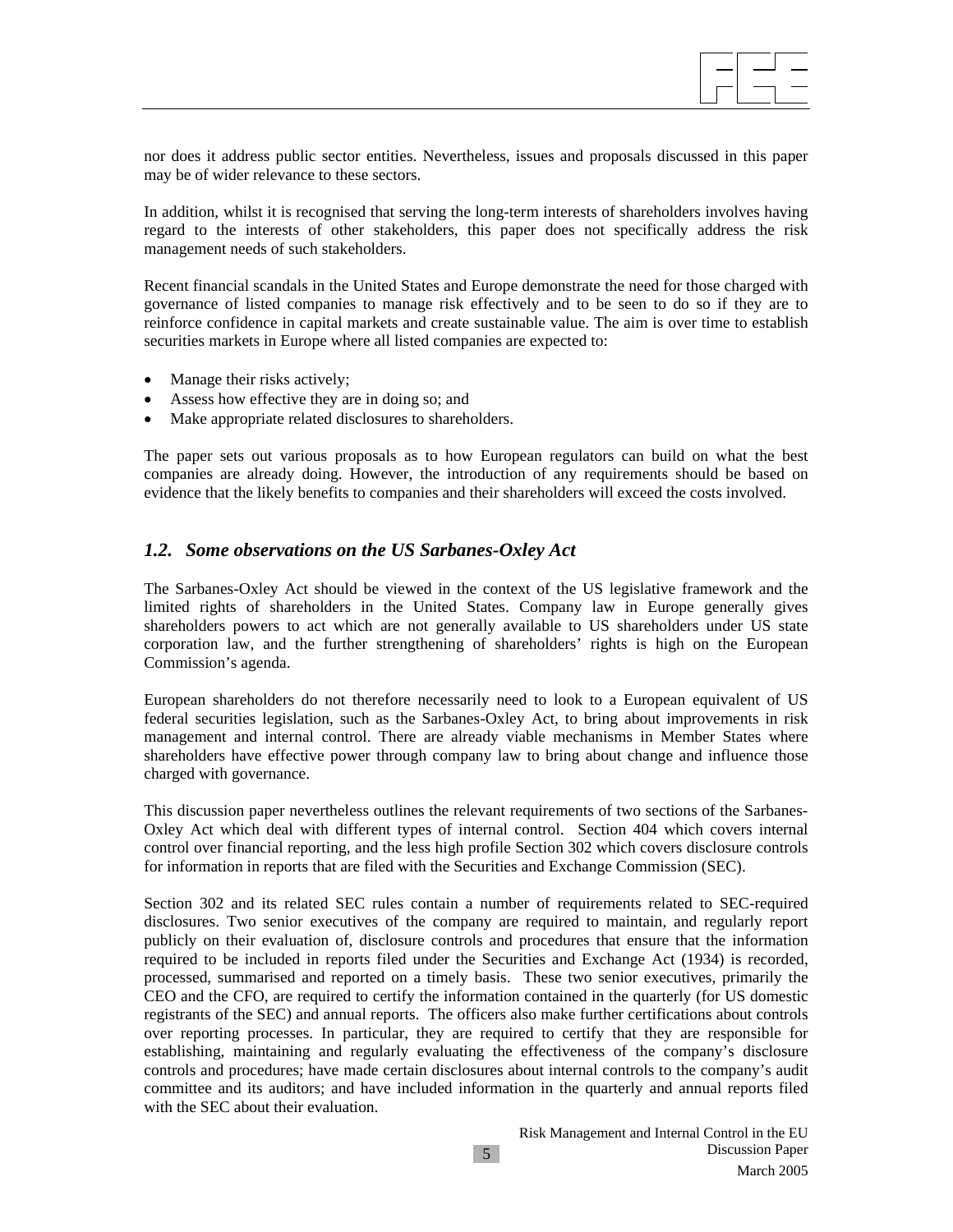nor does it address public sector entities. Nevertheless, issues and proposals discussed in this paper may be of wider relevance to these sectors.

In addition, whilst it is recognised that serving the long-term interests of shareholders involves having regard to the interests of other stakeholders, this paper does not specifically address the risk management needs of such stakeholders.

Recent financial scandals in the United States and Europe demonstrate the need for those charged with governance of listed companies to manage risk effectively and to be seen to do so if they are to reinforce confidence in capital markets and create sustainable value. The aim is over time to establish securities markets in Europe where all listed companies are expected to:

- Manage their risks actively;
- Assess how effective they are in doing so; and
- Make appropriate related disclosures to shareholders.

The paper sets out various proposals as to how European regulators can build on what the best companies are already doing. However, the introduction of any requirements should be based on evidence that the likely benefits to companies and their shareholders will exceed the costs involved.

## *1.2. Some observations on the US Sarbanes-Oxley Act*

The Sarbanes-Oxley Act should be viewed in the context of the US legislative framework and the limited rights of shareholders in the United States. Company law in Europe generally gives shareholders powers to act which are not generally available to US shareholders under US state corporation law, and the further strengthening of shareholders' rights is high on the European Commission's agenda.

European shareholders do not therefore necessarily need to look to a European equivalent of US federal securities legislation, such as the Sarbanes-Oxley Act, to bring about improvements in risk management and internal control. There are already viable mechanisms in Member States where shareholders have effective power through company law to bring about change and influence those charged with governance.

This discussion paper nevertheless outlines the relevant requirements of two sections of the Sarbanes-Oxley Act which deal with different types of internal control. Section 404 which covers internal control over financial reporting, and the less high profile Section 302 which covers disclosure controls for information in reports that are filed with the Securities and Exchange Commission (SEC).

Section 302 and its related SEC rules contain a number of requirements related to SEC-required disclosures. Two senior executives of the company are required to maintain, and regularly report publicly on their evaluation of, disclosure controls and procedures that ensure that the information required to be included in reports filed under the Securities and Exchange Act (1934) is recorded, processed, summarised and reported on a timely basis. These two senior executives, primarily the CEO and the CFO, are required to certify the information contained in the quarterly (for US domestic registrants of the SEC) and annual reports. The officers also make further certifications about controls over reporting processes. In particular, they are required to certify that they are responsible for establishing, maintaining and regularly evaluating the effectiveness of the company's disclosure controls and procedures; have made certain disclosures about internal controls to the company's audit committee and its auditors; and have included information in the quarterly and annual reports filed with the SEC about their evaluation.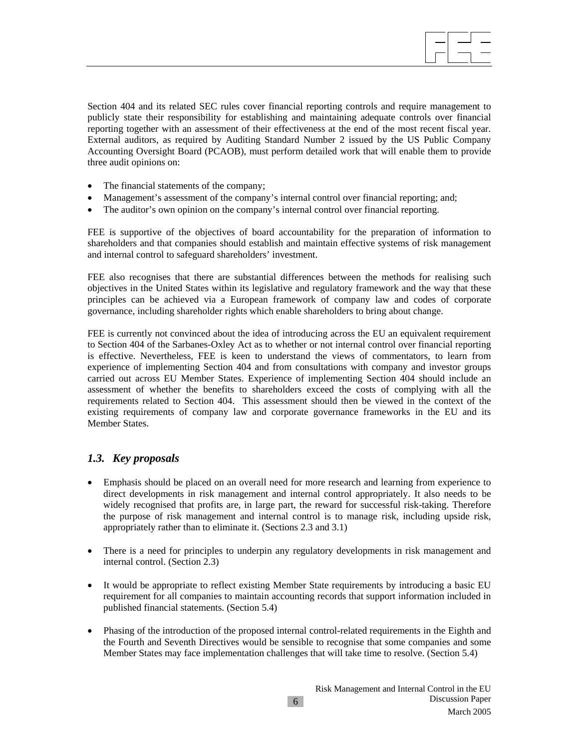Section 404 and its related SEC rules cover financial reporting controls and require management to publicly state their responsibility for establishing and maintaining adequate controls over financial reporting together with an assessment of their effectiveness at the end of the most recent fiscal year. External auditors, as required by Auditing Standard Number 2 issued by the US Public Company Accounting Oversight Board (PCAOB), must perform detailed work that will enable them to provide three audit opinions on:

- The financial statements of the company;
- Management's assessment of the company's internal control over financial reporting; and;
- The auditor's own opinion on the company's internal control over financial reporting.

FEE is supportive of the objectives of board accountability for the preparation of information to shareholders and that companies should establish and maintain effective systems of risk management and internal control to safeguard shareholders' investment.

FEE also recognises that there are substantial differences between the methods for realising such objectives in the United States within its legislative and regulatory framework and the way that these principles can be achieved via a European framework of company law and codes of corporate governance, including shareholder rights which enable shareholders to bring about change.

FEE is currently not convinced about the idea of introducing across the EU an equivalent requirement to Section 404 of the Sarbanes-Oxley Act as to whether or not internal control over financial reporting is effective. Nevertheless, FEE is keen to understand the views of commentators, to learn from experience of implementing Section 404 and from consultations with company and investor groups carried out across EU Member States. Experience of implementing Section 404 should include an assessment of whether the benefits to shareholders exceed the costs of complying with all the requirements related to Section 404. This assessment should then be viewed in the context of the existing requirements of company law and corporate governance frameworks in the EU and its Member States.

### *1.3. Key proposals*

- Emphasis should be placed on an overall need for more research and learning from experience to direct developments in risk management and internal control appropriately. It also needs to be widely recognised that profits are, in large part, the reward for successful risk-taking. Therefore the purpose of risk management and internal control is to manage risk, including upside risk, appropriately rather than to eliminate it. (Sections 2.3 and 3.1)

- There is a need for principles to underpin any regulatory developments in risk management and internal control. (Section 2.3)

- It would be appropriate to reflect existing Member State requirements by introducing a basic EU requirement for all companies to maintain accounting records that support information included in published financial statements. (Section 5.4)

- Phasing of the introduction of the proposed internal control-related requirements in the Eighth and the Fourth and Seventh Directives would be sensible to recognise that some companies and some Member States may face implementation challenges that will take time to resolve. (Section 5.4)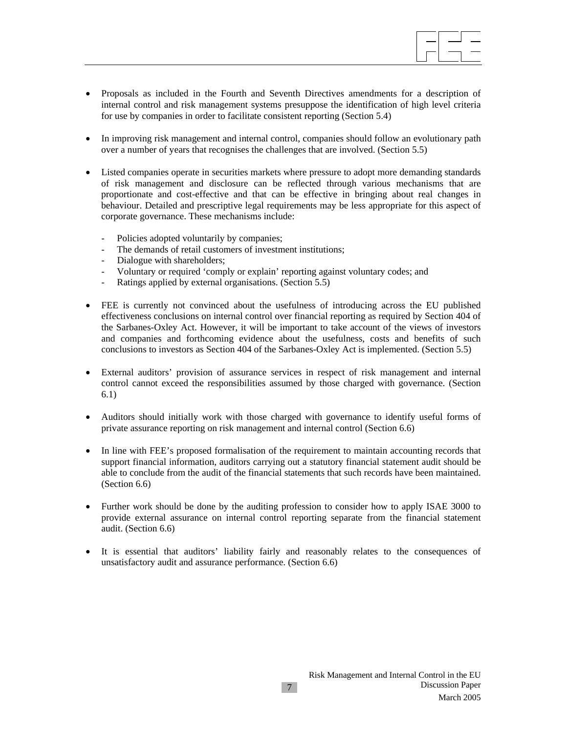- Proposals as included in the Fourth and Seventh Directives amendments for a description of internal control and risk management systems presuppose the identification of high level criteria for use by companies in order to facilitate consistent reporting (Section 5.4)

- In improving risk management and internal control, companies should follow an evolutionary path over a number of years that recognises the challenges that are involved. (Section 5.5)

- Listed companies operate in securities markets where pressure to adopt more demanding standards of risk management and disclosure can be reflected through various mechanisms that are proportionate and cost-effective and that can be effective in bringing about real changes in behaviour. Detailed and prescriptive legal requirements may be less appropriate for this aspect of corporate governance. These mechanisms include:

  - Policies adopted voluntarily by companies;
  - The demands of retail customers of investment institutions;
  - Dialogue with shareholders;
  - Voluntary or required 'comply or explain' reporting against voluntary codes; and
  - Ratings applied by external organisations. (Section 5.5)

- FEE is currently not convinced about the usefulness of introducing across the EU published effectiveness conclusions on internal control over financial reporting as required by Section 404 of the Sarbanes-Oxley Act. However, it will be important to take account of the views of investors and companies and forthcoming evidence about the usefulness, costs and benefits of such conclusions to investors as Section 404 of the Sarbanes-Oxley Act is implemented. (Section 5.5)

- External auditors' provision of assurance services in respect of risk management and internal control cannot exceed the responsibilities assumed by those charged with governance. (Section 6.1)

- Auditors should initially work with those charged with governance to identify useful forms of private assurance reporting on risk management and internal control (Section 6.6)

- In line with FEE's proposed formalisation of the requirement to maintain accounting records that support financial information, auditors carrying out a statutory financial statement audit should be able to conclude from the audit of the financial statements that such records have been maintained. (Section 6.6)

- Further work should be done by the auditing profession to consider how to apply ISAE 3000 to provide external assurance on internal control reporting separate from the financial statement audit. (Section 6.6)

- It is essential that auditors' liability fairly and reasonably relates to the consequences of unsatisfactory audit and assurance performance. (Section 6.6)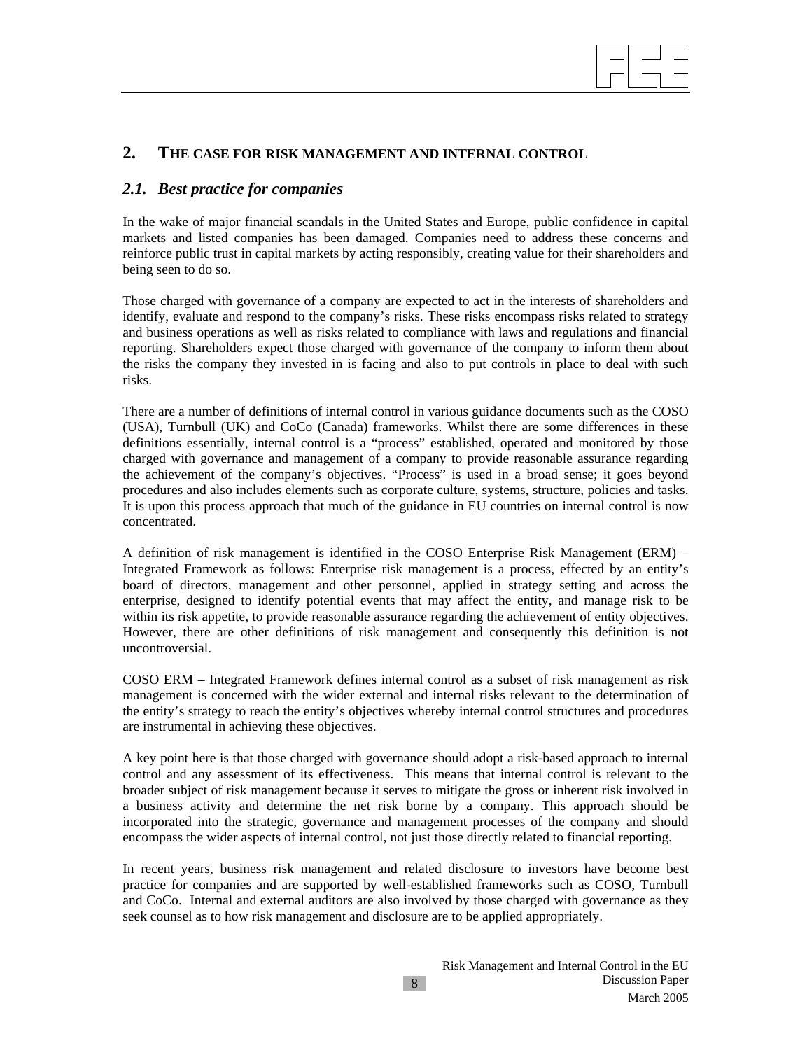## 2. THE CASE FOR RISK MANAGEMENT AND INTERNAL CONTROL

### *2.1. Best practice for companies*

In the wake of major financial scandals in the United States and Europe, public confidence in capital markets and listed companies has been damaged. Companies need to address these concerns and reinforce public trust in capital markets by acting responsibly, creating value for their shareholders and being seen to do so.

Those charged with governance of a company are expected to act in the interests of shareholders and identify, evaluate and respond to the company's risks. These risks encompass risks related to strategy and business operations as well as risks related to compliance with laws and regulations and financial reporting. Shareholders expect those charged with governance of the company to inform them about the risks the company they invested in is facing and also to put controls in place to deal with such risks.

There are a number of definitions of internal control in various guidance documents such as the COSO (USA), Turnbull (UK) and CoCo (Canada) frameworks. Whilst there are some differences in these definitions essentially, internal control is a "process" established, operated and monitored by those charged with governance and management of a company to provide reasonable assurance regarding the achievement of the company's objectives. "Process" is used in a broad sense; it goes beyond procedures and also includes elements such as corporate culture, systems, structure, policies and tasks. It is upon this process approach that much of the guidance in EU countries on internal control is now concentrated.

A definition of risk management is identified in the COSO Enterprise Risk Management (ERM) – Integrated Framework as follows: Enterprise risk management is a process, effected by an entity's board of directors, management and other personnel, applied in strategy setting and across the enterprise, designed to identify potential events that may affect the entity, and manage risk to be within its risk appetite, to provide reasonable assurance regarding the achievement of entity objectives. However, there are other definitions of risk management and consequently this definition is not uncontroversial.

COSO ERM – Integrated Framework defines internal control as a subset of risk management as risk management is concerned with the wider external and internal risks relevant to the determination of the entity's strategy to reach the entity's objectives whereby internal control structures and procedures are instrumental in achieving these objectives.

A key point here is that those charged with governance should adopt a risk-based approach to internal control and any assessment of its effectiveness. This means that internal control is relevant to the broader subject of risk management because it serves to mitigate the gross or inherent risk involved in a business activity and determine the net risk borne by a company. This approach should be incorporated into the strategic, governance and management processes of the company and should encompass the wider aspects of internal control, not just those directly related to financial reporting.

In recent years, business risk management and related disclosure to investors have become best practice for companies and are supported by well-established frameworks such as COSO, Turnbull and CoCo. Internal and external auditors are also involved by those charged with governance as they seek counsel as to how risk management and disclosure are to be applied appropriately.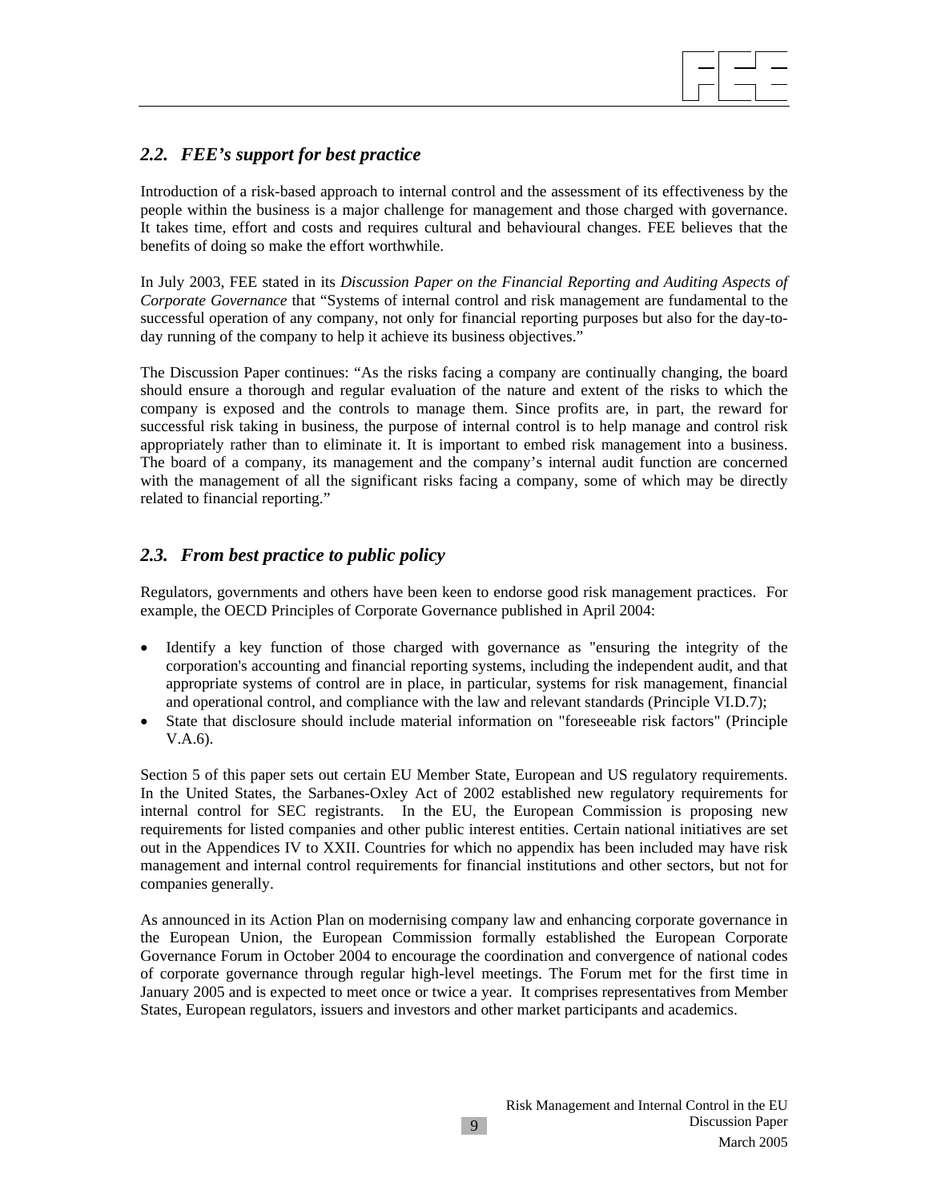## *2.2. FEE's support for best practice*

Introduction of a risk-based approach to internal control and the assessment of its effectiveness by the people within the business is a major challenge for management and those charged with governance. It takes time, effort and costs and requires cultural and behavioural changes. FEE believes that the benefits of doing so make the effort worthwhile.

In July 2003, FEE stated in its *Discussion Paper on the Financial Reporting and Auditing Aspects of Corporate Governance* that "Systems of internal control and risk management are fundamental to the successful operation of any company, not only for financial reporting purposes but also for the day-to-day running of the company to help it achieve its business objectives."

The Discussion Paper continues: "As the risks facing a company are continually changing, the board should ensure a thorough and regular evaluation of the nature and extent of the risks to which the company is exposed and the controls to manage them. Since profits are, in part, the reward for successful risk taking in business, the purpose of internal control is to help manage and control risk appropriately rather than to eliminate it. It is important to embed risk management into a business. The board of a company, its management and the company's internal audit function are concerned with the management of all the significant risks facing a company, some of which may be directly related to financial reporting."

## *2.3. From best practice to public policy*

Regulators, governments and others have been keen to endorse good risk management practices. For example, the OECD Principles of Corporate Governance published in April 2004:

- Identify a key function of those charged with governance as "ensuring the integrity of the corporation's accounting and financial reporting systems, including the independent audit, and that appropriate systems of control are in place, in particular, systems for risk management, financial and operational control, and compliance with the law and relevant standards (Principle VI.D.7);
- State that disclosure should include material information on "foreseeable risk factors" (Principle V.A.6).

Section 5 of this paper sets out certain EU Member State, European and US regulatory requirements. In the United States, the Sarbanes-Oxley Act of 2002 established new regulatory requirements for internal control for SEC registrants. In the EU, the European Commission is proposing new requirements for listed companies and other public interest entities. Certain national initiatives are set out in the Appendices IV to XXII. Countries for which no appendix has been included may have risk management and internal control requirements for financial institutions and other sectors, but not for companies generally.

As announced in its Action Plan on modernising company law and enhancing corporate governance in the European Union, the European Commission formally established the European Corporate Governance Forum in October 2004 to encourage the coordination and convergence of national codes of corporate governance through regular high-level meetings. The Forum met for the first time in January 2005 and is expected to meet once or twice a year. It comprises representatives from Member States, European regulators, issuers and investors and other market participants and academics.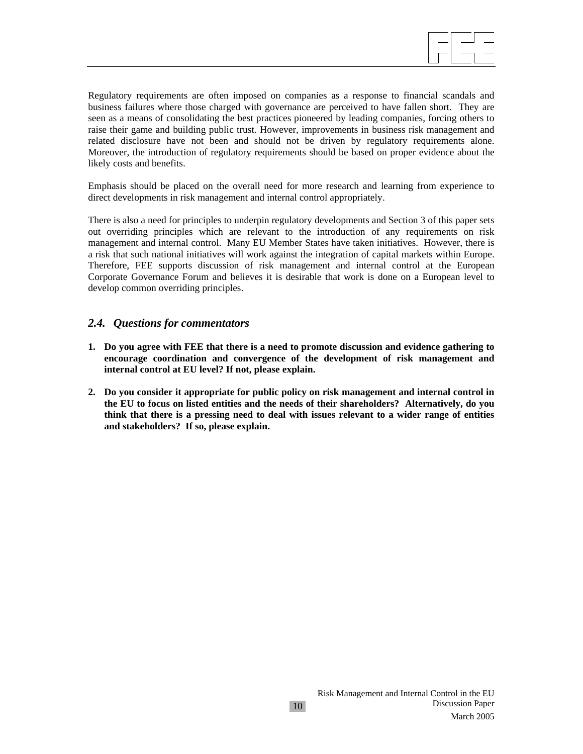Regulatory requirements are often imposed on companies as a response to financial scandals and business failures where those charged with governance are perceived to have fallen short. They are seen as a means of consolidating the best practices pioneered by leading companies, forcing others to raise their game and building public trust. However, improvements in business risk management and related disclosure have not been and should not be driven by regulatory requirements alone. Moreover, the introduction of regulatory requirements should be based on proper evidence about the likely costs and benefits.

Emphasis should be placed on the overall need for more research and learning from experience to direct developments in risk management and internal control appropriately.

There is also a need for principles to underpin regulatory developments and Section 3 of this paper sets out overriding principles which are relevant to the introduction of any requirements on risk management and internal control. Many EU Member States have taken initiatives. However, there is a risk that such national initiatives will work against the integration of capital markets within Europe. Therefore, FEE supports discussion of risk management and internal control at the European Corporate Governance Forum and believes it is desirable that work is done on a European level to develop common overriding principles.

## *2.4. Questions for commentators*

1. **Do you agree with FEE that there is a need to promote discussion and evidence gathering to encourage coordination and convergence of the development of risk management and internal control at EU level? If not, please explain.**

2. **Do you consider it appropriate for public policy on risk management and internal control in the EU to focus on listed entities and the needs of their shareholders? Alternatively, do you think that there is a pressing need to deal with issues relevant to a wider range of entities and stakeholders? If so, please explain.**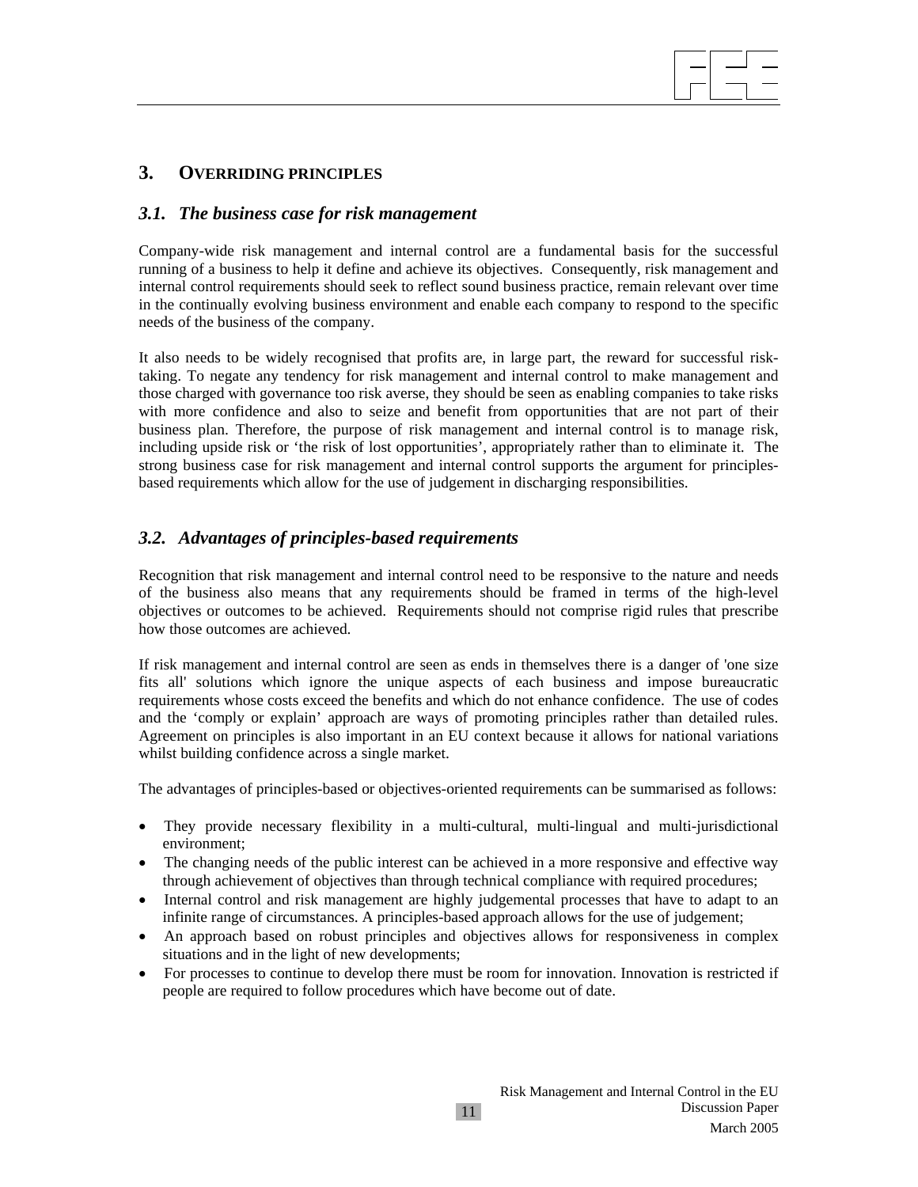## 3. OVERRIDING PRINCIPLES

### *3.1. The business case for risk management*

Company-wide risk management and internal control are a fundamental basis for the successful running of a business to help it define and achieve its objectives. Consequently, risk management and internal control requirements should seek to reflect sound business practice, remain relevant over time in the continually evolving business environment and enable each company to respond to the specific needs of the business of the company.

It also needs to be widely recognised that profits are, in large part, the reward for successful risk-taking. To negate any tendency for risk management and internal control to make management and those charged with governance too risk averse, they should be seen as enabling companies to take risks with more confidence and also to seize and benefit from opportunities that are not part of their business plan. Therefore, the purpose of risk management and internal control is to manage risk, including upside risk or 'the risk of lost opportunities', appropriately rather than to eliminate it. The strong business case for risk management and internal control supports the argument for principles-based requirements which allow for the use of judgement in discharging responsibilities.

### *3.2. Advantages of principles-based requirements*

Recognition that risk management and internal control need to be responsive to the nature and needs of the business also means that any requirements should be framed in terms of the high-level objectives or outcomes to be achieved. Requirements should not comprise rigid rules that prescribe how those outcomes are achieved.

If risk management and internal control are seen as ends in themselves there is a danger of 'one size fits all' solutions which ignore the unique aspects of each business and impose bureaucratic requirements whose costs exceed the benefits and which do not enhance confidence. The use of codes and the 'comply or explain' approach are ways of promoting principles rather than detailed rules. Agreement on principles is also important in an EU context because it allows for national variations whilst building confidence across a single market.

The advantages of principles-based or objectives-oriented requirements can be summarised as follows:

- They provide necessary flexibility in a multi-cultural, multi-lingual and multi-jurisdictional environment;
- The changing needs of the public interest can be achieved in a more responsive and effective way through achievement of objectives than through technical compliance with required procedures;
- Internal control and risk management are highly judgemental processes that have to adapt to an infinite range of circumstances. A principles-based approach allows for the use of judgement;
- An approach based on robust principles and objectives allows for responsiveness in complex situations and in the light of new developments;
- For processes to continue to develop there must be room for innovation. Innovation is restricted if people are required to follow procedures which have become out of date.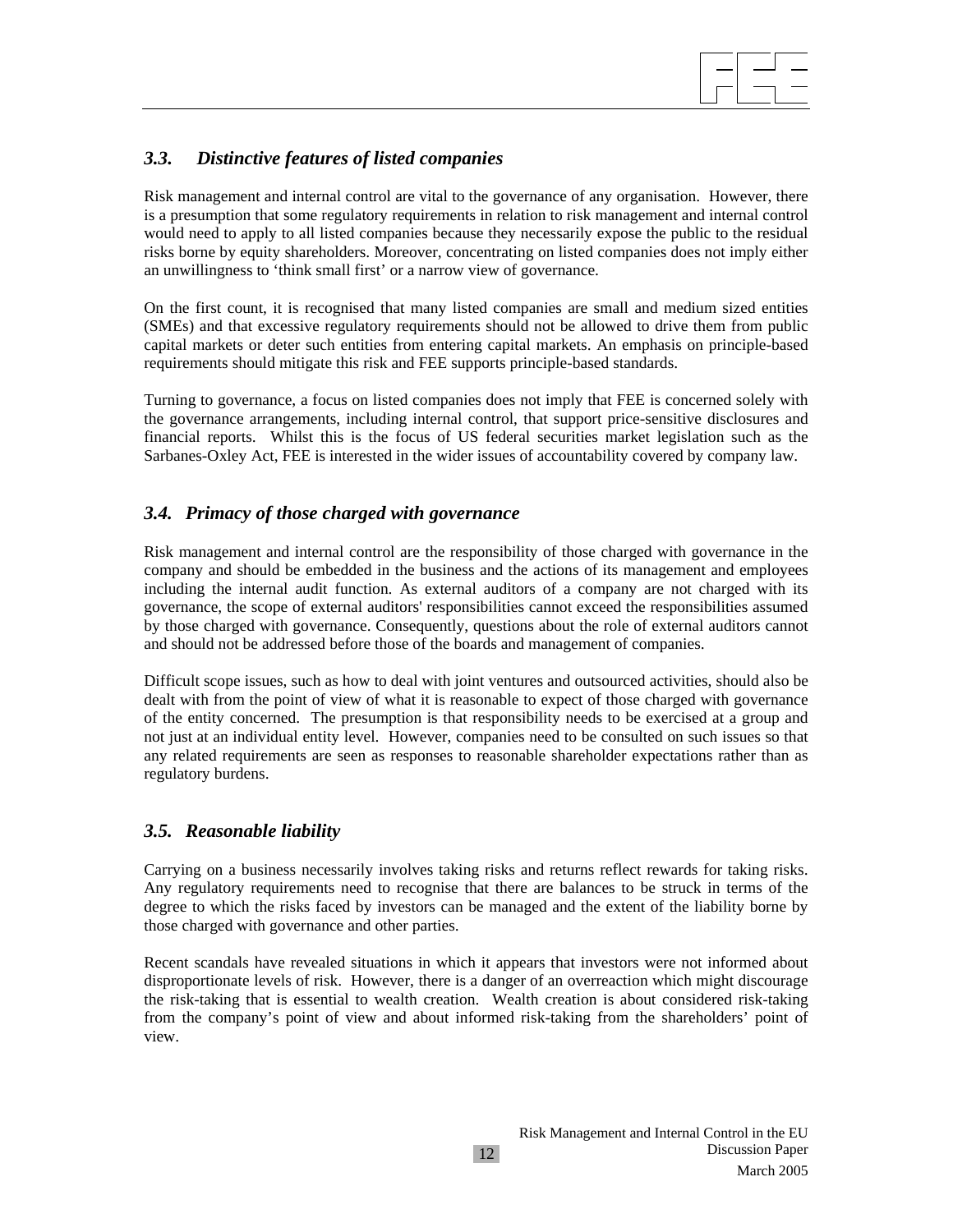### *3.3. Distinctive features of listed companies*

Risk management and internal control are vital to the governance of any organisation. However, there is a presumption that some regulatory requirements in relation to risk management and internal control would need to apply to all listed companies because they necessarily expose the public to the residual risks borne by equity shareholders. Moreover, concentrating on listed companies does not imply either an unwillingness to 'think small first' or a narrow view of governance.

On the first count, it is recognised that many listed companies are small and medium sized entities (SMEs) and that excessive regulatory requirements should not be allowed to drive them from public capital markets or deter such entities from entering capital markets. An emphasis on principle-based requirements should mitigate this risk and FEE supports principle-based standards.

Turning to governance, a focus on listed companies does not imply that FEE is concerned solely with the governance arrangements, including internal control, that support price-sensitive disclosures and financial reports. Whilst this is the focus of US federal securities market legislation such as the Sarbanes-Oxley Act, FEE is interested in the wider issues of accountability covered by company law.

### *3.4. Primacy of those charged with governance*

Risk management and internal control are the responsibility of those charged with governance in the company and should be embedded in the business and the actions of its management and employees including the internal audit function. As external auditors of a company are not charged with its governance, the scope of external auditors' responsibilities cannot exceed the responsibilities assumed by those charged with governance. Consequently, questions about the role of external auditors cannot and should not be addressed before those of the boards and management of companies.

Difficult scope issues, such as how to deal with joint ventures and outsourced activities, should also be dealt with from the point of view of what it is reasonable to expect of those charged with governance of the entity concerned. The presumption is that responsibility needs to be exercised at a group and not just at an individual entity level. However, companies need to be consulted on such issues so that any related requirements are seen as responses to reasonable shareholder expectations rather than as regulatory burdens.

### *3.5. Reasonable liability*

Carrying on a business necessarily involves taking risks and returns reflect rewards for taking risks. Any regulatory requirements need to recognise that there are balances to be struck in terms of the degree to which the risks faced by investors can be managed and the extent of the liability borne by those charged with governance and other parties.

Recent scandals have revealed situations in which it appears that investors were not informed about disproportionate levels of risk. However, there is a danger of an overreaction which might discourage the risk-taking that is essential to wealth creation. Wealth creation is about considered risk-taking from the company's point of view and about informed risk-taking from the shareholders' point of view.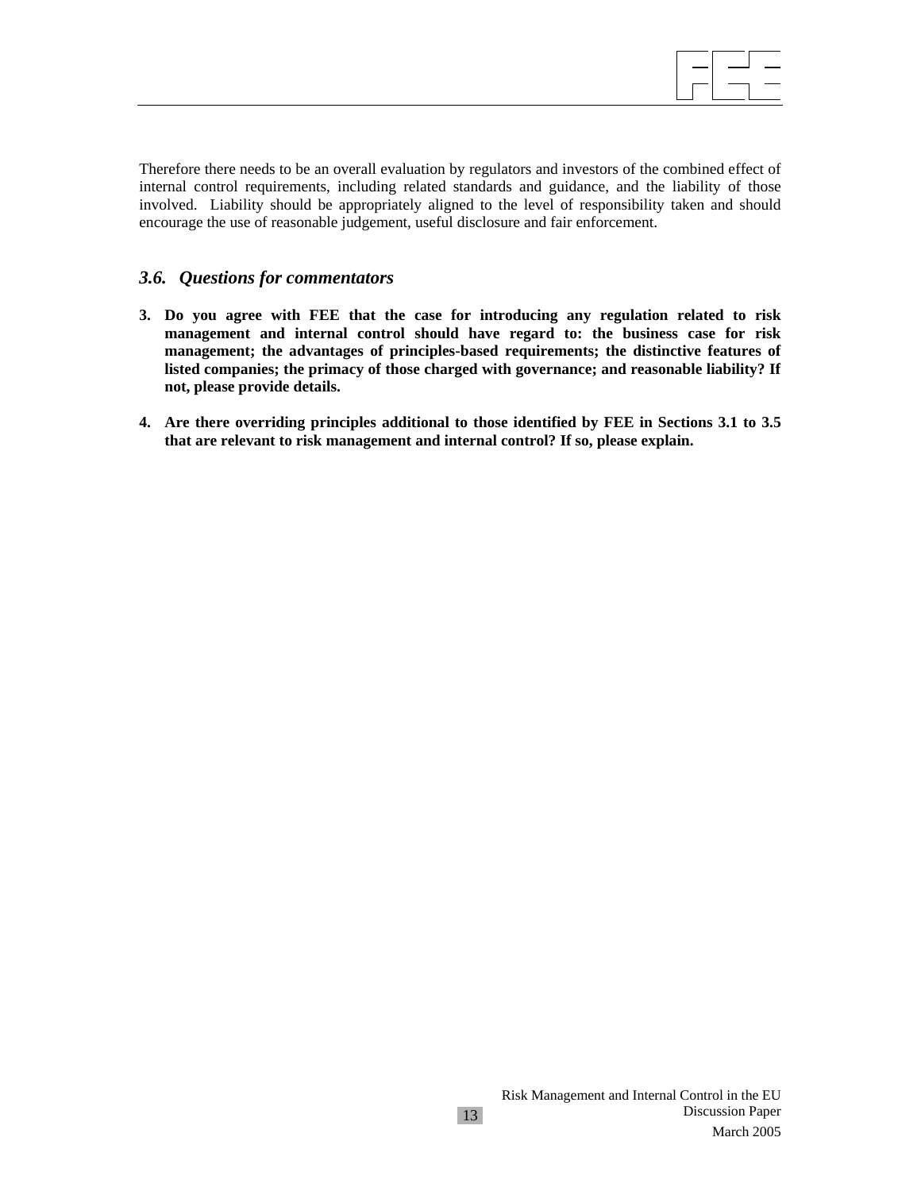Therefore there needs to be an overall evaluation by regulators and investors of the combined effect of internal control requirements, including related standards and guidance, and the liability of those involved. Liability should be appropriately aligned to the level of responsibility taken and should encourage the use of reasonable judgement, useful disclosure and fair enforcement.

### *3.6. Questions for commentators*

3. **Do you agree with FEE that the case for introducing any regulation related to risk management and internal control should have regard to: the business case for risk management; the advantages of principles-based requirements; the distinctive features of listed companies; the primacy of those charged with governance; and reasonable liability? If not, please provide details.**

4. **Are there overriding principles additional to those identified by FEE in Sections 3.1 to 3.5 that are relevant to risk management and internal control? If so, please explain.**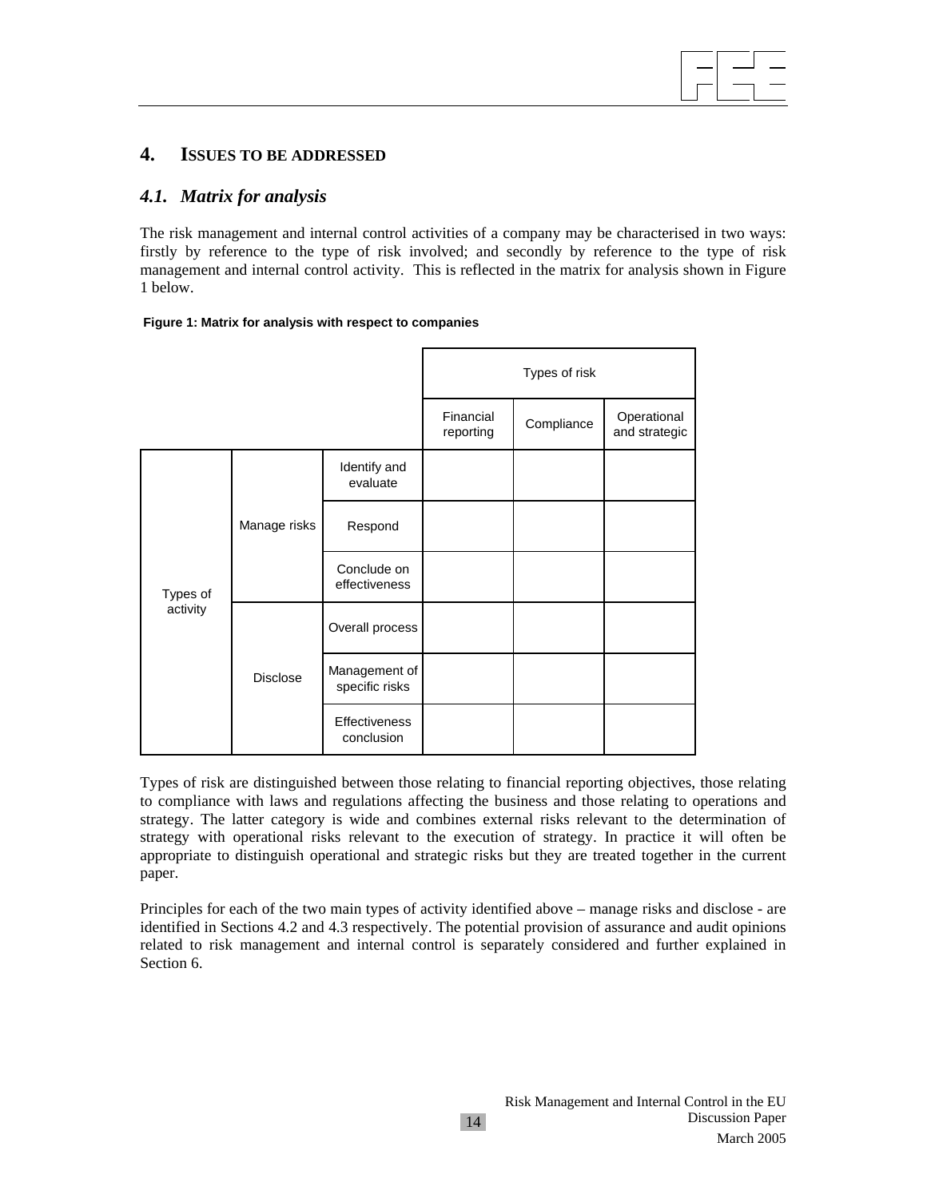# 4. ISSUES TO BE ADDRESSED

## 4.1. *Matrix for analysis*

The risk management and internal control activities of a company may be characterised in two ways: firstly by reference to the type of risk involved; and secondly by reference to the type of risk management and internal control activity. This is reflected in the matrix for analysis shown in Figure 1 below.

**Figure 1: Matrix for analysis with respect to companies**

| | | | Types of risk | | |
|---|---|---|---|---|---|
| | | | Financial reporting | Compliance | Operational and strategic |
| Types of activity | Manage risks | Identify and evaluate | | | |
| | | Respond | | | |
| | | Conclude on effectiveness | | | |
| | Disclose | Overall process | | | |
| | | Management of specific risks | | | |
| | | Effectiveness conclusion | | | |

Types of risk are distinguished between those relating to financial reporting objectives, those relating to compliance with laws and regulations affecting the business and those relating to operations and strategy. The latter category is wide and combines external risks relevant to the determination of strategy with operational risks relevant to the execution of strategy. In practice it will often be appropriate to distinguish operational and strategic risks but they are treated together in the current paper.

Principles for each of the two main types of activity identified above – manage risks and disclose - are identified in Sections 4.2 and 4.3 respectively. The potential provision of assurance and audit opinions related to risk management and internal control is separately considered and further explained in Section 6.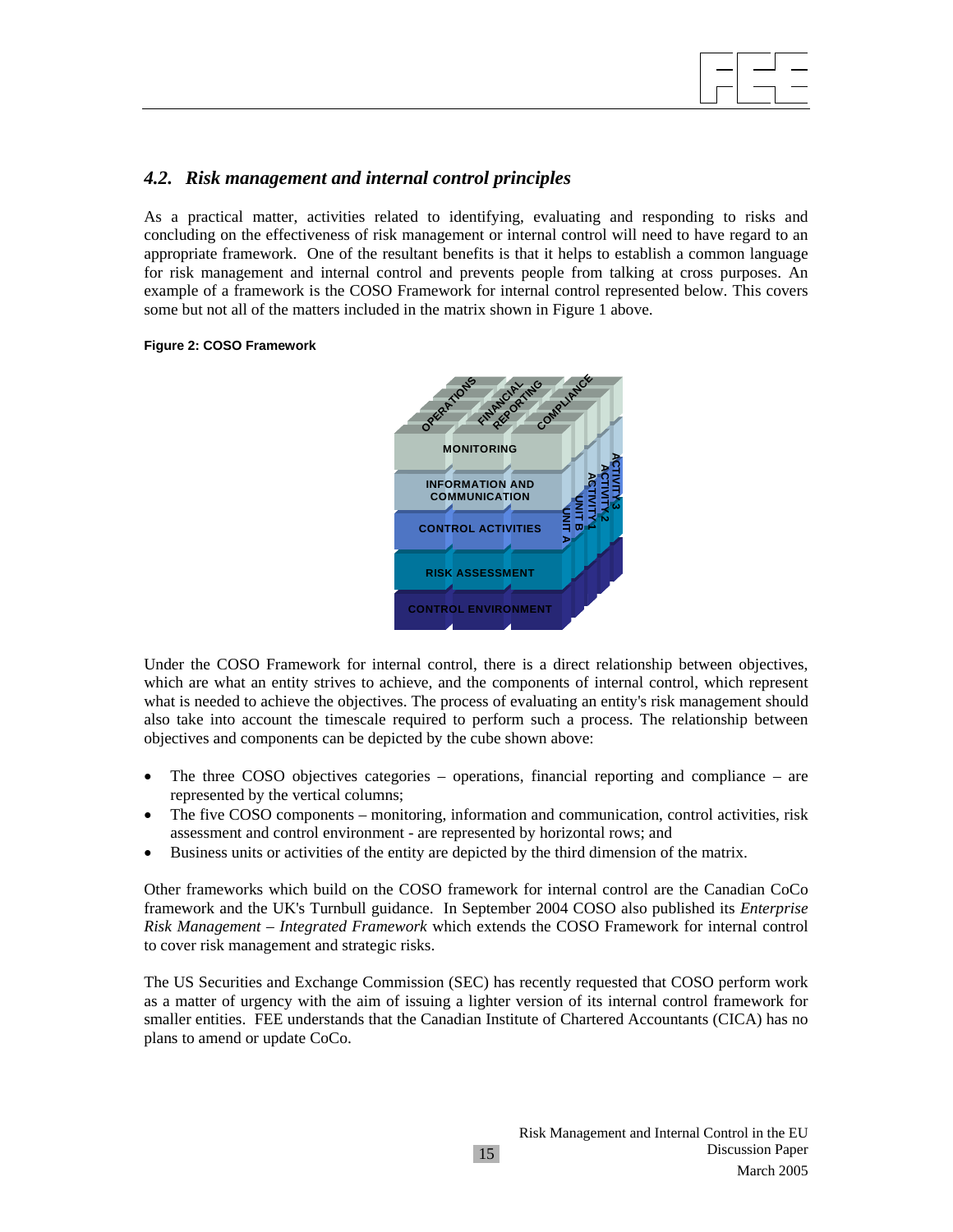## 4.2. *Risk management and internal control principles*

As a practical matter, activities related to identifying, evaluating and responding to risks and concluding on the effectiveness of risk management or internal control will need to have regard to an appropriate framework. One of the resultant benefits is that it helps to establish a common language for risk management and internal control and prevents people from talking at cross purposes. An example of a framework is the COSO Framework for internal control represented below. This covers some but not all of the matters included in the matrix shown in Figure 1 above.

**Figure 2: COSO Framework**

Under the COSO Framework for internal control, there is a direct relationship between objectives, which are what an entity strives to achieve, and the components of internal control, which represent what is needed to achieve the objectives. The process of evaluating an entity's risk management should also take into account the timescale required to perform such a process. The relationship between objectives and components can be depicted by the cube shown above:

- The three COSO objectives categories – operations, financial reporting and compliance – are represented by the vertical columns;
- The five COSO components – monitoring, information and communication, control activities, risk assessment and control environment - are represented by horizontal rows; and
- Business units or activities of the entity are depicted by the third dimension of the matrix.

Other frameworks which build on the COSO framework for internal control are the Canadian CoCo framework and the UK's Turnbull guidance. In September 2004 COSO also published its *Enterprise Risk Management – Integrated Framework* which extends the COSO Framework for internal control to cover risk management and strategic risks.

The US Securities and Exchange Commission (SEC) has recently requested that COSO perform work as a matter of urgency with the aim of issuing a lighter version of its internal control framework for smaller entities. FEE understands that the Canadian Institute of Chartered Accountants (CICA) has no plans to amend or update CoCo.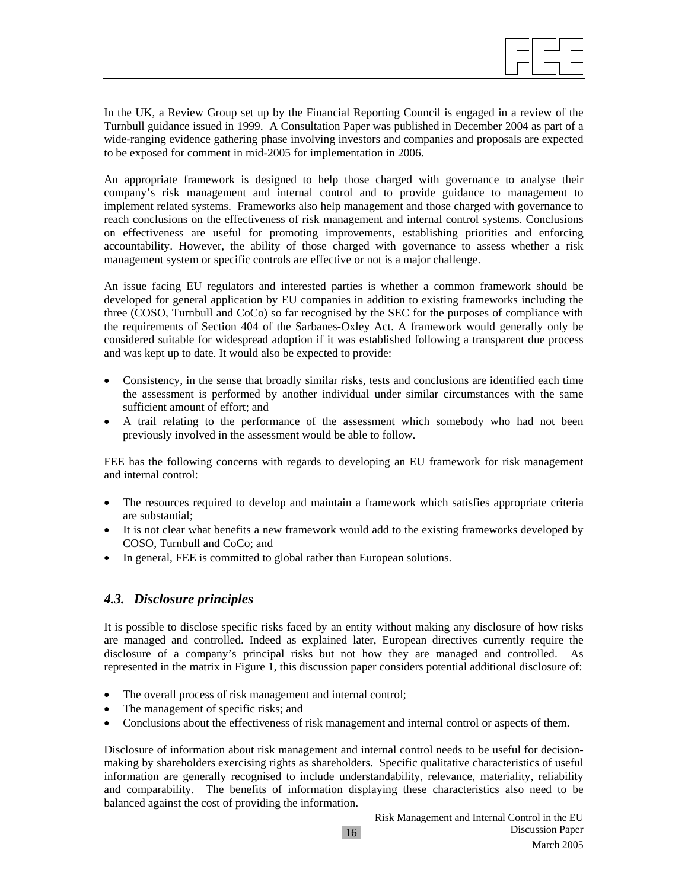In the UK, a Review Group set up by the Financial Reporting Council is engaged in a review of the Turnbull guidance issued in 1999. A Consultation Paper was published in December 2004 as part of a wide-ranging evidence gathering phase involving investors and companies and proposals are expected to be exposed for comment in mid-2005 for implementation in 2006.

An appropriate framework is designed to help those charged with governance to analyse their company's risk management and internal control and to provide guidance to management to implement related systems. Frameworks also help management and those charged with governance to reach conclusions on the effectiveness of risk management and internal control systems. Conclusions on effectiveness are useful for promoting improvements, establishing priorities and enforcing accountability. However, the ability of those charged with governance to assess whether a risk management system or specific controls are effective or not is a major challenge.

An issue facing EU regulators and interested parties is whether a common framework should be developed for general application by EU companies in addition to existing frameworks including the three (COSO, Turnbull and CoCo) so far recognised by the SEC for the purposes of compliance with the requirements of Section 404 of the Sarbanes-Oxley Act. A framework would generally only be considered suitable for widespread adoption if it was established following a transparent due process and was kept up to date. It would also be expected to provide:

- Consistency, in the sense that broadly similar risks, tests and conclusions are identified each time the assessment is performed by another individual under similar circumstances with the same sufficient amount of effort; and
- A trail relating to the performance of the assessment which somebody who had not been previously involved in the assessment would be able to follow.

FEE has the following concerns with regards to developing an EU framework for risk management and internal control:

- The resources required to develop and maintain a framework which satisfies appropriate criteria are substantial;
- It is not clear what benefits a new framework would add to the existing frameworks developed by COSO, Turnbull and CoCo; and
- In general, FEE is committed to global rather than European solutions.

### *4.3. Disclosure principles*

It is possible to disclose specific risks faced by an entity without making any disclosure of how risks are managed and controlled. Indeed as explained later, European directives currently require the disclosure of a company's principal risks but not how they are managed and controlled. As represented in the matrix in Figure 1, this discussion paper considers potential additional disclosure of:

- The overall process of risk management and internal control;
- The management of specific risks; and
- Conclusions about the effectiveness of risk management and internal control or aspects of them.

Disclosure of information about risk management and internal control needs to be useful for decision-making by shareholders exercising rights as shareholders. Specific qualitative characteristics of useful information are generally recognised to include understandability, relevance, materiality, reliability and comparability. The benefits of information displaying these characteristics also need to be balanced against the cost of providing the information.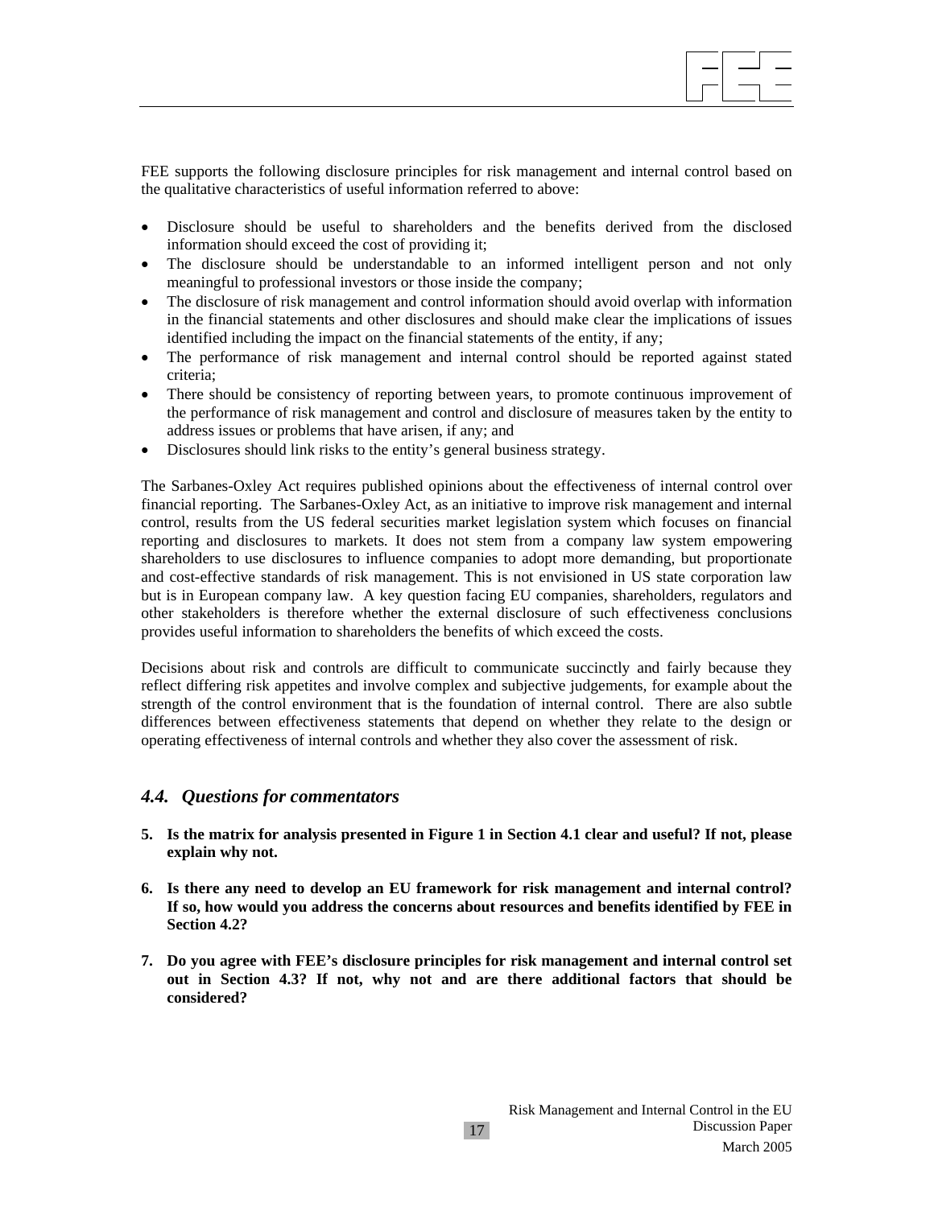FEE supports the following disclosure principles for risk management and internal control based on the qualitative characteristics of useful information referred to above:

- Disclosure should be useful to shareholders and the benefits derived from the disclosed information should exceed the cost of providing it;
- The disclosure should be understandable to an informed intelligent person and not only meaningful to professional investors or those inside the company;
- The disclosure of risk management and control information should avoid overlap with information in the financial statements and other disclosures and should make clear the implications of issues identified including the impact on the financial statements of the entity, if any;
- The performance of risk management and internal control should be reported against stated criteria;
- There should be consistency of reporting between years, to promote continuous improvement of the performance of risk management and control and disclosure of measures taken by the entity to address issues or problems that have arisen, if any; and
- Disclosures should link risks to the entity's general business strategy.

The Sarbanes-Oxley Act requires published opinions about the effectiveness of internal control over financial reporting. The Sarbanes-Oxley Act, as an initiative to improve risk management and internal control, results from the US federal securities market legislation system which focuses on financial reporting and disclosures to markets. It does not stem from a company law system empowering shareholders to use disclosures to influence companies to adopt more demanding, but proportionate and cost-effective standards of risk management. This is not envisioned in US state corporation law but is in European company law. A key question facing EU companies, shareholders, regulators and other stakeholders is therefore whether the external disclosure of such effectiveness conclusions provides useful information to shareholders the benefits of which exceed the costs.

Decisions about risk and controls are difficult to communicate succinctly and fairly because they reflect differing risk appetites and involve complex and subjective judgements, for example about the strength of the control environment that is the foundation of internal control. There are also subtle differences between effectiveness statements that depend on whether they relate to the design or operating effectiveness of internal controls and whether they also cover the assessment of risk.

## *4.4. Questions for commentators*

**5. Is the matrix for analysis presented in Figure 1 in Section 4.1 clear and useful? If not, please explain why not.**

**6. Is there any need to develop an EU framework for risk management and internal control? If so, how would you address the concerns about resources and benefits identified by FEE in Section 4.2?**

**7. Do you agree with FEE's disclosure principles for risk management and internal control set out in Section 4.3? If not, why not and are there additional factors that should be considered?**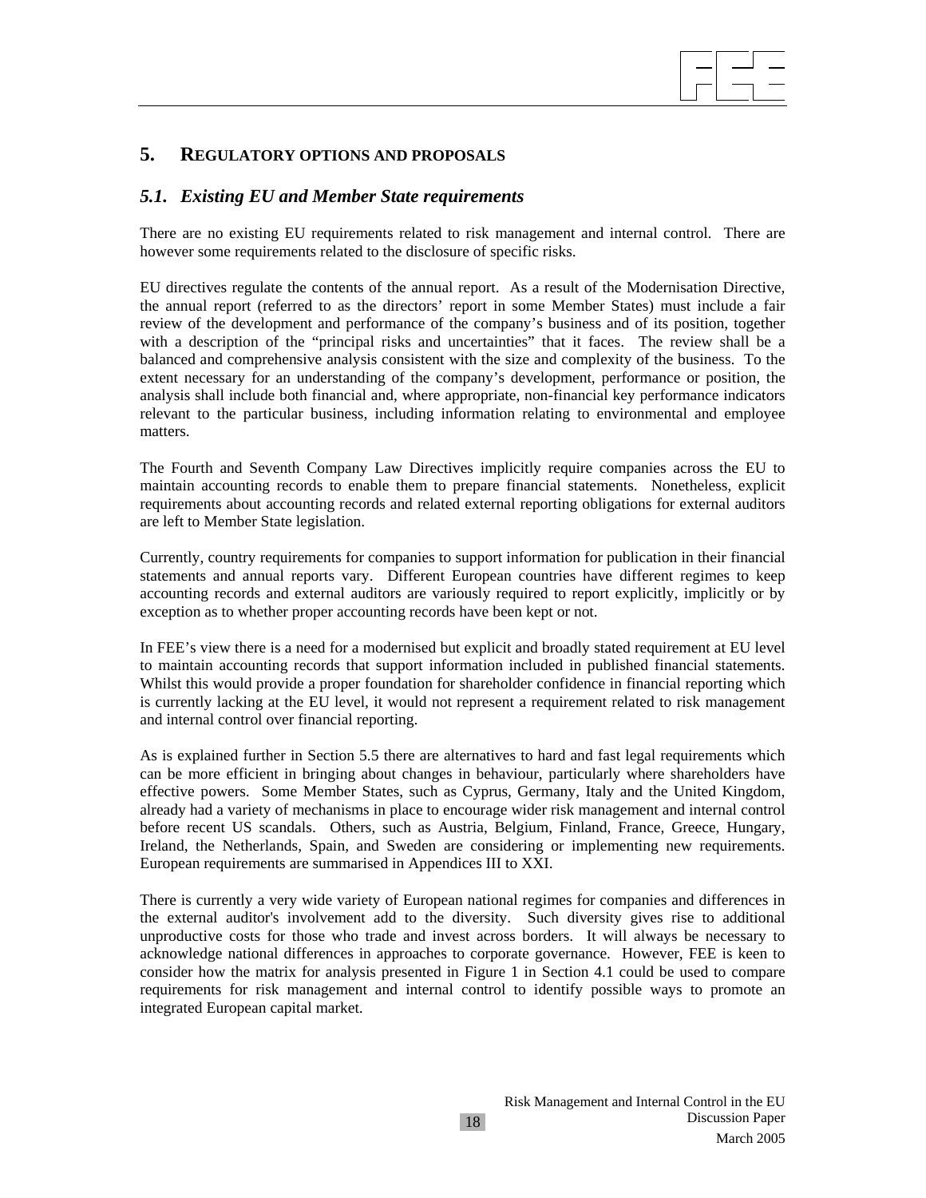## 5. REGULATORY OPTIONS AND PROPOSALS

### *5.1. Existing EU and Member State requirements*

There are no existing EU requirements related to risk management and internal control. There are however some requirements related to the disclosure of specific risks.

EU directives regulate the contents of the annual report. As a result of the Modernisation Directive, the annual report (referred to as the directors' report in some Member States) must include a fair review of the development and performance of the company's business and of its position, together with a description of the "principal risks and uncertainties" that it faces. The review shall be a balanced and comprehensive analysis consistent with the size and complexity of the business. To the extent necessary for an understanding of the company's development, performance or position, the analysis shall include both financial and, where appropriate, non-financial key performance indicators relevant to the particular business, including information relating to environmental and employee matters.

The Fourth and Seventh Company Law Directives implicitly require companies across the EU to maintain accounting records to enable them to prepare financial statements. Nonetheless, explicit requirements about accounting records and related external reporting obligations for external auditors are left to Member State legislation.

Currently, country requirements for companies to support information for publication in their financial statements and annual reports vary. Different European countries have different regimes to keep accounting records and external auditors are variously required to report explicitly, implicitly or by exception as to whether proper accounting records have been kept or not.

In FEE's view there is a need for a modernised but explicit and broadly stated requirement at EU level to maintain accounting records that support information included in published financial statements. Whilst this would provide a proper foundation for shareholder confidence in financial reporting which is currently lacking at the EU level, it would not represent a requirement related to risk management and internal control over financial reporting.

As is explained further in Section 5.5 there are alternatives to hard and fast legal requirements which can be more efficient in bringing about changes in behaviour, particularly where shareholders have effective powers. Some Member States, such as Cyprus, Germany, Italy and the United Kingdom, already had a variety of mechanisms in place to encourage wider risk management and internal control before recent US scandals. Others, such as Austria, Belgium, Finland, France, Greece, Hungary, Ireland, the Netherlands, Spain, and Sweden are considering or implementing new requirements. European requirements are summarised in Appendices III to XXI.

There is currently a very wide variety of European national regimes for companies and differences in the external auditor's involvement add to the diversity. Such diversity gives rise to additional unproductive costs for those who trade and invest across borders. It will always be necessary to acknowledge national differences in approaches to corporate governance. However, FEE is keen to consider how the matrix for analysis presented in Figure 1 in Section 4.1 could be used to compare requirements for risk management and internal control to identify possible ways to promote an integrated European capital market.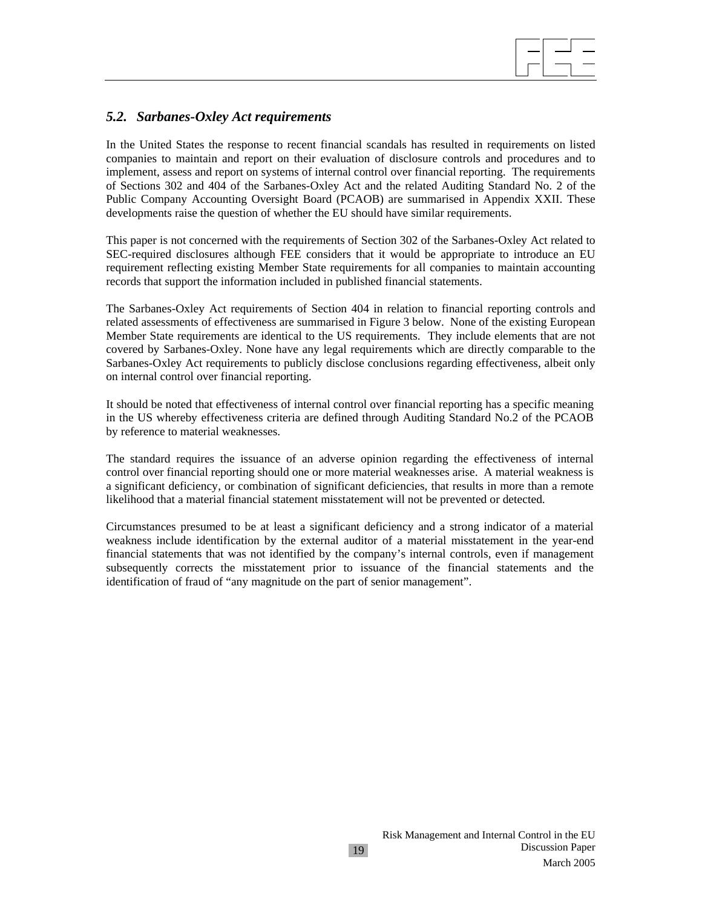## *5.2. Sarbanes-Oxley Act requirements*

In the United States the response to recent financial scandals has resulted in requirements on listed companies to maintain and report on their evaluation of disclosure controls and procedures and to implement, assess and report on systems of internal control over financial reporting. The requirements of Sections 302 and 404 of the Sarbanes-Oxley Act and the related Auditing Standard No. 2 of the Public Company Accounting Oversight Board (PCAOB) are summarised in Appendix XXII. These developments raise the question of whether the EU should have similar requirements.

This paper is not concerned with the requirements of Section 302 of the Sarbanes-Oxley Act related to SEC-required disclosures although FEE considers that it would be appropriate to introduce an EU requirement reflecting existing Member State requirements for all companies to maintain accounting records that support the information included in published financial statements.

The Sarbanes-Oxley Act requirements of Section 404 in relation to financial reporting controls and related assessments of effectiveness are summarised in Figure 3 below. None of the existing European Member State requirements are identical to the US requirements. They include elements that are not covered by Sarbanes-Oxley. None have any legal requirements which are directly comparable to the Sarbanes-Oxley Act requirements to publicly disclose conclusions regarding effectiveness, albeit only on internal control over financial reporting.

It should be noted that effectiveness of internal control over financial reporting has a specific meaning in the US whereby effectiveness criteria are defined through Auditing Standard No.2 of the PCAOB by reference to material weaknesses.

The standard requires the issuance of an adverse opinion regarding the effectiveness of internal control over financial reporting should one or more material weaknesses arise. A material weakness is a significant deficiency, or combination of significant deficiencies, that results in more than a remote likelihood that a material financial statement misstatement will not be prevented or detected.

Circumstances presumed to be at least a significant deficiency and a strong indicator of a material weakness include identification by the external auditor of a material misstatement in the year-end financial statements that was not identified by the company's internal controls, even if management subsequently corrects the misstatement prior to issuance of the financial statements and the identification of fraud of "any magnitude on the part of senior management".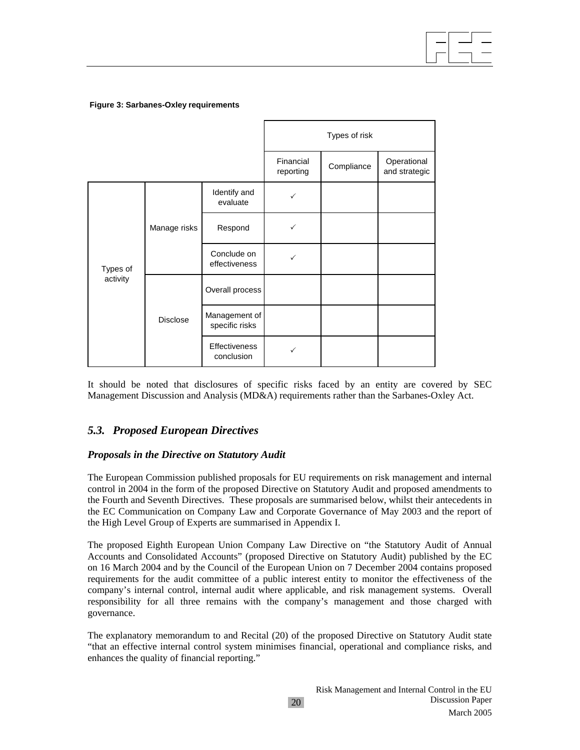**Figure 3: Sarbanes-Oxley requirements**

| | | | Types of risk | | |
|---|---|---|---|---|---|
| | | | Financial reporting | Compliance | Operational and strategic |
| Types of activity | Manage risks | Identify and evaluate | ✓ | | |
| | | Respond | ✓ | | |
| | | Conclude on effectiveness | ✓ | | |
| | Disclose | Overall process | | | |
| | | Management of specific risks | | | |
| | | Effectiveness conclusion | ✓ | | |

It should be noted that disclosures of specific risks faced by an entity are covered by SEC Management Discussion and Analysis (MD&A) requirements rather than the Sarbanes-Oxley Act.

## *5.3. Proposed European Directives*

### *Proposals in the Directive on Statutory Audit*

The European Commission published proposals for EU requirements on risk management and internal control in 2004 in the form of the proposed Directive on Statutory Audit and proposed amendments to the Fourth and Seventh Directives. These proposals are summarised below, whilst their antecedents in the EC Communication on Company Law and Corporate Governance of May 2003 and the report of the High Level Group of Experts are summarised in Appendix I.

The proposed Eighth European Union Company Law Directive on "the Statutory Audit of Annual Accounts and Consolidated Accounts" (proposed Directive on Statutory Audit) published by the EC on 16 March 2004 and by the Council of the European Union on 7 December 2004 contains proposed requirements for the audit committee of a public interest entity to monitor the effectiveness of the company's internal control, internal audit where applicable, and risk management systems. Overall responsibility for all three remains with the company's management and those charged with governance.

The explanatory memorandum to and Recital (20) of the proposed Directive on Statutory Audit state "that an effective internal control system minimises financial, operational and compliance risks, and enhances the quality of financial reporting."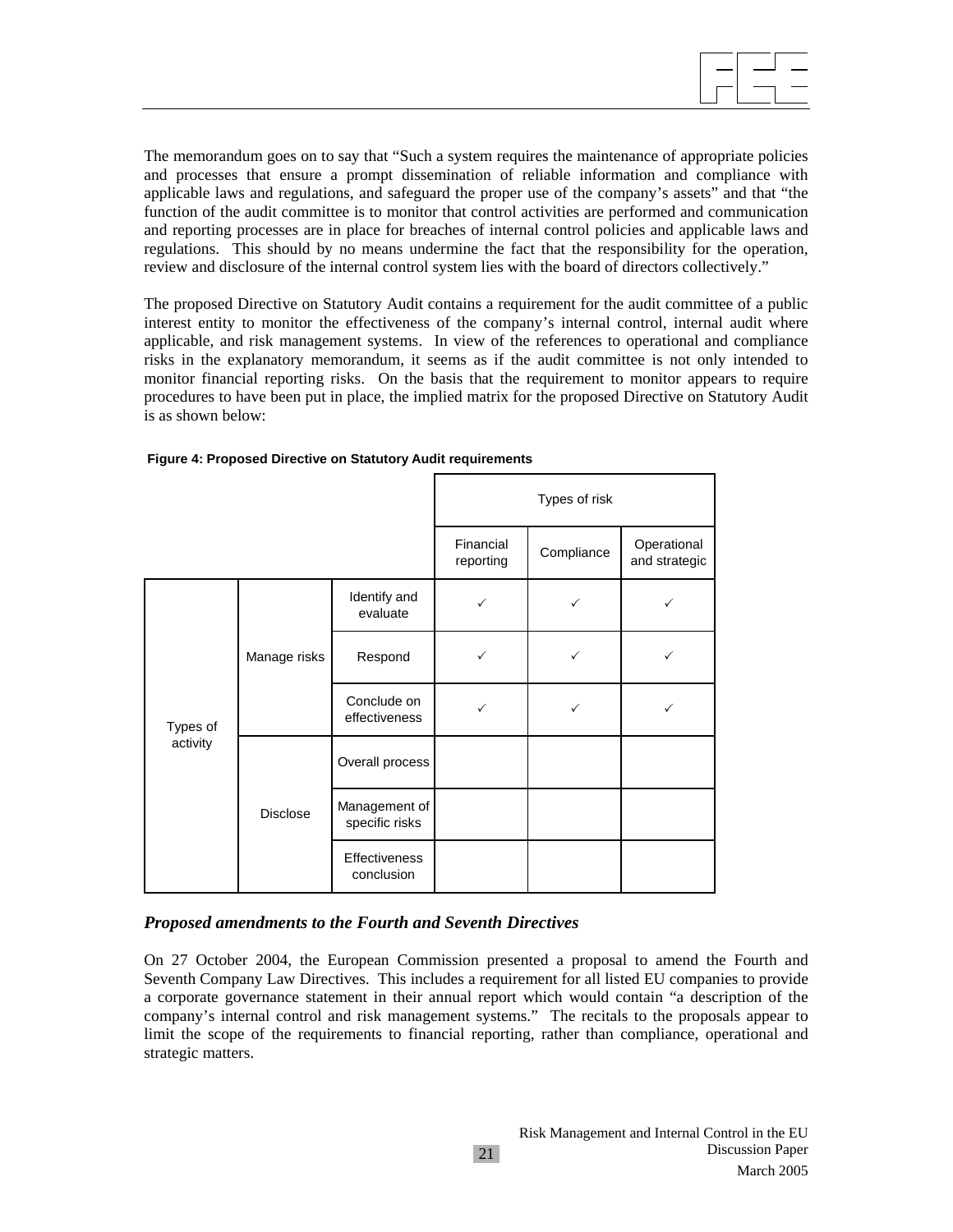The memorandum goes on to say that "Such a system requires the maintenance of appropriate policies and processes that ensure a prompt dissemination of reliable information and compliance with applicable laws and regulations, and safeguard the proper use of the company's assets" and that "the function of the audit committee is to monitor that control activities are performed and communication and reporting processes are in place for breaches of internal control policies and applicable laws and regulations. This should by no means undermine the fact that the responsibility for the operation, review and disclosure of the internal control system lies with the board of directors collectively."

The proposed Directive on Statutory Audit contains a requirement for the audit committee of a public interest entity to monitor the effectiveness of the company's internal control, internal audit where applicable, and risk management systems. In view of the references to operational and compliance risks in the explanatory memorandum, it seems as if the audit committee is not only intended to monitor financial reporting risks. On the basis that the requirement to monitor appears to require procedures to have been put in place, the implied matrix for the proposed Directive on Statutory Audit is as shown below:

**Figure 4: Proposed Directive on Statutory Audit requirements**

| | | | Types of risk | | |
|---|---|---|---|---|---|
| | | | Financial reporting | Compliance | Operational and strategic |
| Types of activity | Manage risks | Identify and evaluate | ✓ | ✓ | ✓ |
| | | Respond | ✓ | ✓ | ✓ |
| | | Conclude on effectiveness | ✓ | ✓ | ✓ |
| | Disclose | Overall process | | | |
| | | Management of specific risks | | | |
| | | Effectiveness conclusion | | | |

### *Proposed amendments to the Fourth and Seventh Directives*

On 27 October 2004, the European Commission presented a proposal to amend the Fourth and Seventh Company Law Directives. This includes a requirement for all listed EU companies to provide a corporate governance statement in their annual report which would contain "a description of the company's internal control and risk management systems." The recitals to the proposals appear to limit the scope of the requirements to financial reporting, rather than compliance, operational and strategic matters.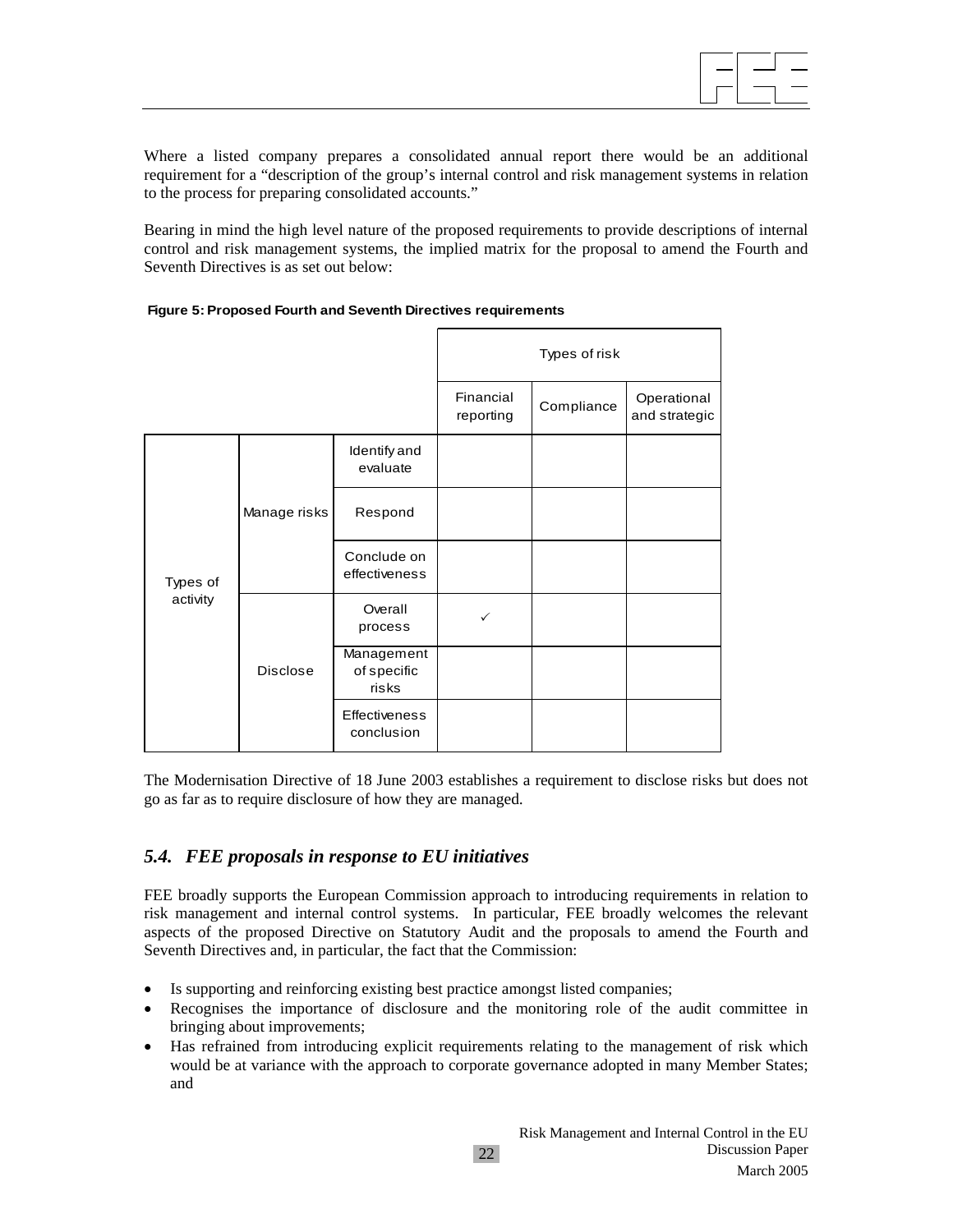Where a listed company prepares a consolidated annual report there would be an additional requirement for a "description of the group's internal control and risk management systems in relation to the process for preparing consolidated accounts."

Bearing in mind the high level nature of the proposed requirements to provide descriptions of internal control and risk management systems, the implied matrix for the proposal to amend the Fourth and Seventh Directives is as set out below:

**Figure 5: Proposed Fourth and Seventh Directives requirements**

| | | | Types of risk | | |
|---|---|---|---|---|---|
| | | | Financial reporting | Compliance | Operational and strategic |
| Types of activity | Manage risks | Identify and evaluate | | | |
| | | Respond | | | |
| | | Conclude on effectiveness | | | |
| | Disclose | Overall process | ✓ | | |
| | | Management of specific risks | | | |
| | | Effectiveness conclusion | | | |

The Modernisation Directive of 18 June 2003 establishes a requirement to disclose risks but does not go as far as to require disclosure of how they are managed.

## *5.4. FEE proposals in response to EU initiatives*

FEE broadly supports the European Commission approach to introducing requirements in relation to risk management and internal control systems. In particular, FEE broadly welcomes the relevant aspects of the proposed Directive on Statutory Audit and the proposals to amend the Fourth and Seventh Directives and, in particular, the fact that the Commission:

- Is supporting and reinforcing existing best practice amongst listed companies;
- Recognises the importance of disclosure and the monitoring role of the audit committee in bringing about improvements;
- Has refrained from introducing explicit requirements relating to the management of risk which would be at variance with the approach to corporate governance adopted in many Member States; and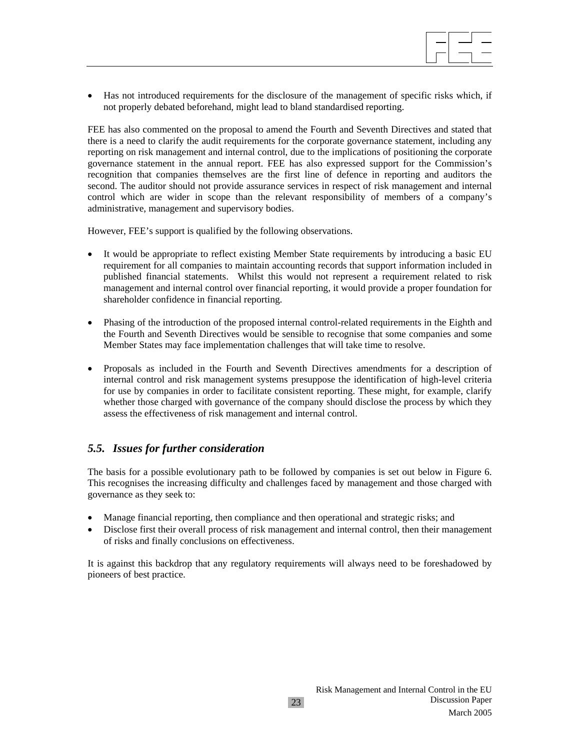- Has not introduced requirements for the disclosure of the management of specific risks which, if not properly debated beforehand, might lead to bland standardised reporting.

FEE has also commented on the proposal to amend the Fourth and Seventh Directives and stated that there is a need to clarify the audit requirements for the corporate governance statement, including any reporting on risk management and internal control, due to the implications of positioning the corporate governance statement in the annual report. FEE has also expressed support for the Commission's recognition that companies themselves are the first line of defence in reporting and auditors the second. The auditor should not provide assurance services in respect of risk management and internal control which are wider in scope than the relevant responsibility of members of a company's administrative, management and supervisory bodies.

However, FEE's support is qualified by the following observations.

- It would be appropriate to reflect existing Member State requirements by introducing a basic EU requirement for all companies to maintain accounting records that support information included in published financial statements. Whilst this would not represent a requirement related to risk management and internal control over financial reporting, it would provide a proper foundation for shareholder confidence in financial reporting.

- Phasing of the introduction of the proposed internal control-related requirements in the Eighth and the Fourth and Seventh Directives would be sensible to recognise that some companies and some Member States may face implementation challenges that will take time to resolve.

- Proposals as included in the Fourth and Seventh Directives amendments for a description of internal control and risk management systems presuppose the identification of high-level criteria for use by companies in order to facilitate consistent reporting. These might, for example, clarify whether those charged with governance of the company should disclose the process by which they assess the effectiveness of risk management and internal control.

## *5.5. Issues for further consideration*

The basis for a possible evolutionary path to be followed by companies is set out below in Figure 6. This recognises the increasing difficulty and challenges faced by management and those charged with governance as they seek to:

- Manage financial reporting, then compliance and then operational and strategic risks; and
- Disclose first their overall process of risk management and internal control, then their management of risks and finally conclusions on effectiveness.

It is against this backdrop that any regulatory requirements will always need to be foreshadowed by pioneers of best practice.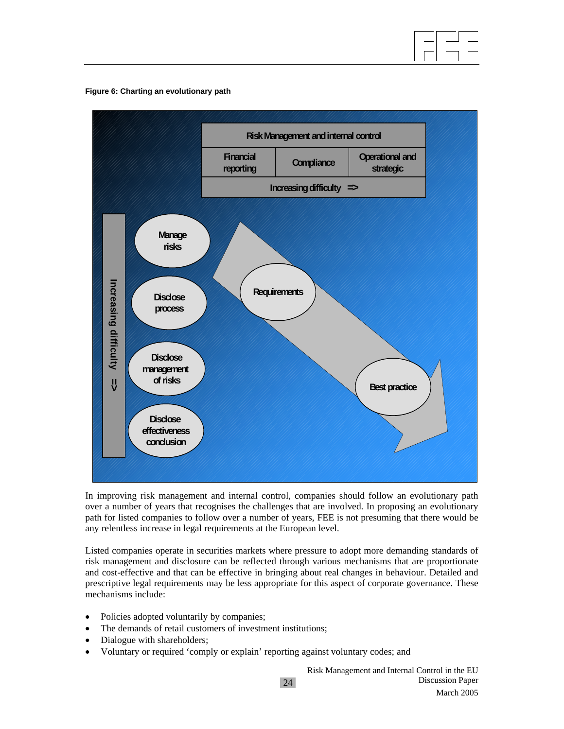**Figure 6: Charting an evolutionary path**

| Risk Management and internal control | | |
|---|---|---|
| Financial reporting | Compliance | Operational and strategic |
| Increasing difficulty => | | |

Increasing difficulty =>

- Manage risks
- Disclose process
- Disclose management of risks
- Disclose effectiveness conclusion

Requirements → Best practice

In improving risk management and internal control, companies should follow an evolutionary path over a number of years that recognises the challenges that are involved. In proposing an evolutionary path for listed companies to follow over a number of years, FEE is not presuming that there would be any relentless increase in legal requirements at the European level.

Listed companies operate in securities markets where pressure to adopt more demanding standards of risk management and disclosure can be reflected through various mechanisms that are proportionate and cost-effective and that can be effective in bringing about real changes in behaviour. Detailed and prescriptive legal requirements may be less appropriate for this aspect of corporate governance. These mechanisms include:

- Policies adopted voluntarily by companies;
- The demands of retail customers of investment institutions;
- Dialogue with shareholders;
- Voluntary or required 'comply or explain' reporting against voluntary codes; and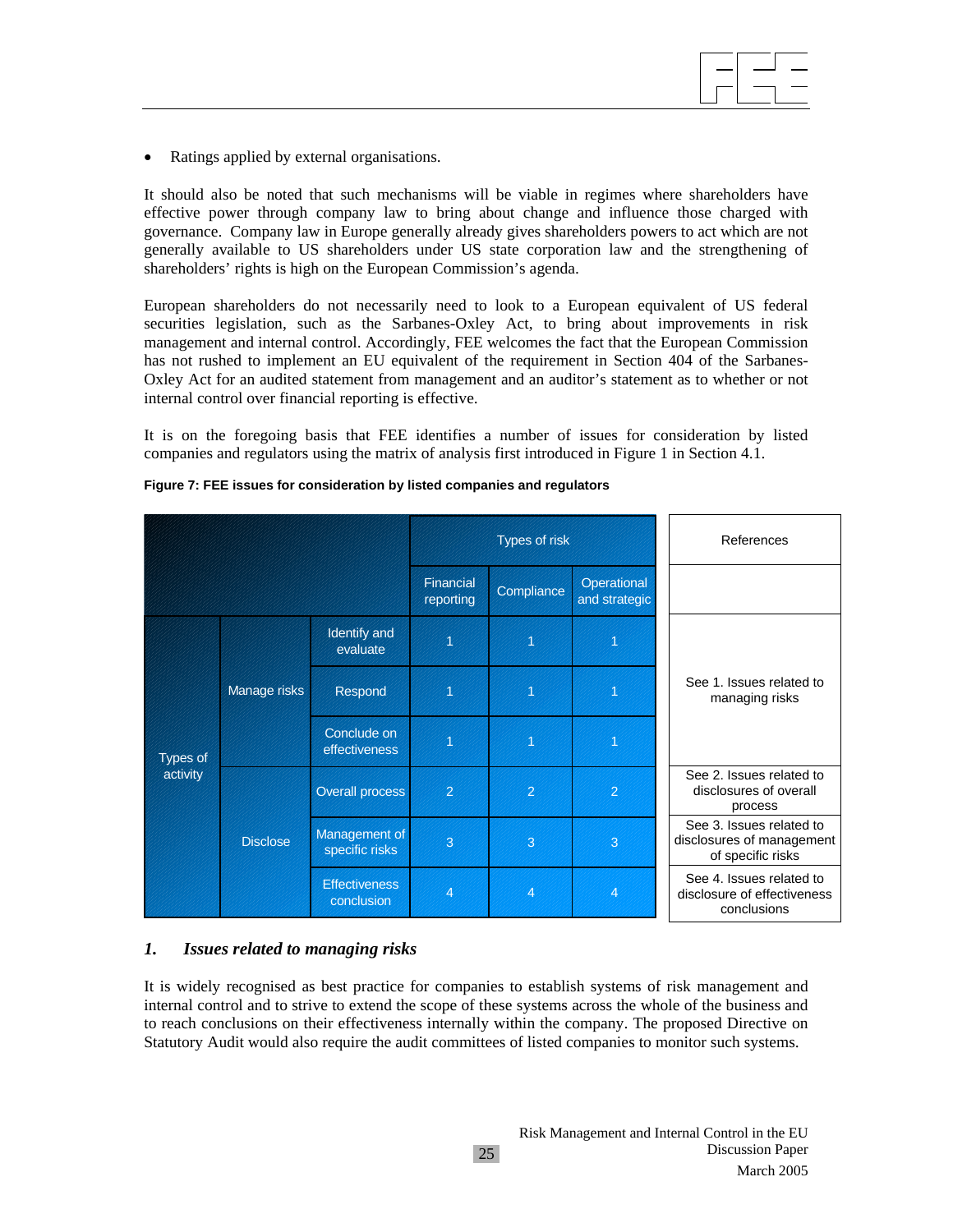- Ratings applied by external organisations.

It should also be noted that such mechanisms will be viable in regimes where shareholders have effective power through company law to bring about change and influence those charged with governance. Company law in Europe generally already gives shareholders powers to act which are not generally available to US shareholders under US state corporation law and the strengthening of shareholders' rights is high on the European Commission's agenda.

European shareholders do not necessarily need to look to a European equivalent of US federal securities legislation, such as the Sarbanes-Oxley Act, to bring about improvements in risk management and internal control. Accordingly, FEE welcomes the fact that the European Commission has not rushed to implement an EU equivalent of the requirement in Section 404 of the Sarbanes-Oxley Act for an audited statement from management and an auditor's statement as to whether or not internal control over financial reporting is effective.

It is on the foregoing basis that FEE identifies a number of issues for consideration by listed companies and regulators using the matrix of analysis first introduced in Figure 1 in Section 4.1.

**Figure 7: FEE issues for consideration by listed companies and regulators**

| | | | Types of risk | | | References |
|---|---|---|---|---|---|---|
| | | | Financial reporting | Compliance | Operational and strategic | |
| Types of activity | Manage risks | Identify and evaluate | 1 | 1 | 1 | See 1. Issues related to managing risks |
| | | Respond | 1 | 1 | 1 | |
| | | Conclude on effectiveness | 1 | 1 | 1 | |
| | Disclose | Overall process | 2 | 2 | 2 | See 2. Issues related to disclosures of overall process |
| | | Management of specific risks | 3 | 3 | 3 | See 3. Issues related to disclosures of management of specific risks |
| | | Effectiveness conclusion | 4 | 4 | 4 | See 4. Issues related to disclosure of effectiveness conclusions |

## 1. *Issues related to managing risks*

It is widely recognised as best practice for companies to establish systems of risk management and internal control and to strive to extend the scope of these systems across the whole of the business and to reach conclusions on their effectiveness internally within the company. The proposed Directive on Statutory Audit would also require the audit committees of listed companies to monitor such systems.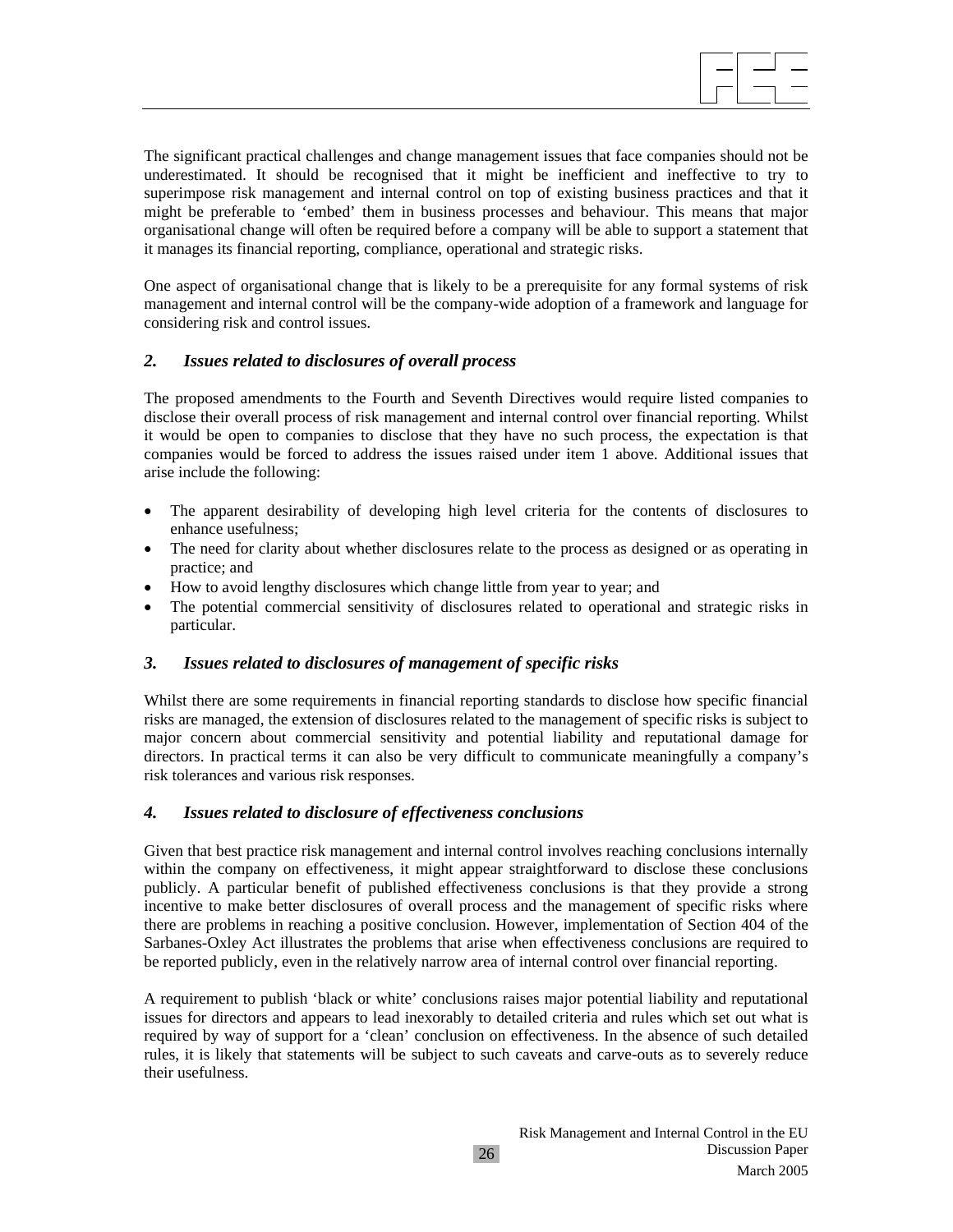The significant practical challenges and change management issues that face companies should not be underestimated. It should be recognised that it might be inefficient and ineffective to try to superimpose risk management and internal control on top of existing business practices and that it might be preferable to 'embed' them in business processes and behaviour. This means that major organisational change will often be required before a company will be able to support a statement that it manages its financial reporting, compliance, operational and strategic risks.

One aspect of organisational change that is likely to be a prerequisite for any formal systems of risk management and internal control will be the company-wide adoption of a framework and language for considering risk and control issues.

### *2. Issues related to disclosures of overall process*

The proposed amendments to the Fourth and Seventh Directives would require listed companies to disclose their overall process of risk management and internal control over financial reporting. Whilst it would be open to companies to disclose that they have no such process, the expectation is that companies would be forced to address the issues raised under item 1 above. Additional issues that arise include the following:

- The apparent desirability of developing high level criteria for the contents of disclosures to enhance usefulness;
- The need for clarity about whether disclosures relate to the process as designed or as operating in practice; and
- How to avoid lengthy disclosures which change little from year to year; and
- The potential commercial sensitivity of disclosures related to operational and strategic risks in particular.

### *3. Issues related to disclosures of management of specific risks*

Whilst there are some requirements in financial reporting standards to disclose how specific financial risks are managed, the extension of disclosures related to the management of specific risks is subject to major concern about commercial sensitivity and potential liability and reputational damage for directors. In practical terms it can also be very difficult to communicate meaningfully a company's risk tolerances and various risk responses.

### *4. Issues related to disclosure of effectiveness conclusions*

Given that best practice risk management and internal control involves reaching conclusions internally within the company on effectiveness, it might appear straightforward to disclose these conclusions publicly. A particular benefit of published effectiveness conclusions is that they provide a strong incentive to make better disclosures of overall process and the management of specific risks where there are problems in reaching a positive conclusion. However, implementation of Section 404 of the Sarbanes-Oxley Act illustrates the problems that arise when effectiveness conclusions are required to be reported publicly, even in the relatively narrow area of internal control over financial reporting.

A requirement to publish 'black or white' conclusions raises major potential liability and reputational issues for directors and appears to lead inexorably to detailed criteria and rules which set out what is required by way of support for a 'clean' conclusion on effectiveness. In the absence of such detailed rules, it is likely that statements will be subject to such caveats and carve-outs as to severely reduce their usefulness.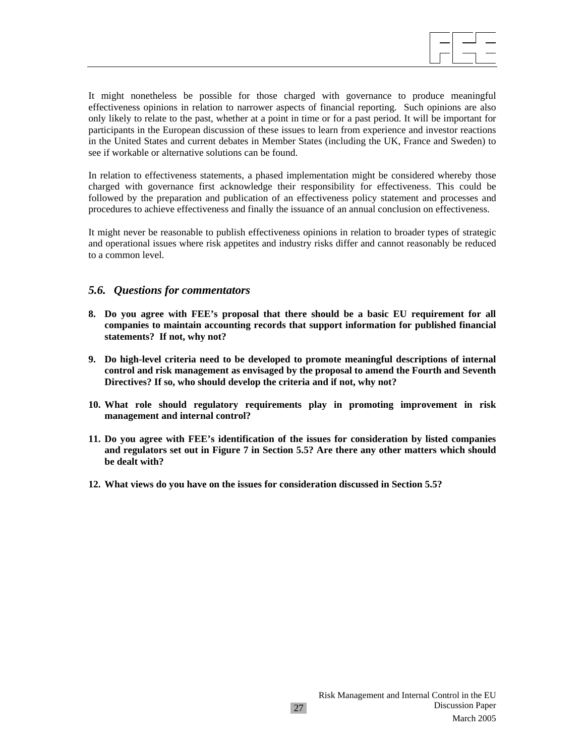It might nonetheless be possible for those charged with governance to produce meaningful effectiveness opinions in relation to narrower aspects of financial reporting. Such opinions are also only likely to relate to the past, whether at a point in time or for a past period. It will be important for participants in the European discussion of these issues to learn from experience and investor reactions in the United States and current debates in Member States (including the UK, France and Sweden) to see if workable or alternative solutions can be found.

In relation to effectiveness statements, a phased implementation might be considered whereby those charged with governance first acknowledge their responsibility for effectiveness. This could be followed by the preparation and publication of an effectiveness policy statement and processes and procedures to achieve effectiveness and finally the issuance of an annual conclusion on effectiveness.

It might never be reasonable to publish effectiveness opinions in relation to broader types of strategic and operational issues where risk appetites and industry risks differ and cannot reasonably be reduced to a common level.

## *5.6. Questions for commentators*

8. **Do you agree with FEE's proposal that there should be a basic EU requirement for all companies to maintain accounting records that support information for published financial statements? If not, why not?**

9. **Do high-level criteria need to be developed to promote meaningful descriptions of internal control and risk management as envisaged by the proposal to amend the Fourth and Seventh Directives? If so, who should develop the criteria and if not, why not?**

10. **What role should regulatory requirements play in promoting improvement in risk management and internal control?**

11. **Do you agree with FEE's identification of the issues for consideration by listed companies and regulators set out in Figure 7 in Section 5.5? Are there any other matters which should be dealt with?**

12. **What views do you have on the issues for consideration discussed in Section 5.5?**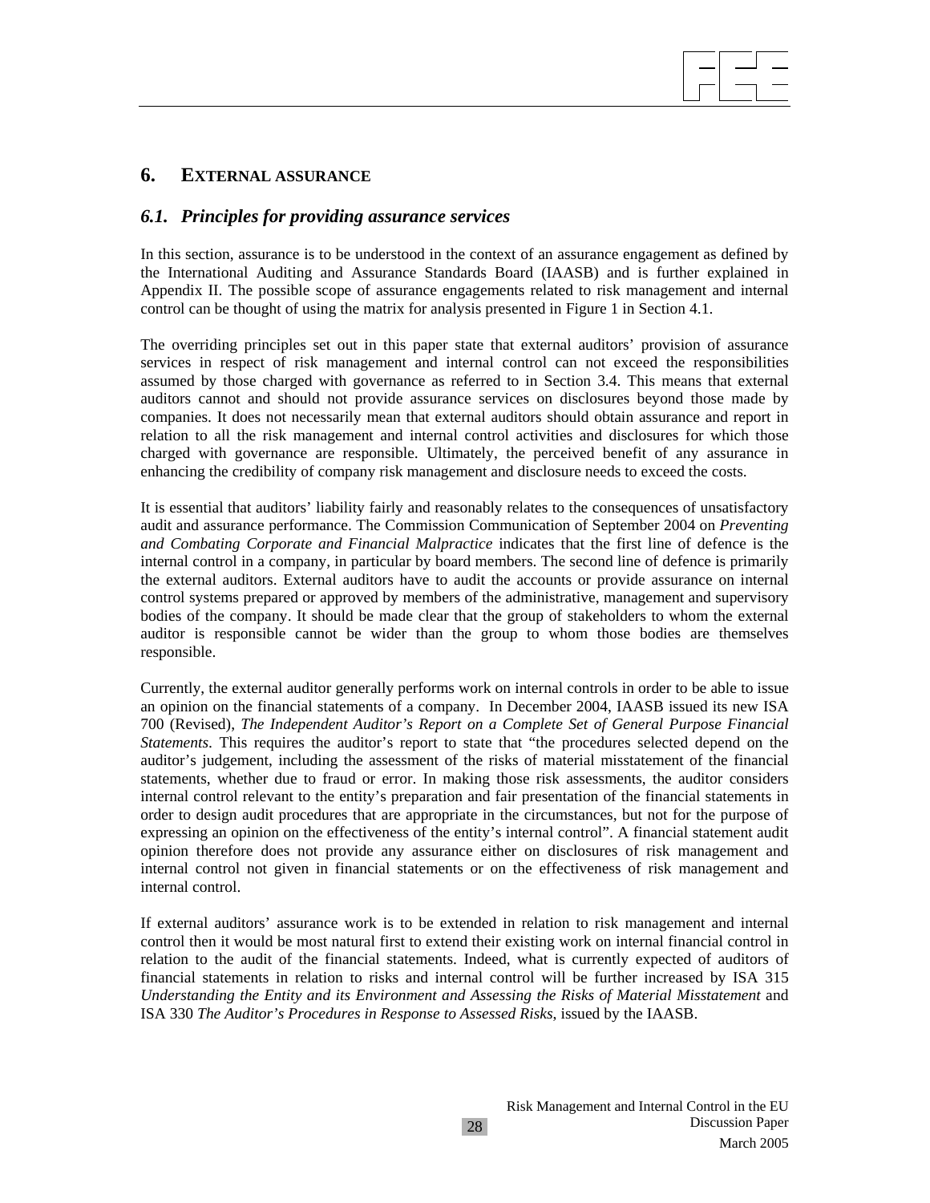## 6. EXTERNAL ASSURANCE

### *6.1. Principles for providing assurance services*

In this section, assurance is to be understood in the context of an assurance engagement as defined by the International Auditing and Assurance Standards Board (IAASB) and is further explained in Appendix II. The possible scope of assurance engagements related to risk management and internal control can be thought of using the matrix for analysis presented in Figure 1 in Section 4.1.

The overriding principles set out in this paper state that external auditors' provision of assurance services in respect of risk management and internal control can not exceed the responsibilities assumed by those charged with governance as referred to in Section 3.4. This means that external auditors cannot and should not provide assurance services on disclosures beyond those made by companies. It does not necessarily mean that external auditors should obtain assurance and report in relation to all the risk management and internal control activities and disclosures for which those charged with governance are responsible. Ultimately, the perceived benefit of any assurance in enhancing the credibility of company risk management and disclosure needs to exceed the costs.

It is essential that auditors' liability fairly and reasonably relates to the consequences of unsatisfactory audit and assurance performance. The Commission Communication of September 2004 on *Preventing and Combating Corporate and Financial Malpractice* indicates that the first line of defence is the internal control in a company, in particular by board members. The second line of defence is primarily the external auditors. External auditors have to audit the accounts or provide assurance on internal control systems prepared or approved by members of the administrative, management and supervisory bodies of the company. It should be made clear that the group of stakeholders to whom the external auditor is responsible cannot be wider than the group to whom those bodies are themselves responsible.

Currently, the external auditor generally performs work on internal controls in order to be able to issue an opinion on the financial statements of a company. In December 2004, IAASB issued its new ISA 700 (Revised), *The Independent Auditor's Report on a Complete Set of General Purpose Financial Statements*. This requires the auditor's report to state that "the procedures selected depend on the auditor's judgement, including the assessment of the risks of material misstatement of the financial statements, whether due to fraud or error. In making those risk assessments, the auditor considers internal control relevant to the entity's preparation and fair presentation of the financial statements in order to design audit procedures that are appropriate in the circumstances, but not for the purpose of expressing an opinion on the effectiveness of the entity's internal control". A financial statement audit opinion therefore does not provide any assurance either on disclosures of risk management and internal control not given in financial statements or on the effectiveness of risk management and internal control.

If external auditors' assurance work is to be extended in relation to risk management and internal control then it would be most natural first to extend their existing work on internal financial control in relation to the audit of the financial statements. Indeed, what is currently expected of auditors of financial statements in relation to risks and internal control will be further increased by ISA 315 *Understanding the Entity and its Environment and Assessing the Risks of Material Misstatement* and ISA 330 *The Auditor's Procedures in Response to Assessed Risks*, issued by the IAASB.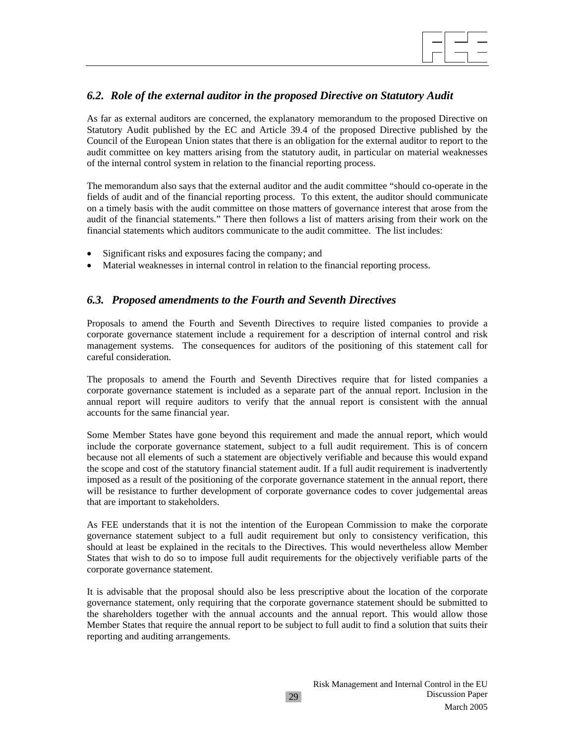### *6.2. Role of the external auditor in the proposed Directive on Statutory Audit*

As far as external auditors are concerned, the explanatory memorandum to the proposed Directive on Statutory Audit published by the EC and Article 39.4 of the proposed Directive published by the Council of the European Union states that there is an obligation for the external auditor to report to the audit committee on key matters arising from the statutory audit, in particular on material weaknesses of the internal control system in relation to the financial reporting process.

The memorandum also says that the external auditor and the audit committee "should co-operate in the fields of audit and of the financial reporting process. To this extent, the auditor should communicate on a timely basis with the audit committee on those matters of governance interest that arose from the audit of the financial statements." There then follows a list of matters arising from their work on the financial statements which auditors communicate to the audit committee. The list includes:

- Significant risks and exposures facing the company; and
- Material weaknesses in internal control in relation to the financial reporting process.

### *6.3. Proposed amendments to the Fourth and Seventh Directives*

Proposals to amend the Fourth and Seventh Directives to require listed companies to provide a corporate governance statement include a requirement for a description of internal control and risk management systems. The consequences for auditors of the positioning of this statement call for careful consideration.

The proposals to amend the Fourth and Seventh Directives require that for listed companies a corporate governance statement is included as a separate part of the annual report. Inclusion in the annual report will require auditors to verify that the annual report is consistent with the annual accounts for the same financial year.

Some Member States have gone beyond this requirement and made the annual report, which would include the corporate governance statement, subject to a full audit requirement. This is of concern because not all elements of such a statement are objectively verifiable and because this would expand the scope and cost of the statutory financial statement audit. If a full audit requirement is inadvertently imposed as a result of the positioning of the corporate governance statement in the annual report, there will be resistance to further development of corporate governance codes to cover judgemental areas that are important to stakeholders.

As FEE understands that it is not the intention of the European Commission to make the corporate governance statement subject to a full audit requirement but only to consistency verification, this should at least be explained in the recitals to the Directives. This would nevertheless allow Member States that wish to do so to impose full audit requirements for the objectively verifiable parts of the corporate governance statement.

It is advisable that the proposal should also be less prescriptive about the location of the corporate governance statement, only requiring that the corporate governance statement should be submitted to the shareholders together with the annual accounts and the annual report. This would allow those Member States that require the annual report to be subject to full audit to find a solution that suits their reporting and auditing arrangements.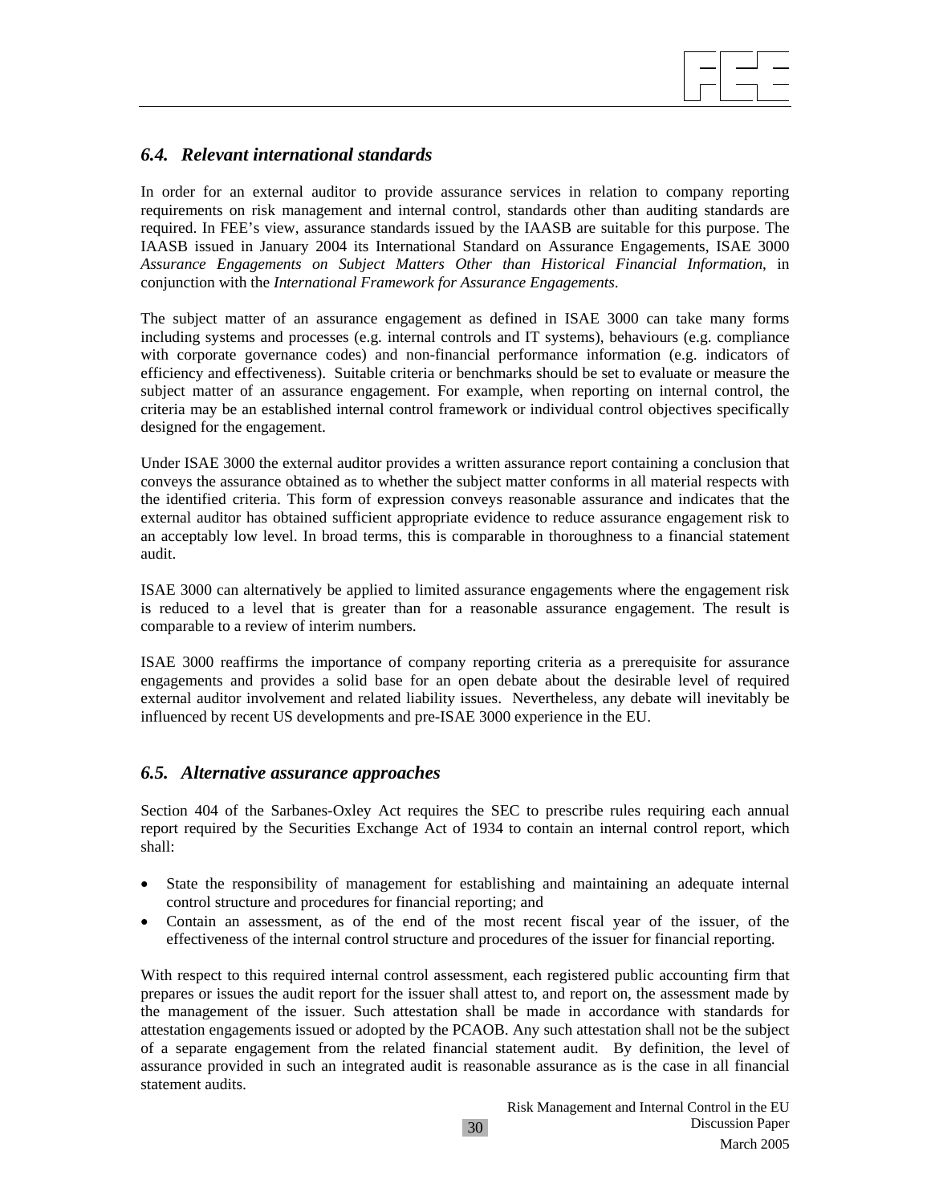## 6.4. Relevant international standards

In order for an external auditor to provide assurance services in relation to company reporting requirements on risk management and internal control, standards other than auditing standards are required. In FEE's view, assurance standards issued by the IAASB are suitable for this purpose. The IAASB issued in January 2004 its International Standard on Assurance Engagements, ISAE 3000 *Assurance Engagements on Subject Matters Other than Historical Financial Information*, in conjunction with the *International Framework for Assurance Engagements*.

The subject matter of an assurance engagement as defined in ISAE 3000 can take many forms including systems and processes (e.g. internal controls and IT systems), behaviours (e.g. compliance with corporate governance codes) and non-financial performance information (e.g. indicators of efficiency and effectiveness). Suitable criteria or benchmarks should be set to evaluate or measure the subject matter of an assurance engagement. For example, when reporting on internal control, the criteria may be an established internal control framework or individual control objectives specifically designed for the engagement.

Under ISAE 3000 the external auditor provides a written assurance report containing a conclusion that conveys the assurance obtained as to whether the subject matter conforms in all material respects with the identified criteria. This form of expression conveys reasonable assurance and indicates that the external auditor has obtained sufficient appropriate evidence to reduce assurance engagement risk to an acceptably low level. In broad terms, this is comparable in thoroughness to a financial statement audit.

ISAE 3000 can alternatively be applied to limited assurance engagements where the engagement risk is reduced to a level that is greater than for a reasonable assurance engagement. The result is comparable to a review of interim numbers.

ISAE 3000 reaffirms the importance of company reporting criteria as a prerequisite for assurance engagements and provides a solid base for an open debate about the desirable level of required external auditor involvement and related liability issues. Nevertheless, any debate will inevitably be influenced by recent US developments and pre-ISAE 3000 experience in the EU.

## 6.5. Alternative assurance approaches

Section 404 of the Sarbanes-Oxley Act requires the SEC to prescribe rules requiring each annual report required by the Securities Exchange Act of 1934 to contain an internal control report, which shall:

- State the responsibility of management for establishing and maintaining an adequate internal control structure and procedures for financial reporting; and
- Contain an assessment, as of the end of the most recent fiscal year of the issuer, of the effectiveness of the internal control structure and procedures of the issuer for financial reporting.

With respect to this required internal control assessment, each registered public accounting firm that prepares or issues the audit report for the issuer shall attest to, and report on, the assessment made by the management of the issuer. Such attestation shall be made in accordance with standards for attestation engagements issued or adopted by the PCAOB. Any such attestation shall not be the subject of a separate engagement from the related financial statement audit. By definition, the level of assurance provided in such an integrated audit is reasonable assurance as is the case in all financial statement audits.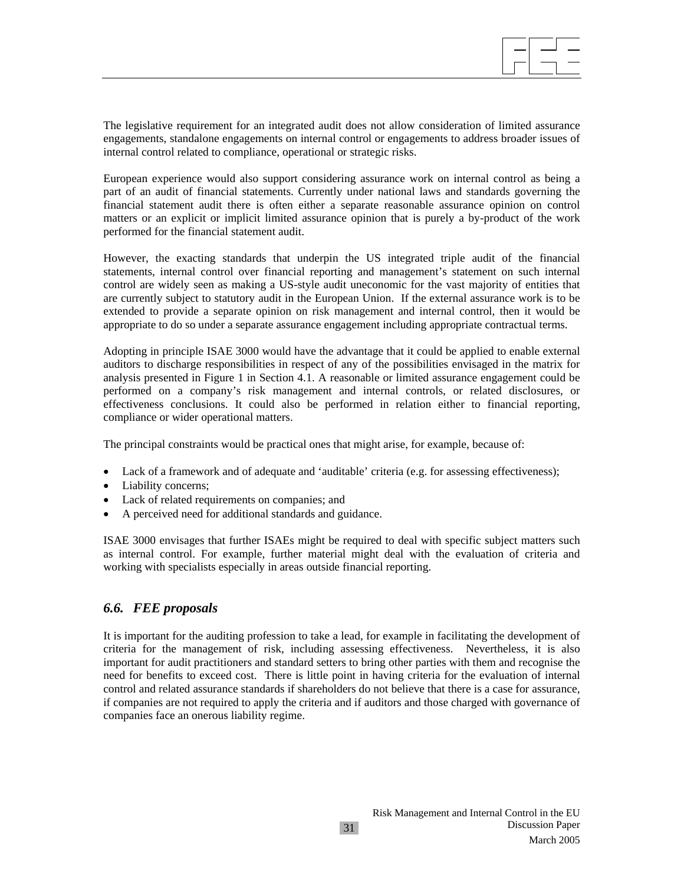The legislative requirement for an integrated audit does not allow consideration of limited assurance engagements, standalone engagements on internal control or engagements to address broader issues of internal control related to compliance, operational or strategic risks.

European experience would also support considering assurance work on internal control as being a part of an audit of financial statements. Currently under national laws and standards governing the financial statement audit there is often either a separate reasonable assurance opinion on control matters or an explicit or implicit limited assurance opinion that is purely a by-product of the work performed for the financial statement audit.

However, the exacting standards that underpin the US integrated triple audit of the financial statements, internal control over financial reporting and management's statement on such internal control are widely seen as making a US-style audit uneconomic for the vast majority of entities that are currently subject to statutory audit in the European Union. If the external assurance work is to be extended to provide a separate opinion on risk management and internal control, then it would be appropriate to do so under a separate assurance engagement including appropriate contractual terms.

Adopting in principle ISAE 3000 would have the advantage that it could be applied to enable external auditors to discharge responsibilities in respect of any of the possibilities envisaged in the matrix for analysis presented in Figure 1 in Section 4.1. A reasonable or limited assurance engagement could be performed on a company's risk management and internal controls, or related disclosures, or effectiveness conclusions. It could also be performed in relation either to financial reporting, compliance or wider operational matters.

The principal constraints would be practical ones that might arise, for example, because of:

- Lack of a framework and of adequate and 'auditable' criteria (e.g. for assessing effectiveness);
- Liability concerns;
- Lack of related requirements on companies; and
- A perceived need for additional standards and guidance.

ISAE 3000 envisages that further ISAEs might be required to deal with specific subject matters such as internal control. For example, further material might deal with the evaluation of criteria and working with specialists especially in areas outside financial reporting.

## *6.6. FEE proposals*

It is important for the auditing profession to take a lead, for example in facilitating the development of criteria for the management of risk, including assessing effectiveness. Nevertheless, it is also important for audit practitioners and standard setters to bring other parties with them and recognise the need for benefits to exceed cost. There is little point in having criteria for the evaluation of internal control and related assurance standards if shareholders do not believe that there is a case for assurance, if companies are not required to apply the criteria and if auditors and those charged with governance of companies face an onerous liability regime.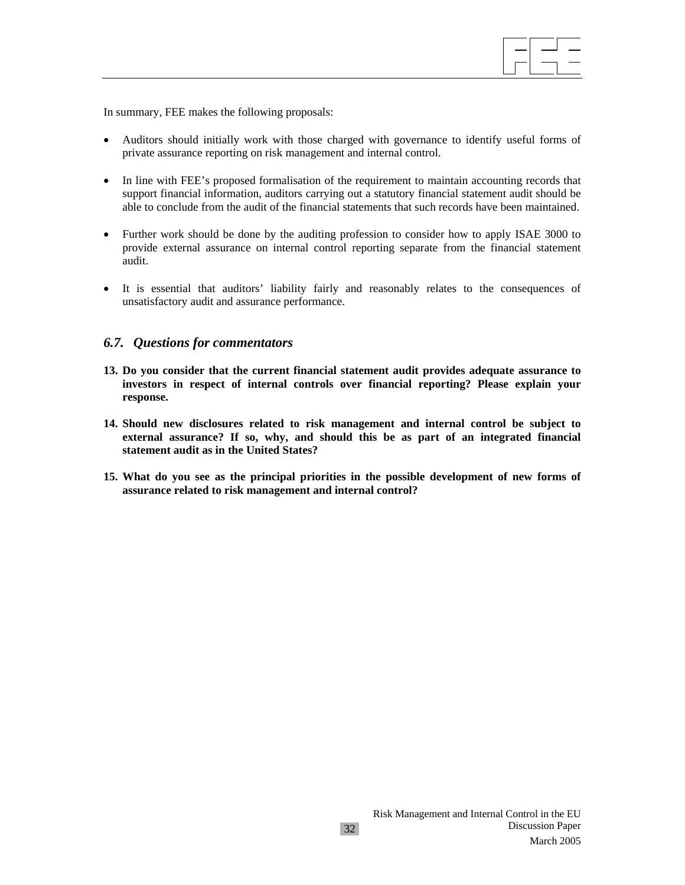In summary, FEE makes the following proposals:

- Auditors should initially work with those charged with governance to identify useful forms of private assurance reporting on risk management and internal control.

- In line with FEE's proposed formalisation of the requirement to maintain accounting records that support financial information, auditors carrying out a statutory financial statement audit should be able to conclude from the audit of the financial statements that such records have been maintained.

- Further work should be done by the auditing profession to consider how to apply ISAE 3000 to provide external assurance on internal control reporting separate from the financial statement audit.

- It is essential that auditors' liability fairly and reasonably relates to the consequences of unsatisfactory audit and assurance performance.

## *6.7. Questions for commentators*

**13. Do you consider that the current financial statement audit provides adequate assurance to investors in respect of internal controls over financial reporting? Please explain your response.**

**14. Should new disclosures related to risk management and internal control be subject to external assurance? If so, why, and should this be as part of an integrated financial statement audit as in the United States?**

**15. What do you see as the principal priorities in the possible development of new forms of assurance related to risk management and internal control?**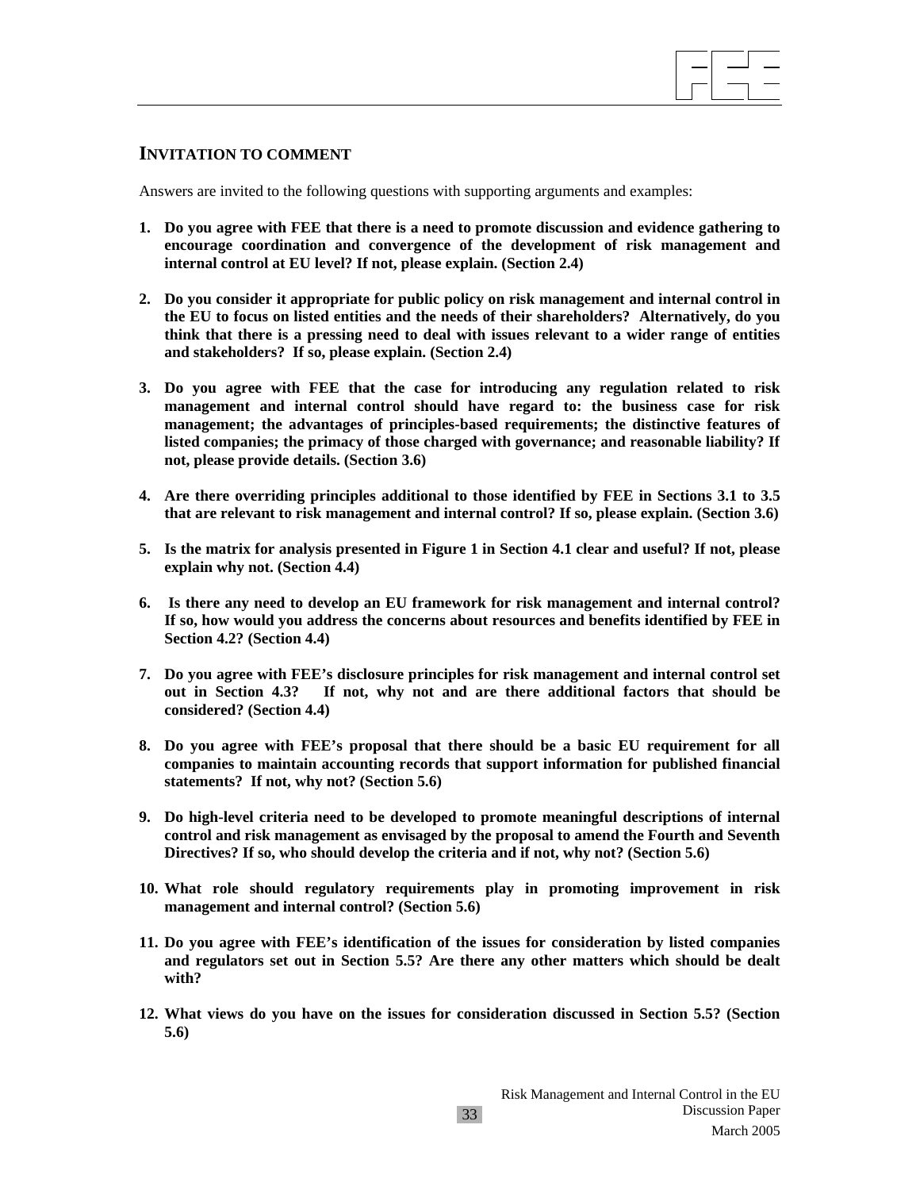## INVITATION TO COMMENT

Answers are invited to the following questions with supporting arguments and examples:

1. **Do you agree with FEE that there is a need to promote discussion and evidence gathering to encourage coordination and convergence of the development of risk management and internal control at EU level? If not, please explain. (Section 2.4)**

2. **Do you consider it appropriate for public policy on risk management and internal control in the EU to focus on listed entities and the needs of their shareholders? Alternatively, do you think that there is a pressing need to deal with issues relevant to a wider range of entities and stakeholders? If so, please explain. (Section 2.4)**

3. **Do you agree with FEE that the case for introducing any regulation related to risk management and internal control should have regard to: the business case for risk management; the advantages of principles-based requirements; the distinctive features of listed companies; the primacy of those charged with governance; and reasonable liability? If not, please provide details. (Section 3.6)**

4. **Are there overriding principles additional to those identified by FEE in Sections 3.1 to 3.5 that are relevant to risk management and internal control? If so, please explain. (Section 3.6)**

5. **Is the matrix for analysis presented in Figure 1 in Section 4.1 clear and useful? If not, please explain why not. (Section 4.4)**

6. **Is there any need to develop an EU framework for risk management and internal control? If so, how would you address the concerns about resources and benefits identified by FEE in Section 4.2? (Section 4.4)**

7. **Do you agree with FEE's disclosure principles for risk management and internal control set out in Section 4.3? If not, why not and are there additional factors that should be considered? (Section 4.4)**

8. **Do you agree with FEE's proposal that there should be a basic EU requirement for all companies to maintain accounting records that support information for published financial statements? If not, why not? (Section 5.6)**

9. **Do high-level criteria need to be developed to promote meaningful descriptions of internal control and risk management as envisaged by the proposal to amend the Fourth and Seventh Directives? If so, who should develop the criteria and if not, why not? (Section 5.6)**

10. **What role should regulatory requirements play in promoting improvement in risk management and internal control? (Section 5.6)**

11. **Do you agree with FEE's identification of the issues for consideration by listed companies and regulators set out in Section 5.5? Are there any other matters which should be dealt with?**

12. **What views do you have on the issues for consideration discussed in Section 5.5? (Section 5.6)**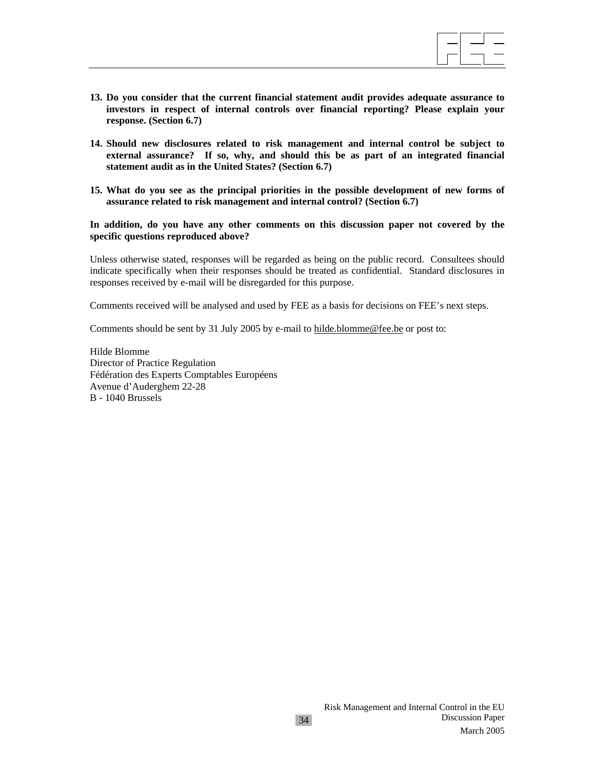13. **Do you consider that the current financial statement audit provides adequate assurance to investors in respect of internal controls over financial reporting? Please explain your response. (Section 6.7)**

14. **Should new disclosures related to risk management and internal control be subject to external assurance? If so, why, and should this be as part of an integrated financial statement audit as in the United States? (Section 6.7)**

15. **What do you see as the principal priorities in the possible development of new forms of assurance related to risk management and internal control? (Section 6.7)**

**In addition, do you have any other comments on this discussion paper not covered by the specific questions reproduced above?**

Unless otherwise stated, responses will be regarded as being on the public record. Consultees should indicate specifically when their responses should be treated as confidential. Standard disclosures in responses received by e-mail will be disregarded for this purpose.

Comments received will be analysed and used by FEE as a basis for decisions on FEE's next steps.

Comments should be sent by 31 July 2005 by e-mail to hilde.blomme@fee.be or post to:

Hilde Blomme  
Director of Practice Regulation  
Fédération des Experts Comptables Européens  
Avenue d'Auderghem 22-28  
B - 1040 Brussels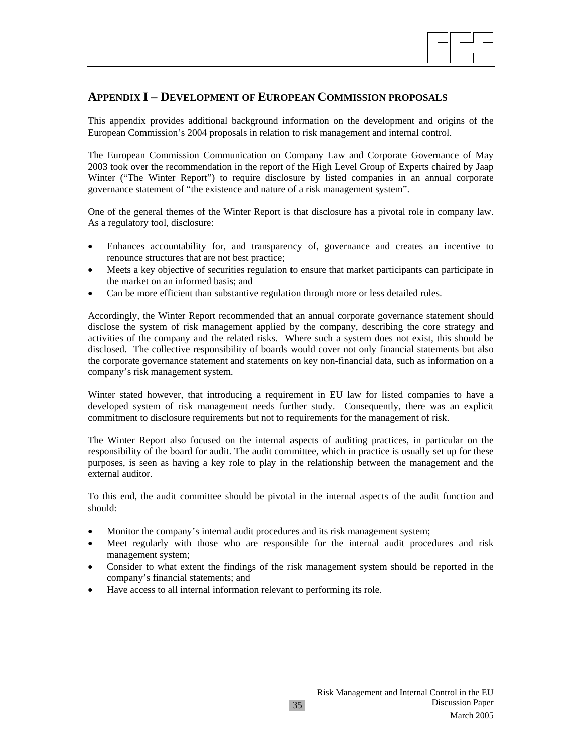## APPENDIX I – DEVELOPMENT OF EUROPEAN COMMISSION PROPOSALS

This appendix provides additional background information on the development and origins of the European Commission's 2004 proposals in relation to risk management and internal control.

The European Commission Communication on Company Law and Corporate Governance of May 2003 took over the recommendation in the report of the High Level Group of Experts chaired by Jaap Winter ("The Winter Report") to require disclosure by listed companies in an annual corporate governance statement of "the existence and nature of a risk management system".

One of the general themes of the Winter Report is that disclosure has a pivotal role in company law. As a regulatory tool, disclosure:

- Enhances accountability for, and transparency of, governance and creates an incentive to renounce structures that are not best practice;
- Meets a key objective of securities regulation to ensure that market participants can participate in the market on an informed basis; and
- Can be more efficient than substantive regulation through more or less detailed rules.

Accordingly, the Winter Report recommended that an annual corporate governance statement should disclose the system of risk management applied by the company, describing the core strategy and activities of the company and the related risks. Where such a system does not exist, this should be disclosed. The collective responsibility of boards would cover not only financial statements but also the corporate governance statement and statements on key non-financial data, such as information on a company's risk management system.

Winter stated however, that introducing a requirement in EU law for listed companies to have a developed system of risk management needs further study. Consequently, there was an explicit commitment to disclosure requirements but not to requirements for the management of risk.

The Winter Report also focused on the internal aspects of auditing practices, in particular on the responsibility of the board for audit. The audit committee, which in practice is usually set up for these purposes, is seen as having a key role to play in the relationship between the management and the external auditor.

To this end, the audit committee should be pivotal in the internal aspects of the audit function and should:

- Monitor the company's internal audit procedures and its risk management system;
- Meet regularly with those who are responsible for the internal audit procedures and risk management system;
- Consider to what extent the findings of the risk management system should be reported in the company's financial statements; and
- Have access to all internal information relevant to performing its role.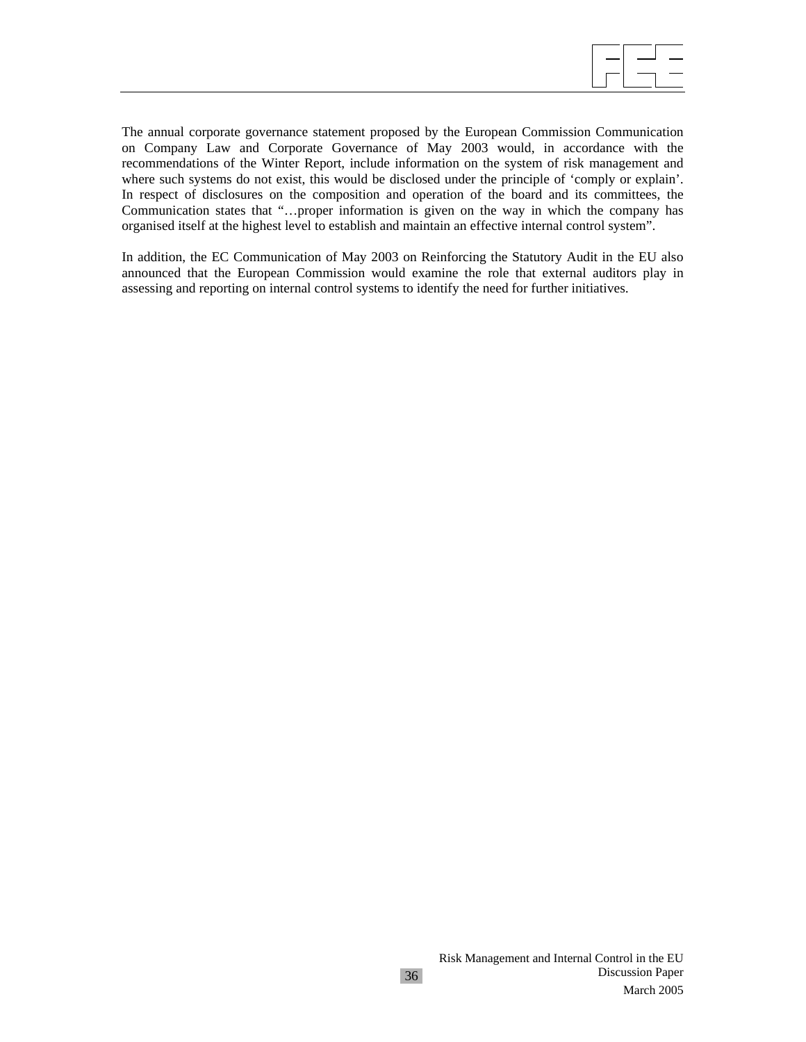The annual corporate governance statement proposed by the European Commission Communication on Company Law and Corporate Governance of May 2003 would, in accordance with the recommendations of the Winter Report, include information on the system of risk management and where such systems do not exist, this would be disclosed under the principle of 'comply or explain'. In respect of disclosures on the composition and operation of the board and its committees, the Communication states that "…proper information is given on the way in which the company has organised itself at the highest level to establish and maintain an effective internal control system".

In addition, the EC Communication of May 2003 on Reinforcing the Statutory Audit in the EU also announced that the European Commission would examine the role that external auditors play in assessing and reporting on internal control systems to identify the need for further initiatives.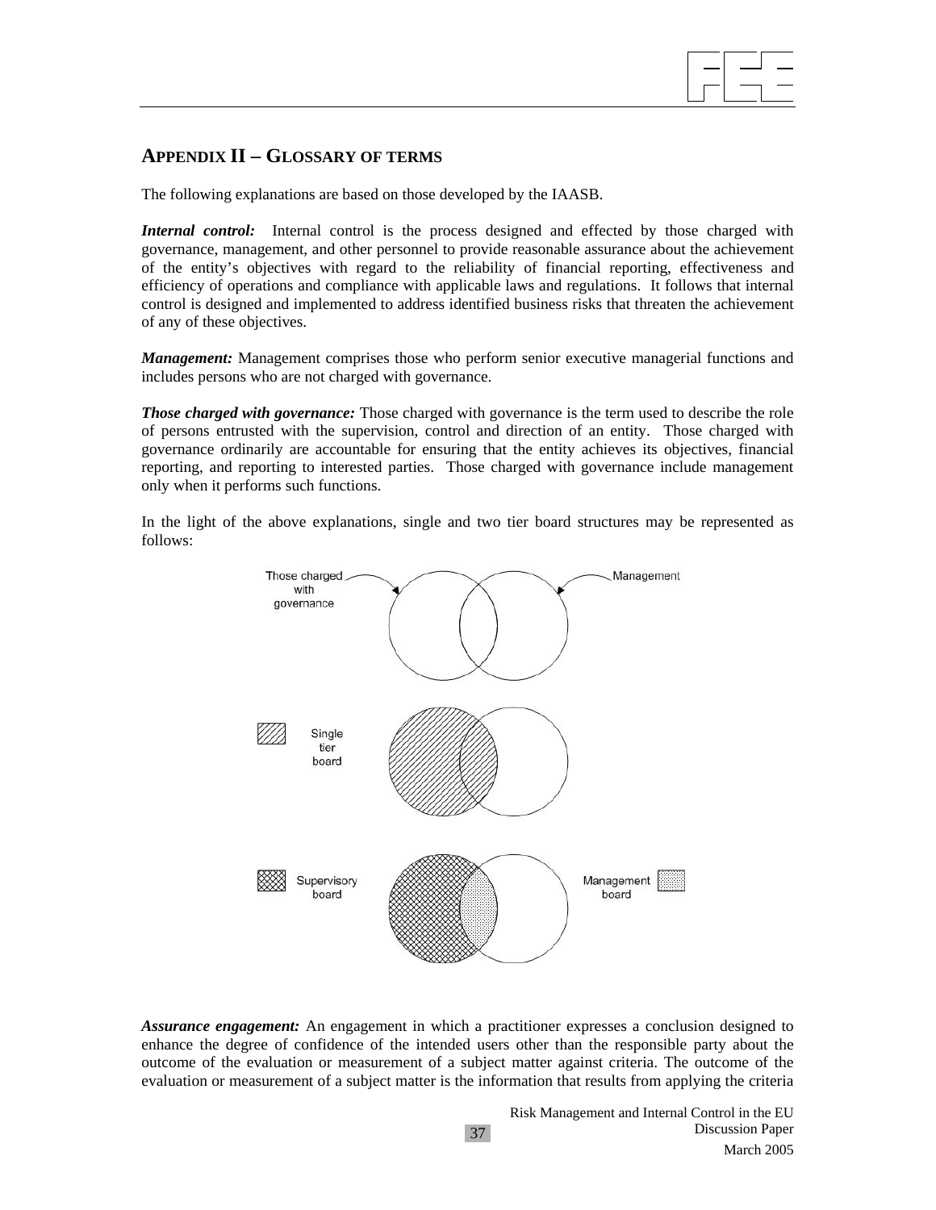## APPENDIX II – GLOSSARY OF TERMS

The following explanations are based on those developed by the IAASB.

***Internal control:*** Internal control is the process designed and effected by those charged with governance, management, and other personnel to provide reasonable assurance about the achievement of the entity's objectives with regard to the reliability of financial reporting, effectiveness and efficiency of operations and compliance with applicable laws and regulations. It follows that internal control is designed and implemented to address identified business risks that threaten the achievement of any of these objectives.

***Management:*** Management comprises those who perform senior executive managerial functions and includes persons who are not charged with governance.

***Those charged with governance:*** Those charged with governance is the term used to describe the role of persons entrusted with the supervision, control and direction of an entity. Those charged with governance ordinarily are accountable for ensuring that the entity achieves its objectives, financial reporting, and reporting to interested parties. Those charged with governance include management only when it performs such functions.

In the light of the above explanations, single and two tier board structures may be represented as follows:

Those charged with governance — Management

Single tier board

Supervisory board — Management board

***Assurance engagement:*** An engagement in which a practitioner expresses a conclusion designed to enhance the degree of confidence of the intended users other than the responsible party about the outcome of the evaluation or measurement of a subject matter against criteria. The outcome of the evaluation or measurement of a subject matter is the information that results from applying the criteria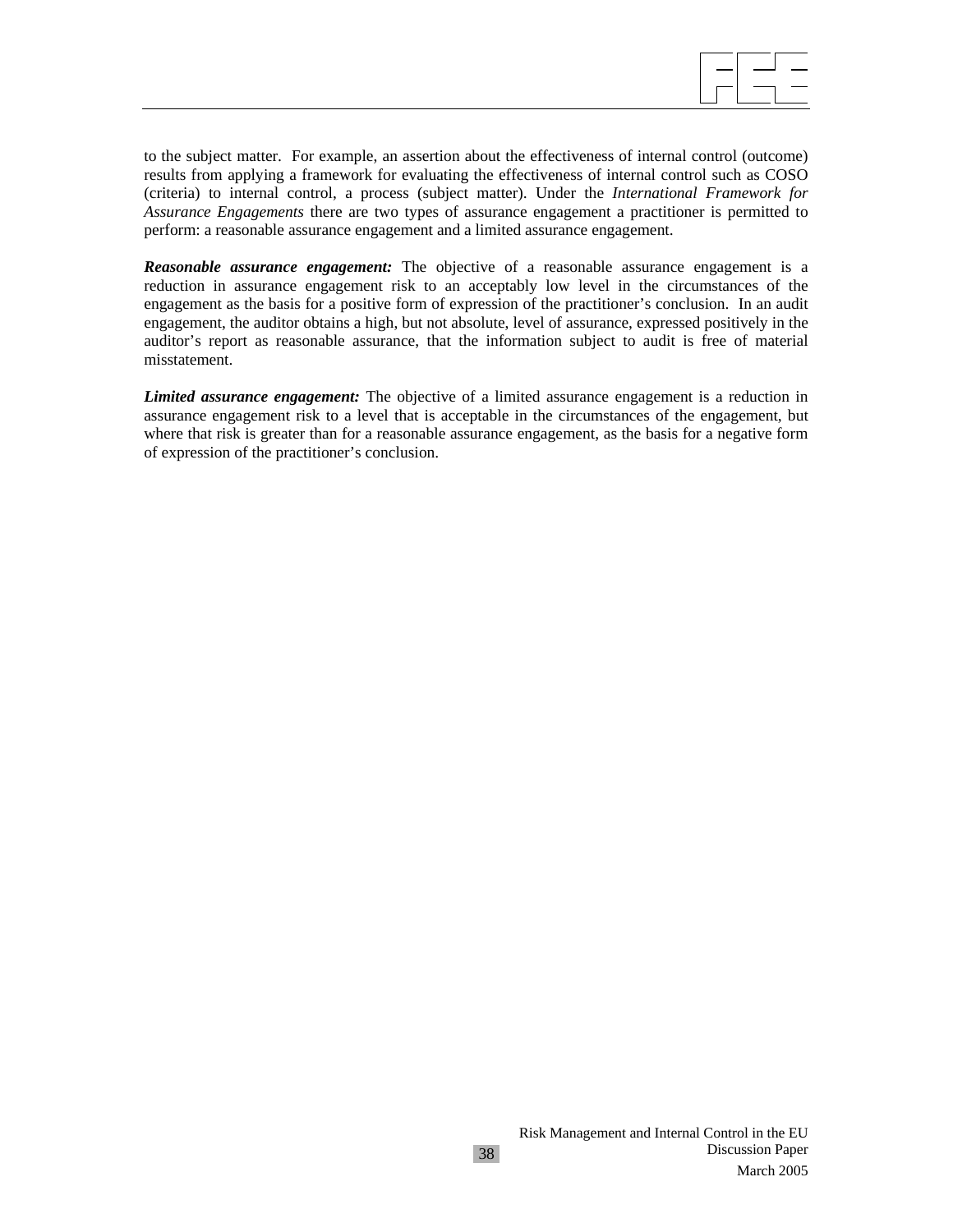to the subject matter. For example, an assertion about the effectiveness of internal control (outcome) results from applying a framework for evaluating the effectiveness of internal control such as COSO (criteria) to internal control, a process (subject matter). Under the *International Framework for Assurance Engagements* there are two types of assurance engagement a practitioner is permitted to perform: a reasonable assurance engagement and a limited assurance engagement.

***Reasonable assurance engagement:*** The objective of a reasonable assurance engagement is a reduction in assurance engagement risk to an acceptably low level in the circumstances of the engagement as the basis for a positive form of expression of the practitioner's conclusion. In an audit engagement, the auditor obtains a high, but not absolute, level of assurance, expressed positively in the auditor's report as reasonable assurance, that the information subject to audit is free of material misstatement.

***Limited assurance engagement:*** The objective of a limited assurance engagement is a reduction in assurance engagement risk to a level that is acceptable in the circumstances of the engagement, but where that risk is greater than for a reasonable assurance engagement, as the basis for a negative form of expression of the practitioner's conclusion.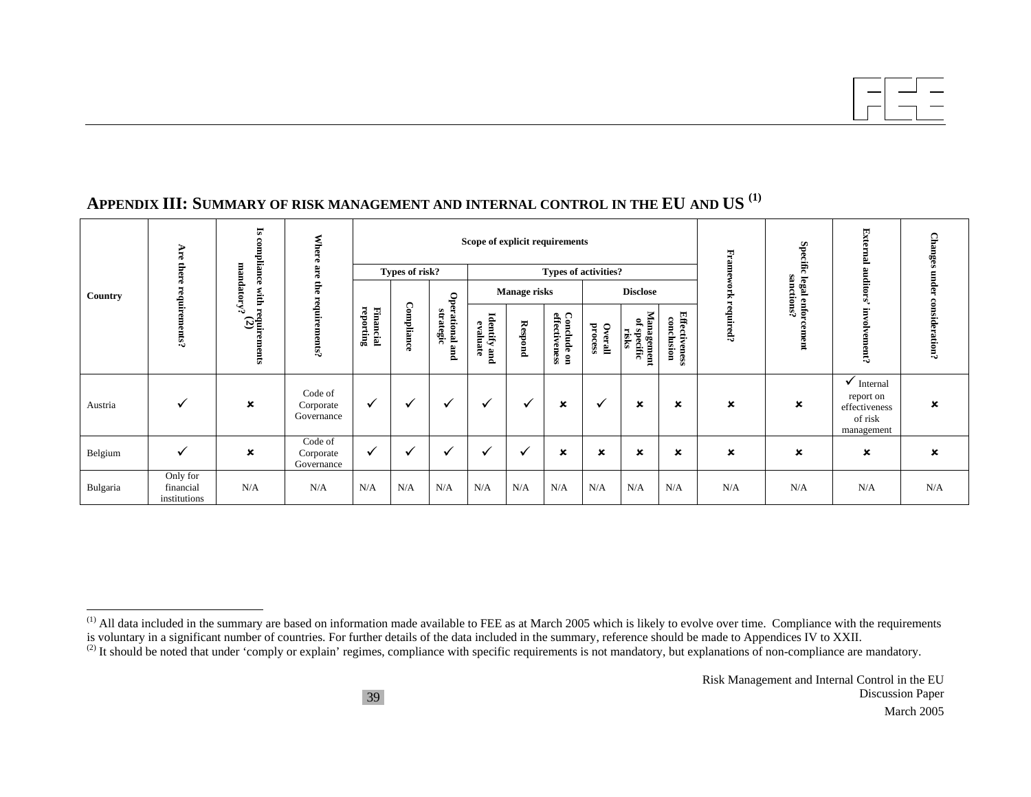## APPENDIX III: SUMMARY OF RISK MANAGEMENT AND INTERNAL CONTROL IN THE EU AND US [(1)]

| Country | Are there requirements? | Is compliance with requirements mandatory? (2) | Where are the requirements? | Scope of explicit requirements | | | | | | | | | Framework required? | Specific legal enforcement sanctions? | External auditors' involvement? | Changes under consideration? |
|---|---|---|---|---|---|---|---|---|---|---|---|---|---|---|---|---|
| | | | | Types of risk? | | | Types of activities? | | | | | | | | | |
| | | | | | | | Manage risks | | | Disclose | | | | | | |
| | | | | Financial reporting | Compliance | Operational and strategic | Identify and evaluate | Respond | Conclude on effectiveness | Overall process | Management of specific risks | Effectiveness conclusion | | | | |
| Austria | ✓ | ✗ | Code of Corporate Governance | ✓ | ✓ | ✓ | ✓ | ✓ | ✗ | ✓ | ✗ | ✗ | ✗ | ✗ | ✓ Internal report on effectiveness of risk management | ✗ |
| Belgium | ✓ | ✗ | Code of Corporate Governance | ✓ | ✓ | ✓ | ✓ | ✓ | ✗ | ✗ | ✗ | ✗ | ✗ | ✗ | ✗ | ✗ |
| Bulgaria | Only for financial institutions | N/A | N/A | N/A | N/A | N/A | N/A | N/A | N/A | N/A | N/A | N/A | N/A | N/A | N/A | N/A |

[(1)] All data included in the summary are based on information made available to FEE as at March 2005 which is likely to evolve over time. Compliance with the requirements is voluntary in a significant number of countries. For further details of the data included in the summary, reference should be made to Appendices IV to XXII.

[(2)] It should be noted that under 'comply or explain' regimes, compliance with specific requirements is not mandatory, but explanations of non-compliance are mandatory.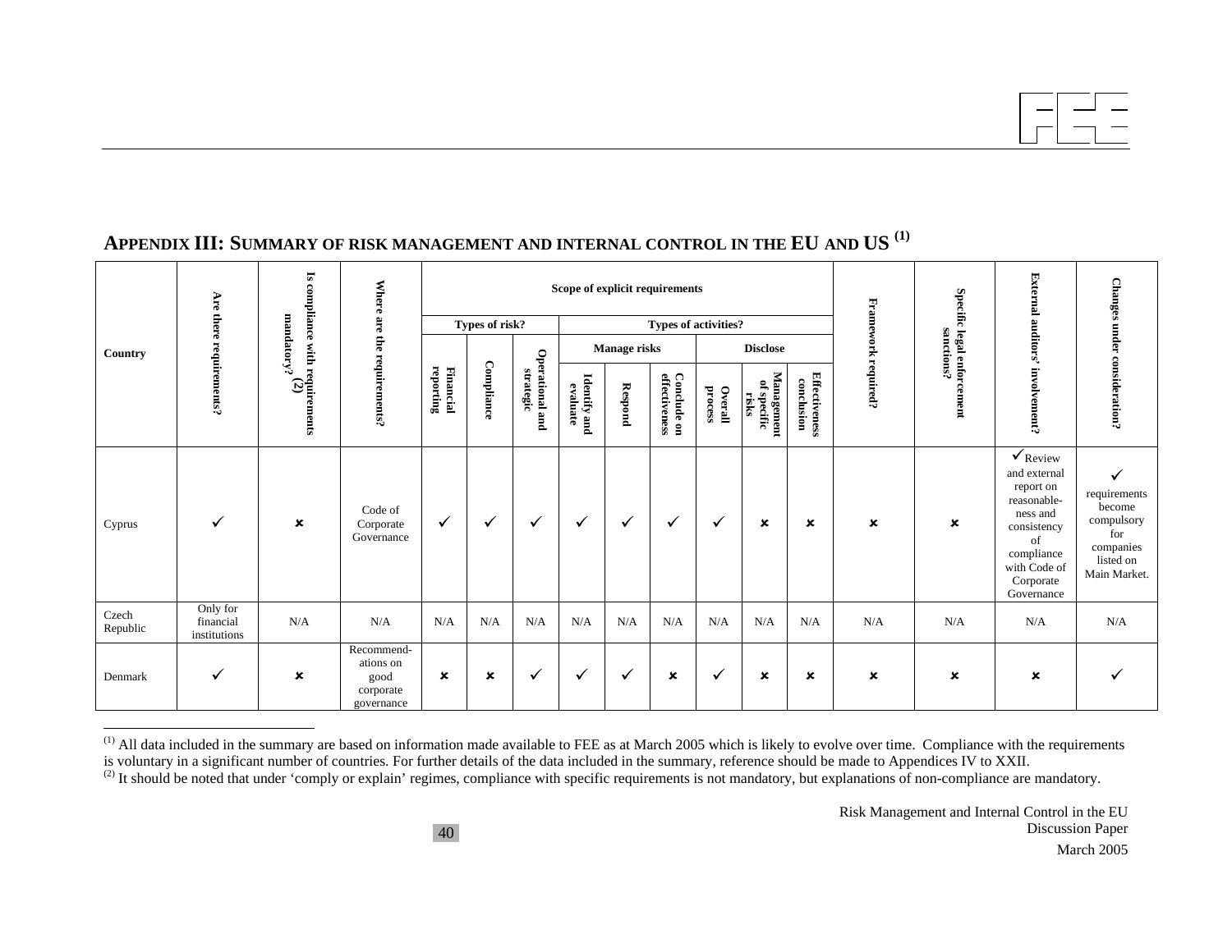## APPENDIX III: SUMMARY OF RISK MANAGEMENT AND INTERNAL CONTROL IN THE EU AND US [(1)]

| Country | Are there requirements? | Is compliance with requirements mandatory? (2) | Where are the requirements? | Scope of explicit requirements | | | | | | | | | Framework required? | Specific legal enforcement sanctions? | External auditors' involvement? | Changes under consideration? |
|---|---|---|---|---|---|---|---|---|---|---|---|---|---|---|---|---|
| | | | | Types of risk? | | | Types of activities? | | | | | | | | | |
| | | | | | | | Manage risks | | | Disclose | | | | | | |
| | | | | Financial reporting | Compliance | Operational and strategic | Identify and evaluate | Respond | Conclude on effectiveness | Overall process | Management of specific risks | Effectiveness conclusion | | | | |
| Cyprus | ✓ | ✗ | Code of Corporate Governance | ✓ | ✓ | ✓ | ✓ | ✓ | ✓ | ✓ | ✗ | ✗ | ✗ | ✗ | ✓Review and external report on reasonable-ness and consistency of compliance with Code of Corporate Governance | ✓ requirements become compulsory for companies listed on Main Market. |
| Czech Republic | Only for financial institutions | N/A | N/A | N/A | N/A | N/A | N/A | N/A | N/A | N/A | N/A | N/A | N/A | N/A | N/A | N/A |
| Denmark | ✓ | ✗ | Recommend-ations on good corporate governance | ✗ | ✗ | ✓ | ✓ | ✓ | ✗ | ✓ | ✗ | ✗ | ✗ | ✗ | ✗ | ✓ |

(1) All data included in the summary are based on information made available to FEE as at March 2005 which is likely to evolve over time. Compliance with the requirements is voluntary in a significant number of countries. For further details of the data included in the summary, reference should be made to Appendices IV to XXII.

(2) It should be noted that under 'comply or explain' regimes, compliance with specific requirements is not mandatory, but explanations of non-compliance are mandatory.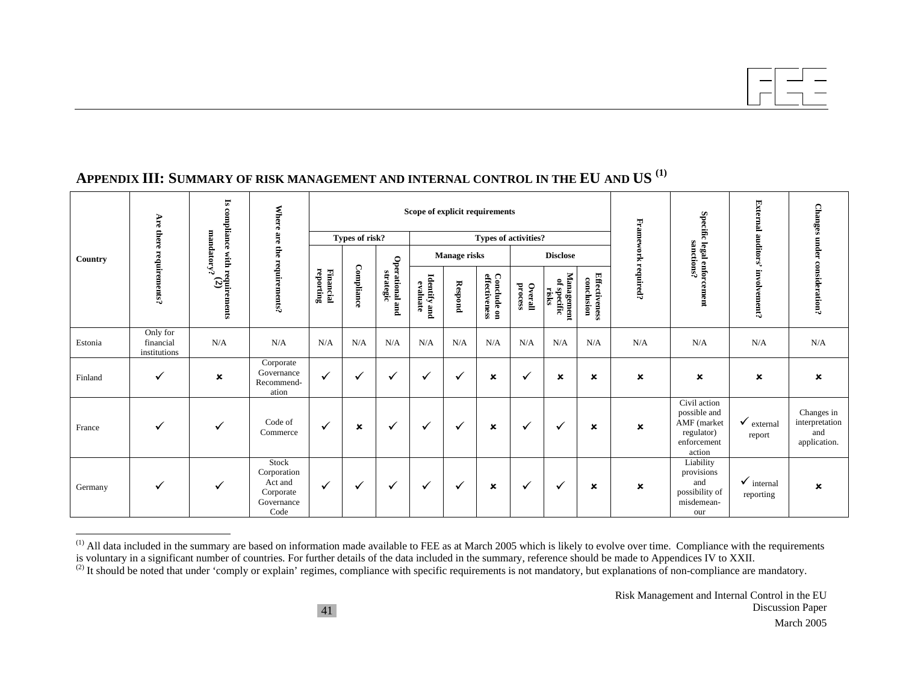## APPENDIX III: SUMMARY OF RISK MANAGEMENT AND INTERNAL CONTROL IN THE EU AND US [(1)]

| Country | Are there requirements? | Is compliance with requirements mandatory? (2) | Where are the requirements? | Scope of explicit requirements | | | | | | | | | Framework required? | Specific legal enforcement sanctions? | External auditors' involvement? | Changes under consideration? |
|---|---|---|---|---|---|---|---|---|---|---|---|---|---|---|---|---|
| | | | | Types of risk? | | | Types of activities? | | | | | | | | | |
| | | | | | | | Manage risks | | | Disclose | | | | | | |
| | | | | Financial reporting | Compliance | Operational and strategic | Identify and evaluate | Respond | Conclude on effectiveness | Overall process | Management of specific risks | Effectiveness conclusion | | | | |
| Estonia | Only for financial institutions | N/A | N/A | N/A | N/A | N/A | N/A | N/A | N/A | N/A | N/A | N/A | N/A | N/A | N/A | N/A |
| Finland | ✓ | ✗ | Corporate Governance Recommendation | ✓ | ✓ | ✓ | ✓ | ✓ | ✗ | ✓ | ✗ | ✗ | ✗ | ✗ | ✗ | ✗ |
| France | ✓ | ✓ | Code of Commerce | ✓ | ✗ | ✓ | ✓ | ✓ | ✗ | ✓ | ✓ | ✗ | ✗ | Civil action possible and AMF (market regulator) enforcement action | ✓ external report | Changes in interpretation and application. |
| Germany | ✓ | ✓ | Stock Corporation Act and Corporate Governance Code | ✓ | ✓ | ✓ | ✓ | ✓ | ✗ | ✓ | ✓ | ✗ | ✗ | Liability provisions and possibility of misdemeanour | ✓ internal reporting | ✗ |

(1) All data included in the summary are based on information made available to FEE as at March 2005 which is likely to evolve over time. Compliance with the requirements is voluntary in a significant number of countries. For further details of the data included in the summary, reference should be made to Appendices IV to XXII.

(2) It should be noted that under 'comply or explain' regimes, compliance with specific requirements is not mandatory, but explanations of non-compliance are mandatory.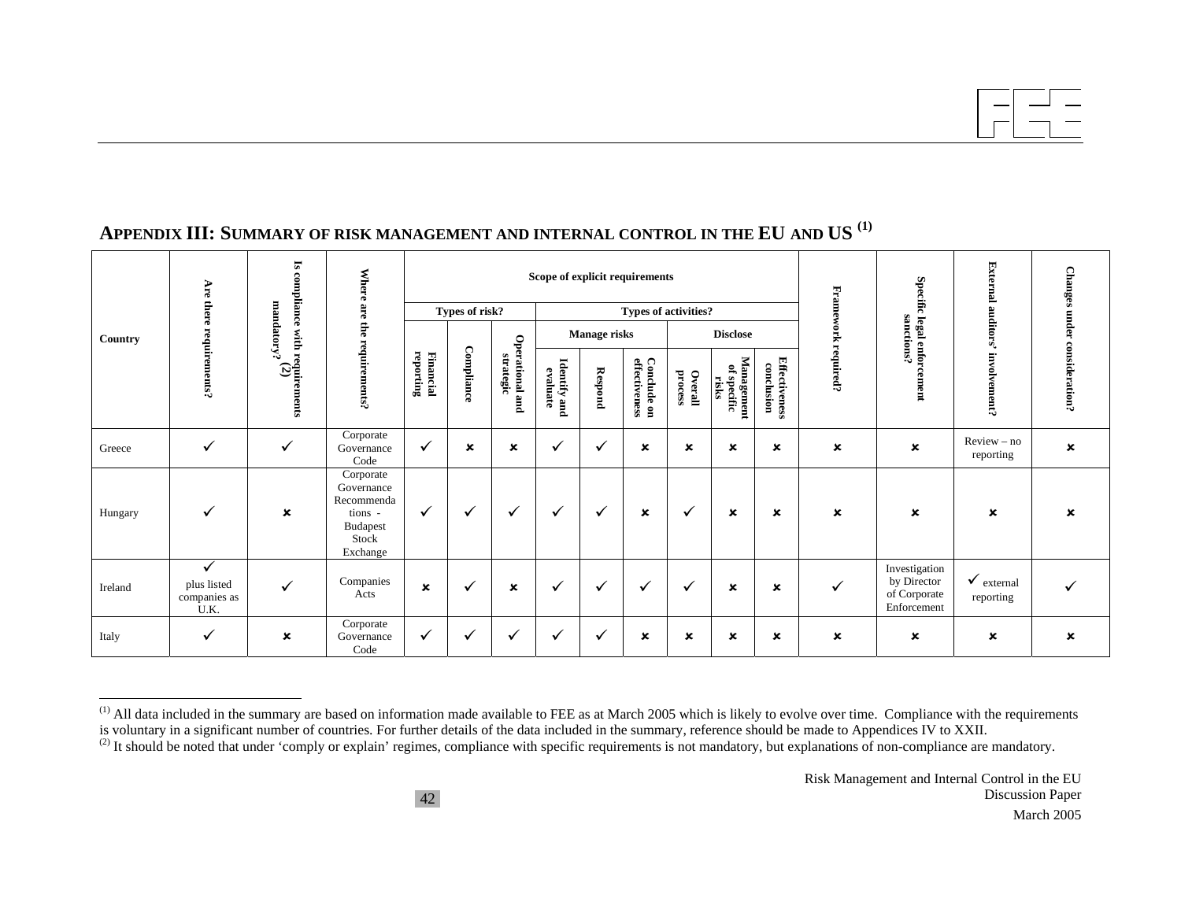## APPENDIX III: SUMMARY OF RISK MANAGEMENT AND INTERNAL CONTROL IN THE EU AND US [(1)]

| Country | Are there requirements? | Is compliance with requirements mandatory? (2) | Where are the requirements? | Scope of explicit requirements | | | | | | | | | Framework required? | Specific legal enforcement sanctions? | External auditors' involvement? | Changes under consideration? |
|---|---|---|---|---|---|---|---|---|---|---|---|---|---|---|---|---|
| | | | | Types of risk? | | | Types of activities? | | | | | | | | | |
| | | | | | | | Manage risks | | | Disclose | | | | | | |
| | | | | Financial reporting | Compliance | Operational and strategic | Identify and evaluate | Respond | Conclude on effectiveness | Overall process | Management of specific risks | Effectiveness conclusion | | | | |
| Greece | ✓ | ✓ | Corporate Governance Code | ✓ | × | × | ✓ | ✓ | × | × | × | × | × | × | Review – no reporting | × |
| Hungary | ✓ | × | Corporate Governance Recommendations - Budapest Stock Exchange | ✓ | ✓ | ✓ | ✓ | ✓ | × | ✓ | × | × | × | × | × | × |
| Ireland | ✓ plus listed companies as U.K. | ✓ | Companies Acts | × | ✓ | × | ✓ | ✓ | ✓ | ✓ | × | × | ✓ | Investigation by Director of Corporate Enforcement | ✓ external reporting | ✓ |
| Italy | ✓ | × | Corporate Governance Code | ✓ | ✓ | ✓ | ✓ | ✓ | × | × | × | × | × | × | × | × |

[(1)] All data included in the summary are based on information made available to FEE as at March 2005 which is likely to evolve over time. Compliance with the requirements is voluntary in a significant number of countries. For further details of the data included in the summary, reference should be made to Appendices IV to XXII.

[(2)] It should be noted that under 'comply or explain' regimes, compliance with specific requirements is not mandatory, but explanations of non-compliance are mandatory.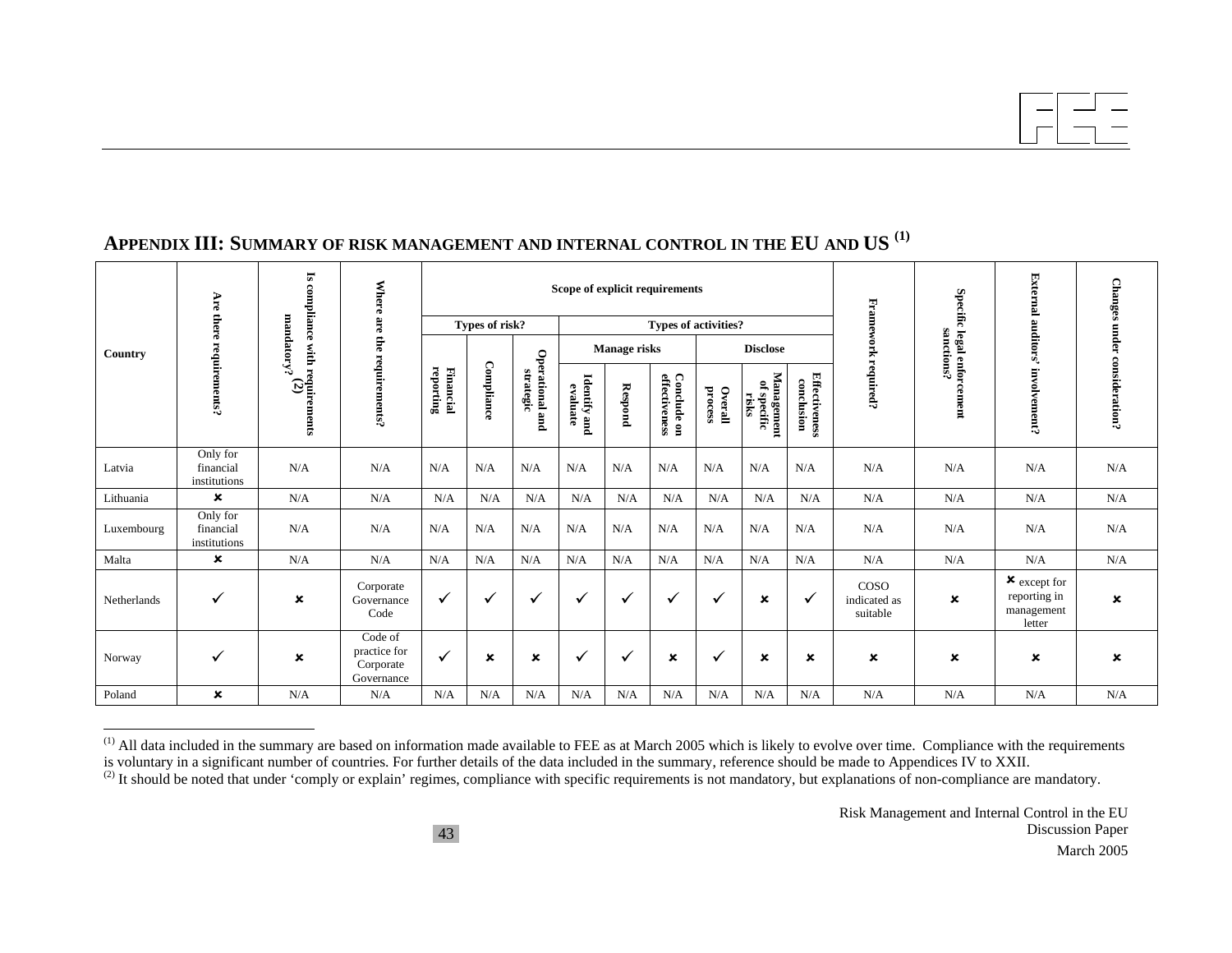## APPENDIX III: SUMMARY OF RISK MANAGEMENT AND INTERNAL CONTROL IN THE EU AND US [(1)]

| Country | Are there requirements? | Is compliance with requirements mandatory? (2) | Where are the requirements? | Scope of explicit requirements | | | | | | | | | Framework required? | Specific legal enforcement sanctions? | External auditors' involvement? | Changes under consideration? |
|---|---|---|---|---|---|---|---|---|---|---|---|---|---|---|---|---|
| | | | | Types of risk? | | | Types of activities? | | | | | | | | | |
| | | | | | | | Manage risks | | | Disclose | | | | | | |
| | | | | Financial reporting | Compliance | Operational and strategic | Identify and evaluate | Respond | Conclude on effectiveness | Overall process | Management of specific risks | Effectiveness conclusion | | | | |
| Latvia | Only for financial institutions | N/A | N/A | N/A | N/A | N/A | N/A | N/A | N/A | N/A | N/A | N/A | N/A | N/A | N/A | N/A |
| Lithuania | ✗ | N/A | N/A | N/A | N/A | N/A | N/A | N/A | N/A | N/A | N/A | N/A | N/A | N/A | N/A | N/A |
| Luxembourg | Only for financial institutions | N/A | N/A | N/A | N/A | N/A | N/A | N/A | N/A | N/A | N/A | N/A | N/A | N/A | N/A | N/A |
| Malta | ✗ | N/A | N/A | N/A | N/A | N/A | N/A | N/A | N/A | N/A | N/A | N/A | N/A | N/A | N/A | N/A |
| Netherlands | ✓ | ✗ | Corporate Governance Code | ✓ | ✓ | ✓ | ✓ | ✓ | ✓ | ✓ | ✗ | ✓ | COSO indicated as suitable | ✗ | ✗ except for reporting in management letter | ✗ |
| Norway | ✓ | ✗ | Code of practice for Corporate Governance | ✓ | ✗ | ✗ | ✓ | ✓ | ✗ | ✓ | ✗ | ✗ | ✗ | ✗ | ✗ | ✗ |
| Poland | ✗ | N/A | N/A | N/A | N/A | N/A | N/A | N/A | N/A | N/A | N/A | N/A | N/A | N/A | N/A | N/A |

[(1)] All data included in the summary are based on information made available to FEE as at March 2005 which is likely to evolve over time. Compliance with the requirements is voluntary in a significant number of countries. For further details of the data included in the summary, reference should be made to Appendices IV to XXII.
[(2)] It should be noted that under 'comply or explain' regimes, compliance with specific requirements is not mandatory, but explanations of non-compliance are mandatory.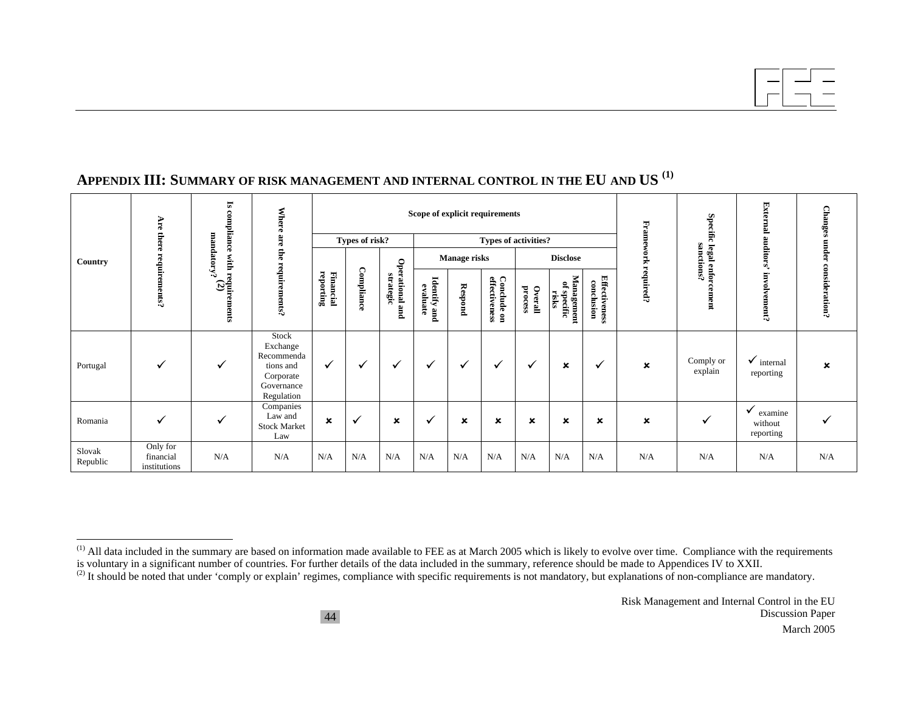## APPENDIX III: SUMMARY OF RISK MANAGEMENT AND INTERNAL CONTROL IN THE EU AND US [(1)]

| Country | Are there requirements? | Is compliance with requirements mandatory? (2) | Where are the requirements? | Scope of explicit requirements | | | | | | | | | Framework required? | Specific legal enforcement sanctions? | External auditors' involvement? | Changes under consideration? |
|---|---|---|---|---|---|---|---|---|---|---|---|---|---|---|---|---|
| | | | | Types of risk? | | | Types of activities? | | | | | | | | | |
| | | | | | | | Manage risks | | | Disclose | | | | | | |
| | | | | Financial reporting | Compliance | Operational and strategic | Identify and evaluate | Respond | Conclude on effectiveness | Overall process | Management of specific risks | Effectiveness conclusion | | | | |
| Portugal | ✓ | ✓ | Stock Exchange Recommendations and Corporate Governance Regulation | ✓ | ✓ | ✓ | ✓ | ✓ | ✓ | ✓ | ✗ | ✓ | ✗ | Comply or explain | ✓ internal reporting | ✗ |
| Romania | ✓ | ✓ | Companies Law and Stock Market Law | ✗ | ✓ | ✗ | ✓ | ✗ | ✗ | ✗ | ✗ | ✗ | ✗ | ✓ | ✓ examine without reporting | ✓ |
| Slovak Republic | Only for financial institutions | N/A | N/A | N/A | N/A | N/A | N/A | N/A | N/A | N/A | N/A | N/A | N/A | N/A | N/A | N/A |

(1) All data included in the summary are based on information made available to FEE as at March 2005 which is likely to evolve over time. Compliance with the requirements is voluntary in a significant number of countries. For further details of the data included in the summary, reference should be made to Appendices IV to XXII.

(2) It should be noted that under 'comply or explain' regimes, compliance with specific requirements is not mandatory, but explanations of non-compliance are mandatory.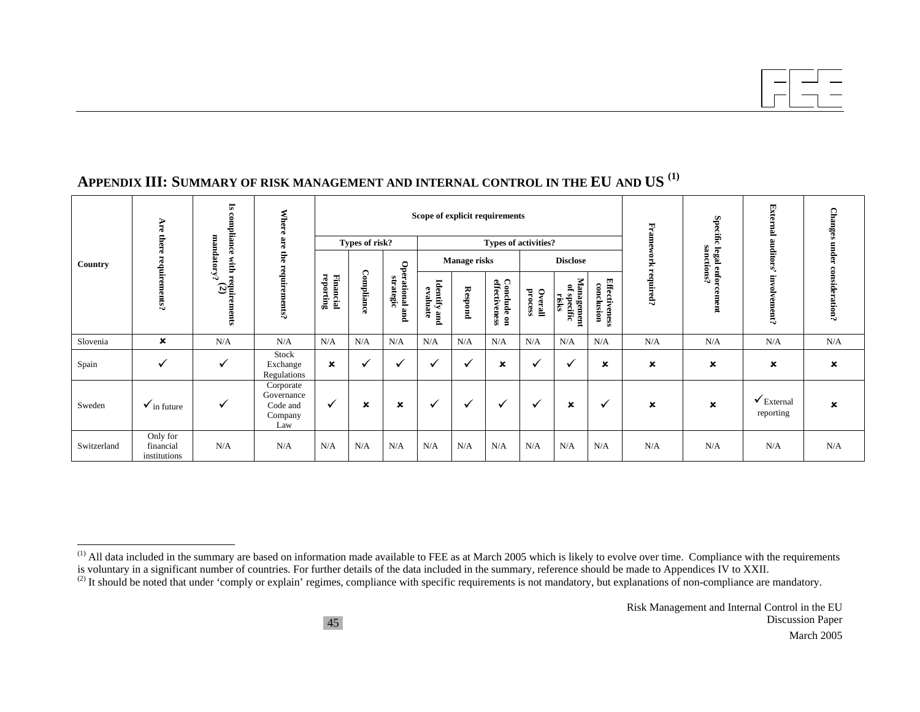## Appendix III: Summary of risk management and internal control in the EU and US [(1)]

| Country | Are there requirements? | Is compliance with requirements mandatory? [(2)] | Where are the requirements? | Scope of explicit requirements | | | | | | | | | Framework required? | Specific legal enforcement sanctions? | External auditors' involvement? | Changes under consideration? |
|---|---|---|---|---|---|---|---|---|---|---|---|---|---|---|---|---|
| | | | | Types of risk? | | | Types of activities? | | | | | | | | | |
| | | | | | | | Manage risks | | | Disclose | | | | | | |
| | | | | Financial reporting | Compliance | Operational and strategic | Identify and evaluate | Respond | Conclude on effectiveness | Overall process | Management of specific risks | Effectiveness conclusion | | | | |
| Slovenia | ✗ | N/A | N/A | N/A | N/A | N/A | N/A | N/A | N/A | N/A | N/A | N/A | N/A | N/A | N/A | N/A |
| Spain | ✓ | ✓ | Stock Exchange Regulations | ✗ | ✓ | ✓ | ✓ | ✓ | ✗ | ✓ | ✓ | ✗ | ✗ | ✗ | ✗ | ✗ |
| Sweden | ✓ in future | ✓ | Corporate Governance Code and Company Law | ✓ | ✗ | ✗ | ✓ | ✓ | ✓ | ✓ | ✗ | ✓ | ✗ | ✗ | ✓ External reporting | ✗ |
| Switzerland | Only for financial institutions | N/A | N/A | N/A | N/A | N/A | N/A | N/A | N/A | N/A | N/A | N/A | N/A | N/A | N/A | N/A |

[(1)] All data included in the summary are based on information made available to FEE as at March 2005 which is likely to evolve over time. Compliance with the requirements is voluntary in a significant number of countries. For further details of the data included in the summary, reference should be made to Appendices IV to XXII.

[(2)] It should be noted that under 'comply or explain' regimes, compliance with specific requirements is not mandatory, but explanations of non-compliance are mandatory.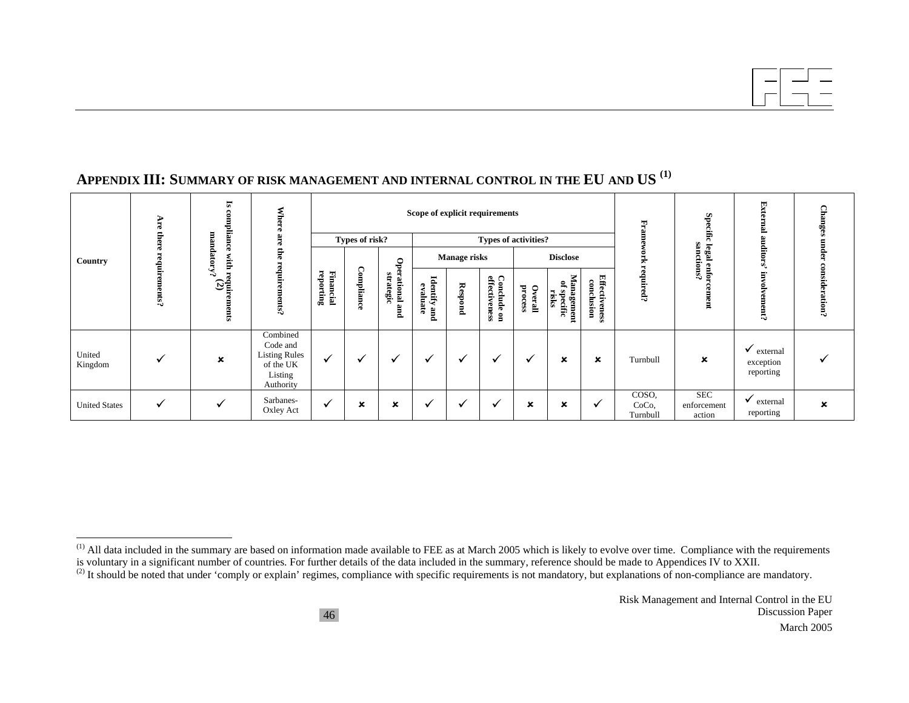## APPENDIX III: SUMMARY OF RISK MANAGEMENT AND INTERNAL CONTROL IN THE EU AND US [(1)]

| Country | Are there requirements? | Is compliance with requirements mandatory? (2) | Where are the requirements? | Scope of explicit requirements | | | | | | | | | Framework required? | Specific legal enforcement sanctions? | External auditors' involvement? | Changes under consideration? |
|---|---|---|---|---|---|---|---|---|---|---|---|---|---|---|---|---|
| | | | | Types of risk? | | | Types of activities? | | | | | | | | | |
| | | | | | | | Manage risks | | | Disclose | | | | | | |
| | | | | Financial reporting | Compliance | Operational and strategic | Identify and evaluate | Respond | Conclude on effectiveness | Overall process | Management of specific risks | Effectiveness conclusion | | | | |
| United Kingdom | ✓ | ✗ | Combined Code and Listing Rules of the UK Listing Authority | ✓ | ✓ | ✓ | ✓ | ✓ | ✓ | ✓ | ✗ | ✗ | Turnbull | ✗ | ✓ external exception reporting | ✓ |
| United States | ✓ | ✓ | Sarbanes-Oxley Act | ✓ | ✗ | ✗ | ✓ | ✓ | ✓ | ✗ | ✗ | ✓ | COSO, CoCo, Turnbull | SEC enforcement action | ✓ external reporting | ✗ |

[(1)] All data included in the summary are based on information made available to FEE as at March 2005 which is likely to evolve over time. Compliance with the requirements is voluntary in a significant number of countries. For further details of the data included in the summary, reference should be made to Appendices IV to XXII.

[(2)] It should be noted that under 'comply or explain' regimes, compliance with specific requirements is not mandatory, but explanations of non-compliance are mandatory.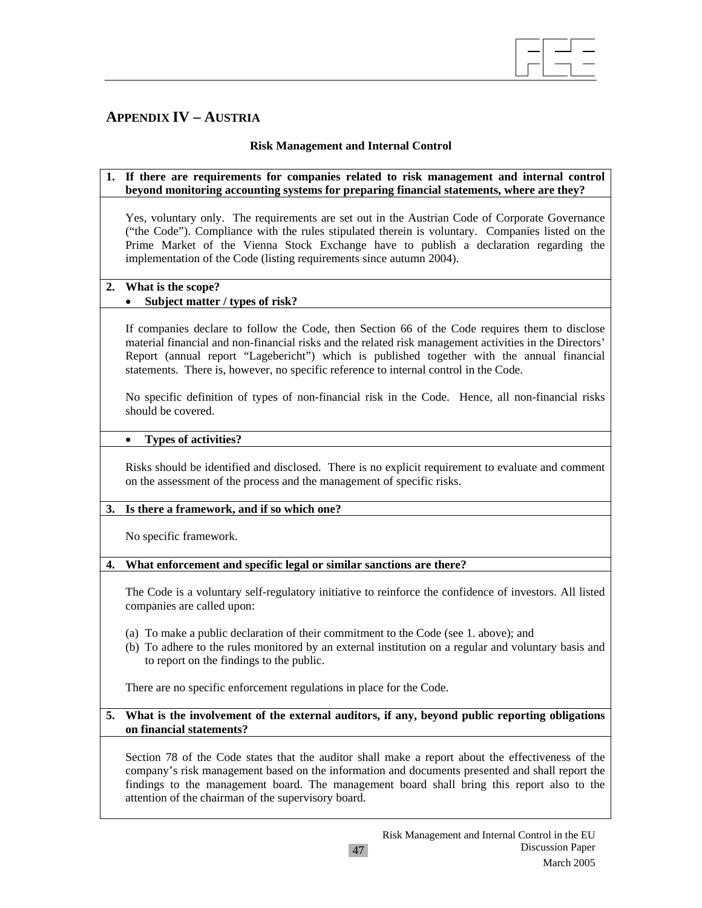## APPENDIX IV – AUSTRIA

**Risk Management and Internal Control**

**1. If there are requirements for companies related to risk management and internal control beyond monitoring accounting systems for preparing financial statements, where are they?**

Yes, voluntary only. The requirements are set out in the Austrian Code of Corporate Governance ("the Code"). Compliance with the rules stipulated therein is voluntary. Companies listed on the Prime Market of the Vienna Stock Exchange have to publish a declaration regarding the implementation of the Code (listing requirements since autumn 2004).

**2. What is the scope?**

- **Subject matter / types of risk?**

If companies declare to follow the Code, then Section 66 of the Code requires them to disclose material financial and non-financial risks and the related risk management activities in the Directors' Report (annual report "Lagebericht") which is published together with the annual financial statements. There is, however, no specific reference to internal control in the Code.

No specific definition of types of non-financial risk in the Code. Hence, all non-financial risks should be covered.

- **Types of activities?**

Risks should be identified and disclosed. There is no explicit requirement to evaluate and comment on the assessment of the process and the management of specific risks.

**3. Is there a framework, and if so which one?**

No specific framework.

**4. What enforcement and specific legal or similar sanctions are there?**

The Code is a voluntary self-regulatory initiative to reinforce the confidence of investors. All listed companies are called upon:

(a) To make a public declaration of their commitment to the Code (see 1. above); and
(b) To adhere to the rules monitored by an external institution on a regular and voluntary basis and to report on the findings to the public.

There are no specific enforcement regulations in place for the Code.

**5. What is the involvement of the external auditors, if any, beyond public reporting obligations on financial statements?**

Section 78 of the Code states that the auditor shall make a report about the effectiveness of the company's risk management based on the information and documents presented and shall report the findings to the management board. The management board shall bring this report also to the attention of the chairman of the supervisory board.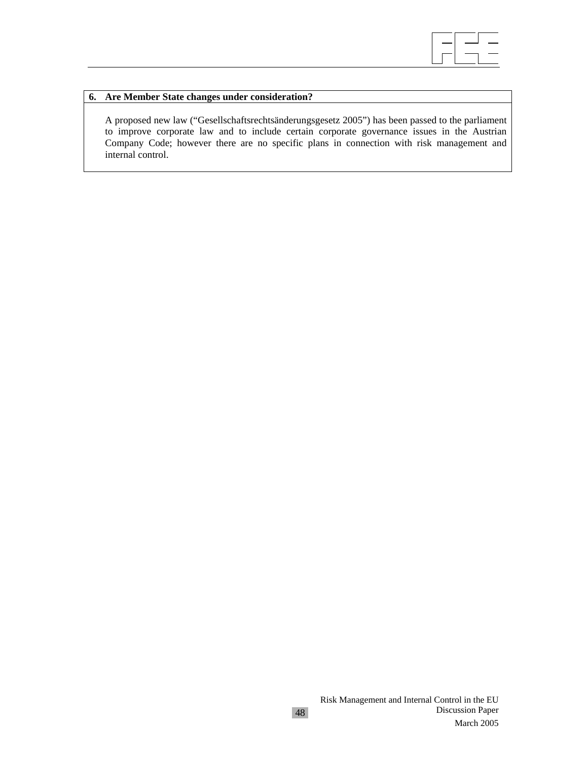**6. Are Member State changes under consideration?**

A proposed new law ("Gesellschaftsrechtsänderungsgesetz 2005") has been passed to the parliament to improve corporate law and to include certain corporate governance issues in the Austrian Company Code; however there are no specific plans in connection with risk management and internal control.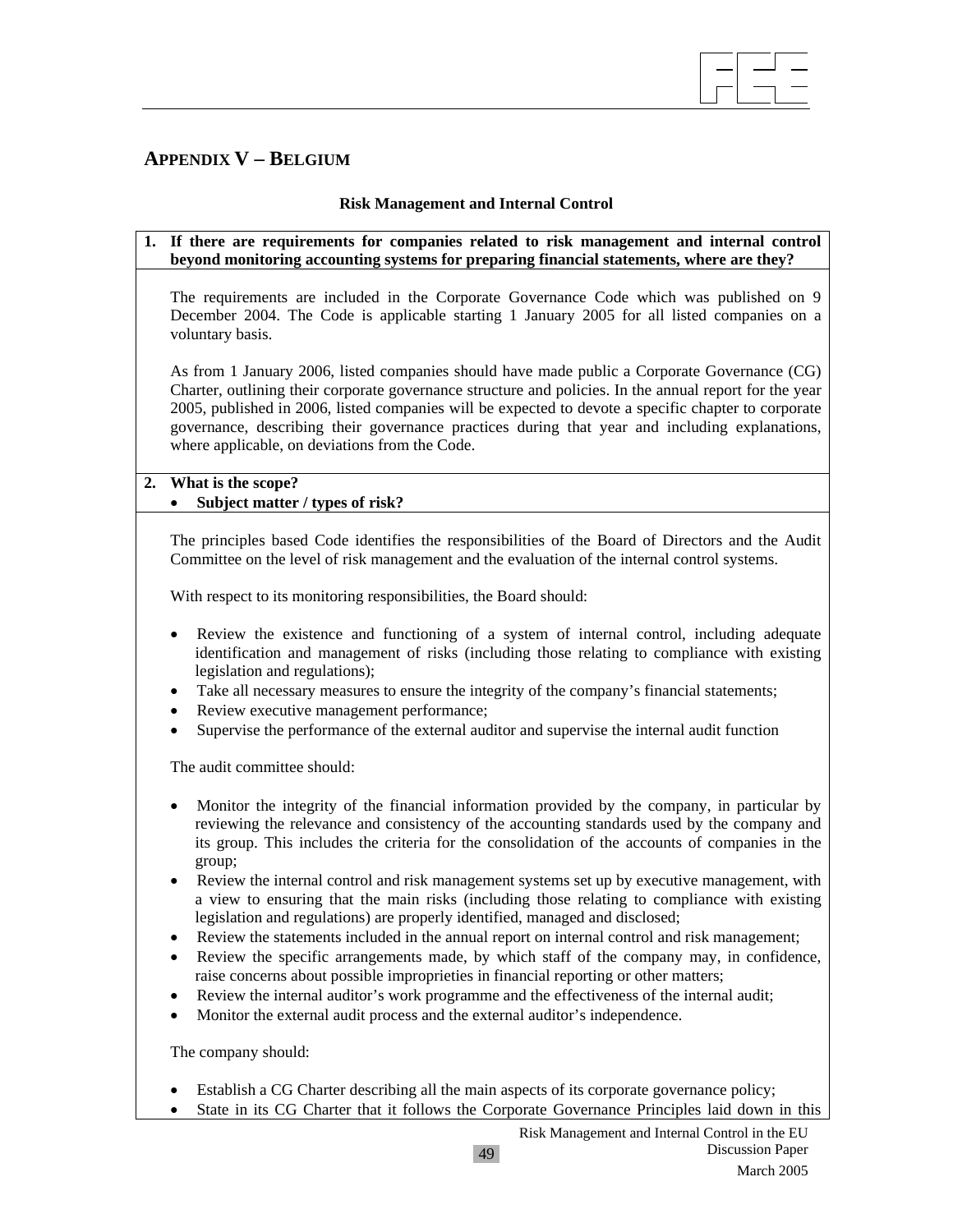## APPENDIX V – BELGIUM

**Risk Management and Internal Control**

**1. If there are requirements for companies related to risk management and internal control beyond monitoring accounting systems for preparing financial statements, where are they?**

The requirements are included in the Corporate Governance Code which was published on 9 December 2004. The Code is applicable starting 1 January 2005 for all listed companies on a voluntary basis.

As from 1 January 2006, listed companies should have made public a Corporate Governance (CG) Charter, outlining their corporate governance structure and policies. In the annual report for the year 2005, published in 2006, listed companies will be expected to devote a specific chapter to corporate governance, describing their governance practices during that year and including explanations, where applicable, on deviations from the Code.

**2. What is the scope?**

- **Subject matter / types of risk?**

The principles based Code identifies the responsibilities of the Board of Directors and the Audit Committee on the level of risk management and the evaluation of the internal control systems.

With respect to its monitoring responsibilities, the Board should:

- Review the existence and functioning of a system of internal control, including adequate identification and management of risks (including those relating to compliance with existing legislation and regulations);
- Take all necessary measures to ensure the integrity of the company's financial statements;
- Review executive management performance;
- Supervise the performance of the external auditor and supervise the internal audit function

The audit committee should:

- Monitor the integrity of the financial information provided by the company, in particular by reviewing the relevance and consistency of the accounting standards used by the company and its group. This includes the criteria for the consolidation of the accounts of companies in the group;
- Review the internal control and risk management systems set up by executive management, with a view to ensuring that the main risks (including those relating to compliance with existing legislation and regulations) are properly identified, managed and disclosed;
- Review the statements included in the annual report on internal control and risk management;
- Review the specific arrangements made, by which staff of the company may, in confidence, raise concerns about possible improprieties in financial reporting or other matters;
- Review the internal auditor's work programme and the effectiveness of the internal audit;
- Monitor the external audit process and the external auditor's independence.

The company should:

- Establish a CG Charter describing all the main aspects of its corporate governance policy;
- State in its CG Charter that it follows the Corporate Governance Principles laid down in this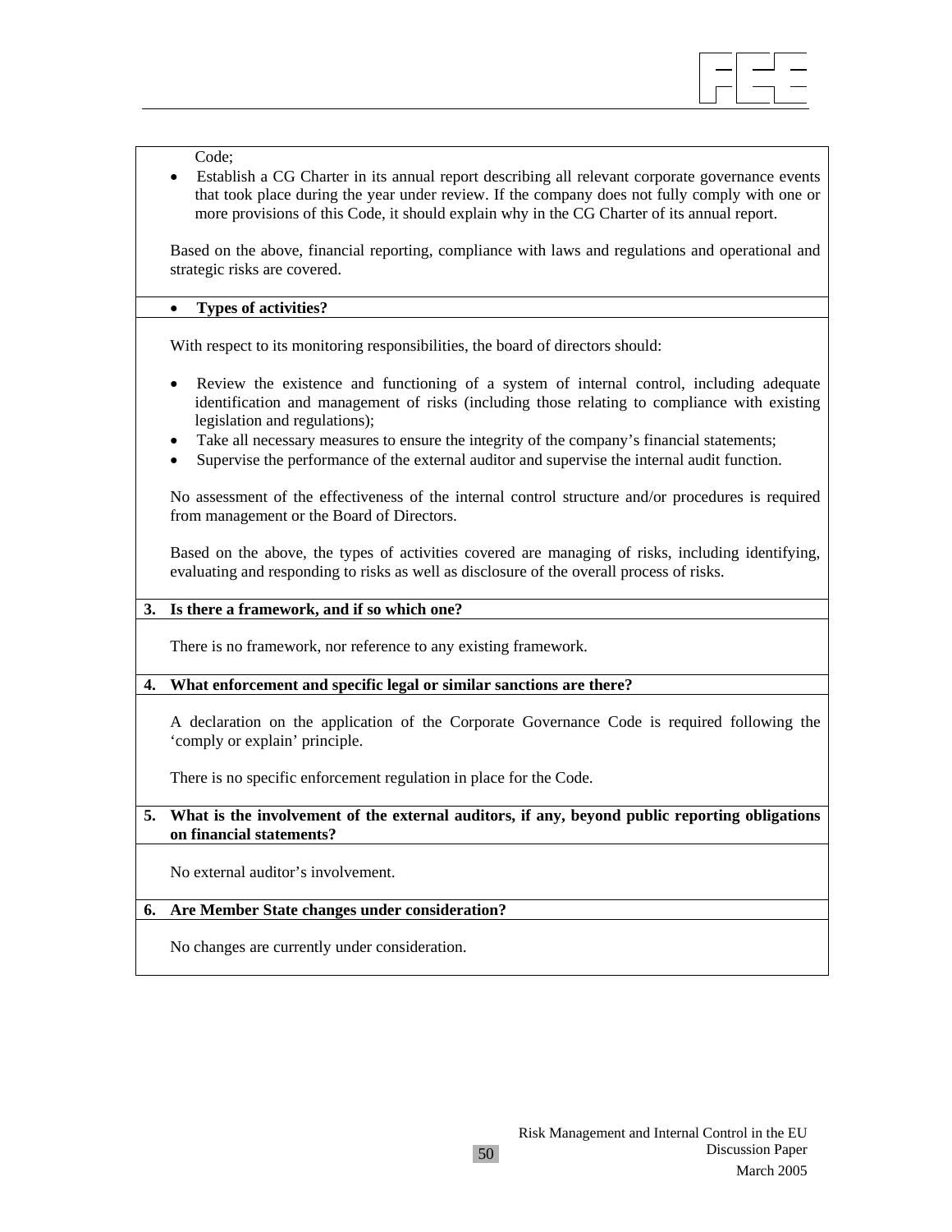Code;

- Establish a CG Charter in its annual report describing all relevant corporate governance events that took place during the year under review. If the company does not fully comply with one or more provisions of this Code, it should explain why in the CG Charter of its annual report.

Based on the above, financial reporting, compliance with laws and regulations and operational and strategic risks are covered.

- **Types of activities?**

With respect to its monitoring responsibilities, the board of directors should:

- Review the existence and functioning of a system of internal control, including adequate identification and management of risks (including those relating to compliance with existing legislation and regulations);
- Take all necessary measures to ensure the integrity of the company's financial statements;
- Supervise the performance of the external auditor and supervise the internal audit function.

No assessment of the effectiveness of the internal control structure and/or procedures is required from management or the Board of Directors.

Based on the above, the types of activities covered are managing of risks, including identifying, evaluating and responding to risks as well as disclosure of the overall process of risks.

**3. Is there a framework, and if so which one?**

There is no framework, nor reference to any existing framework.

**4. What enforcement and specific legal or similar sanctions are there?**

A declaration on the application of the Corporate Governance Code is required following the 'comply or explain' principle.

There is no specific enforcement regulation in place for the Code.

**5. What is the involvement of the external auditors, if any, beyond public reporting obligations on financial statements?**

No external auditor's involvement.

**6. Are Member State changes under consideration?**

No changes are currently under consideration.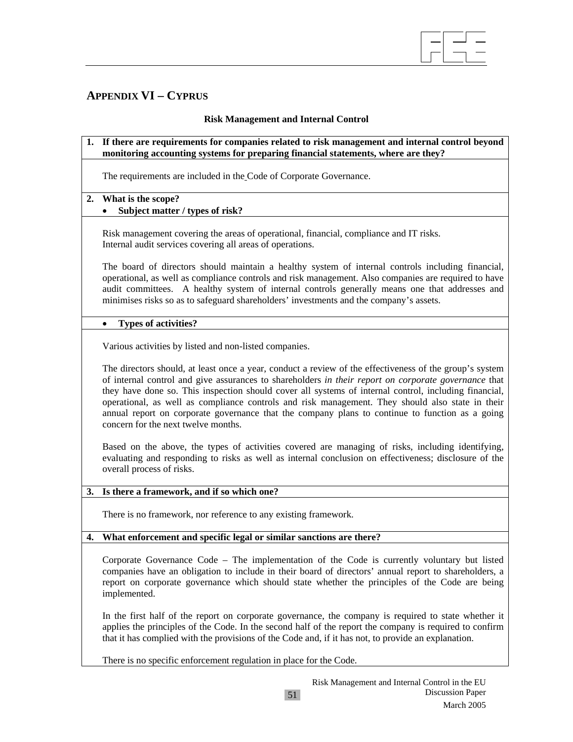## APPENDIX VI – CYPRUS

**Risk Management and Internal Control**

**1. If there are requirements for companies related to risk management and internal control beyond monitoring accounting systems for preparing financial statements, where are they?**

The requirements are included in the Code of Corporate Governance.

**2. What is the scope?**

- **Subject matter / types of risk?**

Risk management covering the areas of operational, financial, compliance and IT risks.
Internal audit services covering all areas of operations.

The board of directors should maintain a healthy system of internal controls including financial, operational, as well as compliance controls and risk management. Also companies are required to have audit committees. A healthy system of internal controls generally means one that addresses and minimises risks so as to safeguard shareholders' investments and the company's assets.

- **Types of activities?**

Various activities by listed and non-listed companies.

The directors should, at least once a year, conduct a review of the effectiveness of the group's system of internal control and give assurances to shareholders *in their report on corporate governance* that they have done so. This inspection should cover all systems of internal control, including financial, operational, as well as compliance controls and risk management. They should also state in their annual report on corporate governance that the company plans to continue to function as a going concern for the next twelve months.

Based on the above, the types of activities covered are managing of risks, including identifying, evaluating and responding to risks as well as internal conclusion on effectiveness; disclosure of the overall process of risks.

**3. Is there a framework, and if so which one?**

There is no framework, nor reference to any existing framework.

**4. What enforcement and specific legal or similar sanctions are there?**

Corporate Governance Code – The implementation of the Code is currently voluntary but listed companies have an obligation to include in their board of directors' annual report to shareholders, a report on corporate governance which should state whether the principles of the Code are being implemented.

In the first half of the report on corporate governance, the company is required to state whether it applies the principles of the Code. In the second half of the report the company is required to confirm that it has complied with the provisions of the Code and, if it has not, to provide an explanation.

There is no specific enforcement regulation in place for the Code.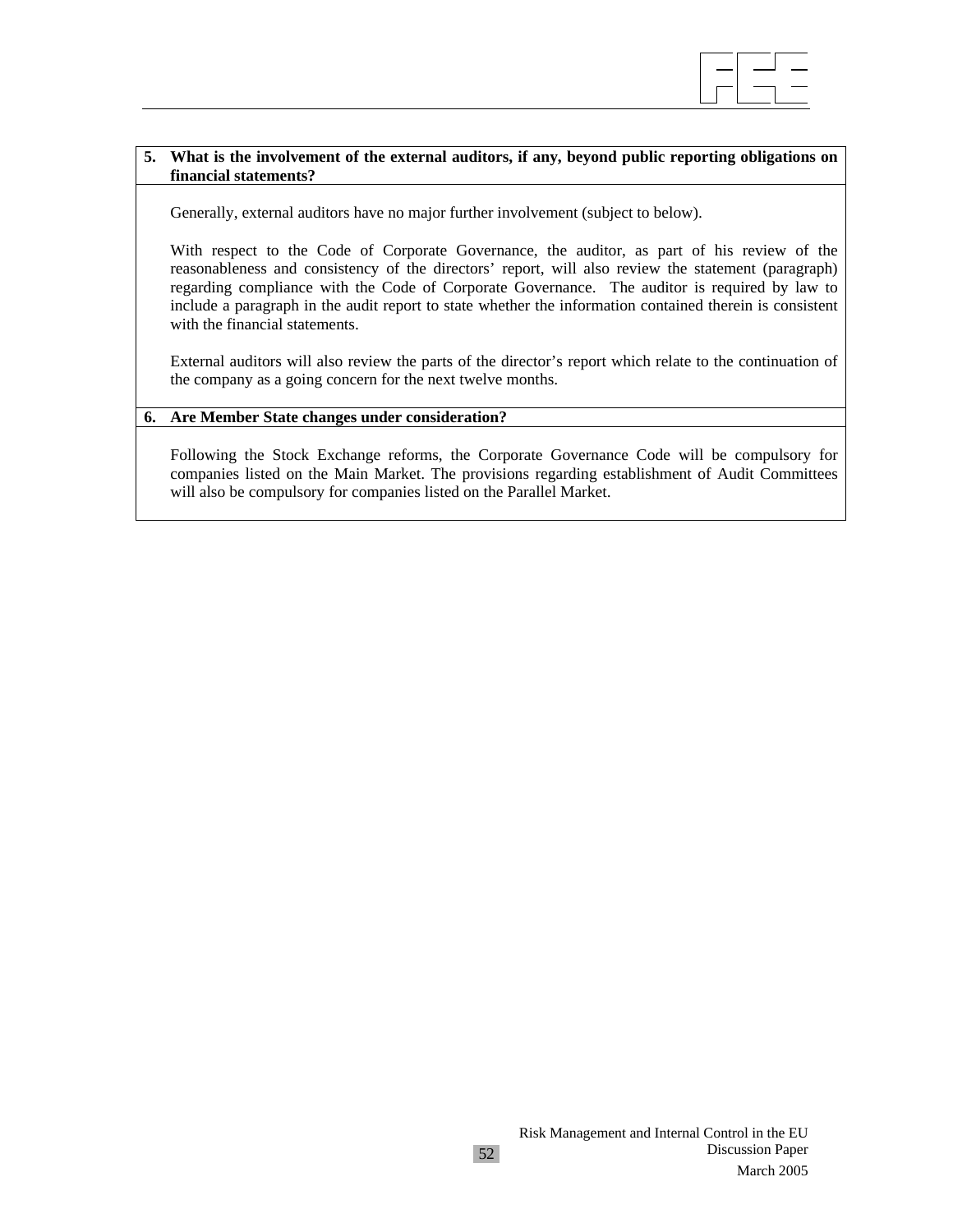**5. What is the involvement of the external auditors, if any, beyond public reporting obligations on financial statements?**

Generally, external auditors have no major further involvement (subject to below).

With respect to the Code of Corporate Governance, the auditor, as part of his review of the reasonableness and consistency of the directors' report, will also review the statement (paragraph) regarding compliance with the Code of Corporate Governance. The auditor is required by law to include a paragraph in the audit report to state whether the information contained therein is consistent with the financial statements.

External auditors will also review the parts of the director's report which relate to the continuation of the company as a going concern for the next twelve months.

**6. Are Member State changes under consideration?**

Following the Stock Exchange reforms, the Corporate Governance Code will be compulsory for companies listed on the Main Market. The provisions regarding establishment of Audit Committees will also be compulsory for companies listed on the Parallel Market.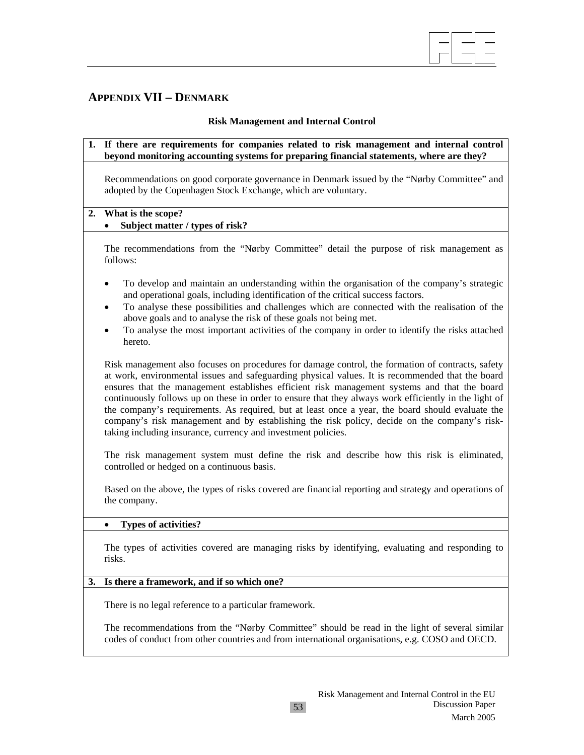## APPENDIX VII – DENMARK

**Risk Management and Internal Control**

**1. If there are requirements for companies related to risk management and internal control beyond monitoring accounting systems for preparing financial statements, where are they?**

Recommendations on good corporate governance in Denmark issued by the "Nørby Committee" and adopted by the Copenhagen Stock Exchange, which are voluntary.

**2. What is the scope?**

- **Subject matter / types of risk?**

The recommendations from the "Nørby Committee" detail the purpose of risk management as follows:

- To develop and maintain an understanding within the organisation of the company's strategic and operational goals, including identification of the critical success factors.
- To analyse these possibilities and challenges which are connected with the realisation of the above goals and to analyse the risk of these goals not being met.
- To analyse the most important activities of the company in order to identify the risks attached hereto.

Risk management also focuses on procedures for damage control, the formation of contracts, safety at work, environmental issues and safeguarding physical values. It is recommended that the board ensures that the management establishes efficient risk management systems and that the board continuously follows up on these in order to ensure that they always work efficiently in the light of the company's requirements. As required, but at least once a year, the board should evaluate the company's risk management and by establishing the risk policy, decide on the company's risk-taking including insurance, currency and investment policies.

The risk management system must define the risk and describe how this risk is eliminated, controlled or hedged on a continuous basis.

Based on the above, the types of risks covered are financial reporting and strategy and operations of the company.

- **Types of activities?**

The types of activities covered are managing risks by identifying, evaluating and responding to risks.

**3. Is there a framework, and if so which one?**

There is no legal reference to a particular framework.

The recommendations from the "Nørby Committee" should be read in the light of several similar codes of conduct from other countries and from international organisations, e.g. COSO and OECD.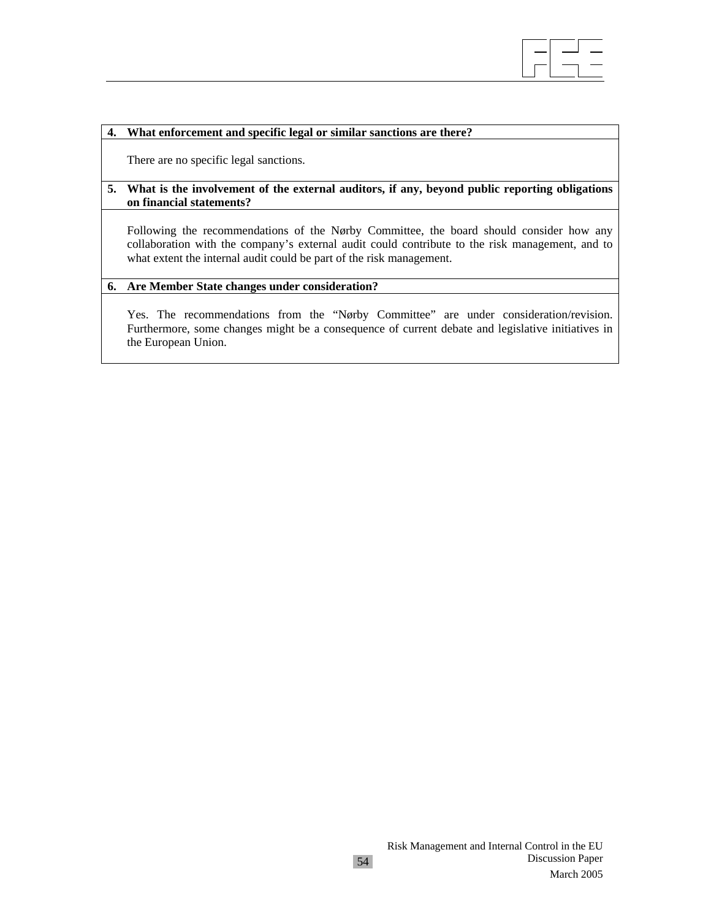**4. What enforcement and specific legal or similar sanctions are there?**

There are no specific legal sanctions.

**5. What is the involvement of the external auditors, if any, beyond public reporting obligations on financial statements?**

Following the recommendations of the Nørby Committee, the board should consider how any collaboration with the company's external audit could contribute to the risk management, and to what extent the internal audit could be part of the risk management.

**6. Are Member State changes under consideration?**

Yes. The recommendations from the "Nørby Committee" are under consideration/revision. Furthermore, some changes might be a consequence of current debate and legislative initiatives in the European Union.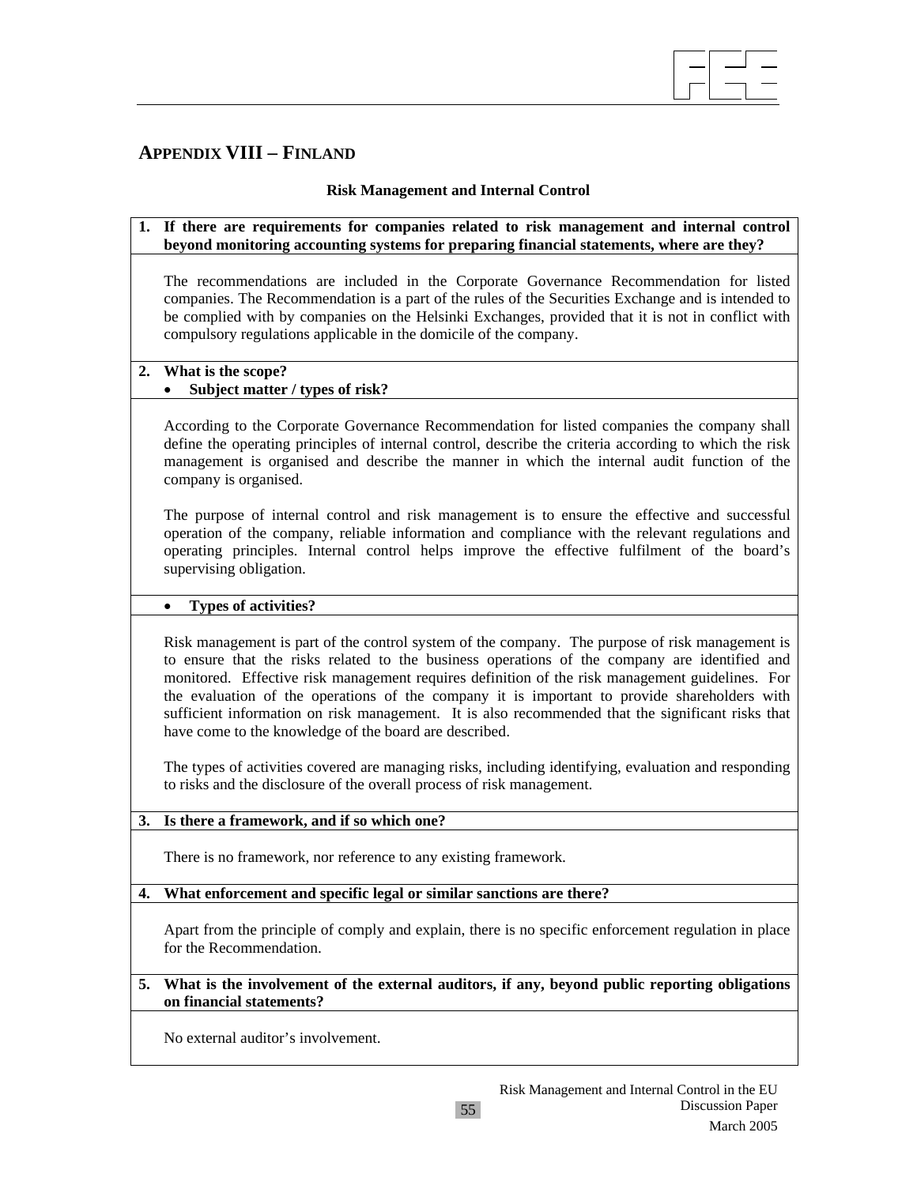## APPENDIX VIII – FINLAND

**Risk Management and Internal Control**

**1. If there are requirements for companies related to risk management and internal control beyond monitoring accounting systems for preparing financial statements, where are they?**

The recommendations are included in the Corporate Governance Recommendation for listed companies. The Recommendation is a part of the rules of the Securities Exchange and is intended to be complied with by companies on the Helsinki Exchanges, provided that it is not in conflict with compulsory regulations applicable in the domicile of the company.

**2. What is the scope?**
- **Subject matter / types of risk?**

According to the Corporate Governance Recommendation for listed companies the company shall define the operating principles of internal control, describe the criteria according to which the risk management is organised and describe the manner in which the internal audit function of the company is organised.

The purpose of internal control and risk management is to ensure the effective and successful operation of the company, reliable information and compliance with the relevant regulations and operating principles. Internal control helps improve the effective fulfilment of the board's supervising obligation.

- **Types of activities?**

Risk management is part of the control system of the company. The purpose of risk management is to ensure that the risks related to the business operations of the company are identified and monitored. Effective risk management requires definition of the risk management guidelines. For the evaluation of the operations of the company it is important to provide shareholders with sufficient information on risk management. It is also recommended that the significant risks that have come to the knowledge of the board are described.

The types of activities covered are managing risks, including identifying, evaluation and responding to risks and the disclosure of the overall process of risk management.

**3. Is there a framework, and if so which one?**

There is no framework, nor reference to any existing framework.

**4. What enforcement and specific legal or similar sanctions are there?**

Apart from the principle of comply and explain, there is no specific enforcement regulation in place for the Recommendation.

**5. What is the involvement of the external auditors, if any, beyond public reporting obligations on financial statements?**

No external auditor's involvement.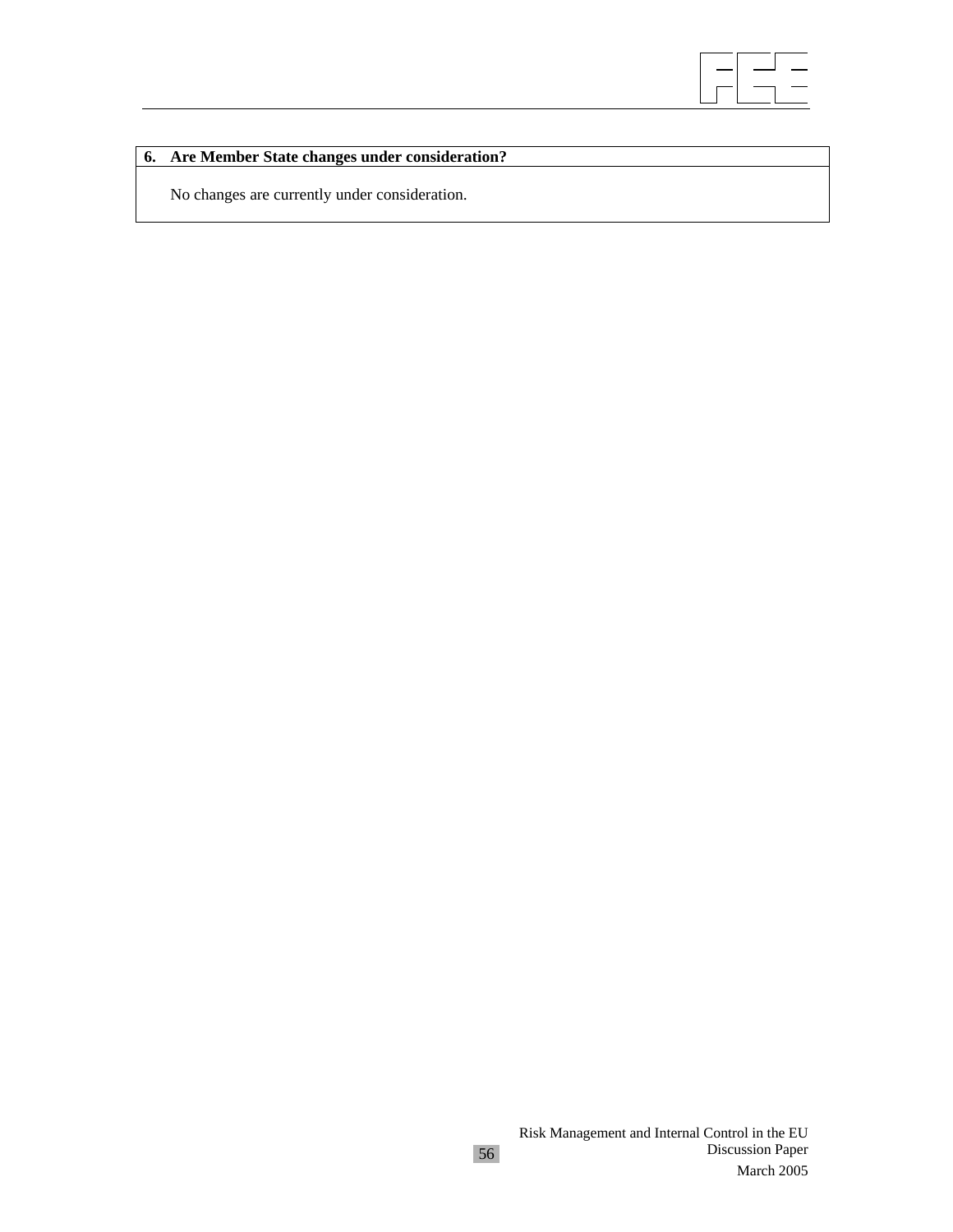| 6. Are Member State changes under consideration? |
| --- |
| No changes are currently under consideration. |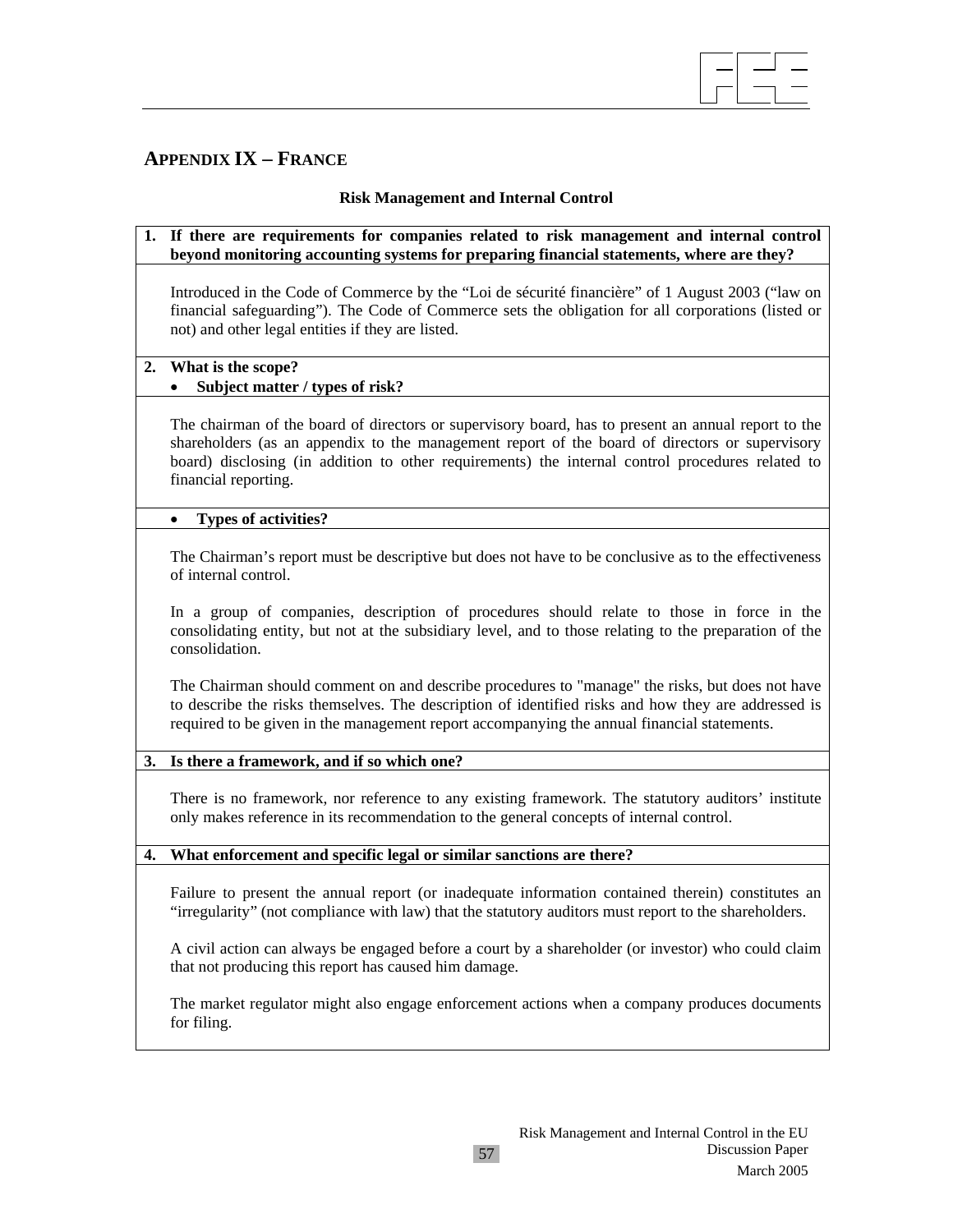## APPENDIX IX – FRANCE

### Risk Management and Internal Control

**1. If there are requirements for companies related to risk management and internal control beyond monitoring accounting systems for preparing financial statements, where are they?**

Introduced in the Code of Commerce by the "Loi de sécurité financière" of 1 August 2003 ("law on financial safeguarding"). The Code of Commerce sets the obligation for all corporations (listed or not) and other legal entities if they are listed.

**2. What is the scope?**

- **Subject matter / types of risk?**

The chairman of the board of directors or supervisory board, has to present an annual report to the shareholders (as an appendix to the management report of the board of directors or supervisory board) disclosing (in addition to other requirements) the internal control procedures related to financial reporting.

- **Types of activities?**

The Chairman's report must be descriptive but does not have to be conclusive as to the effectiveness of internal control.

In a group of companies, description of procedures should relate to those in force in the consolidating entity, but not at the subsidiary level, and to those relating to the preparation of the consolidation.

The Chairman should comment on and describe procedures to "manage" the risks, but does not have to describe the risks themselves. The description of identified risks and how they are addressed is required to be given in the management report accompanying the annual financial statements.

**3. Is there a framework, and if so which one?**

There is no framework, nor reference to any existing framework. The statutory auditors' institute only makes reference in its recommendation to the general concepts of internal control.

**4. What enforcement and specific legal or similar sanctions are there?**

Failure to present the annual report (or inadequate information contained therein) constitutes an "irregularity" (not compliance with law) that the statutory auditors must report to the shareholders.

A civil action can always be engaged before a court by a shareholder (or investor) who could claim that not producing this report has caused him damage.

The market regulator might also engage enforcement actions when a company produces documents for filing.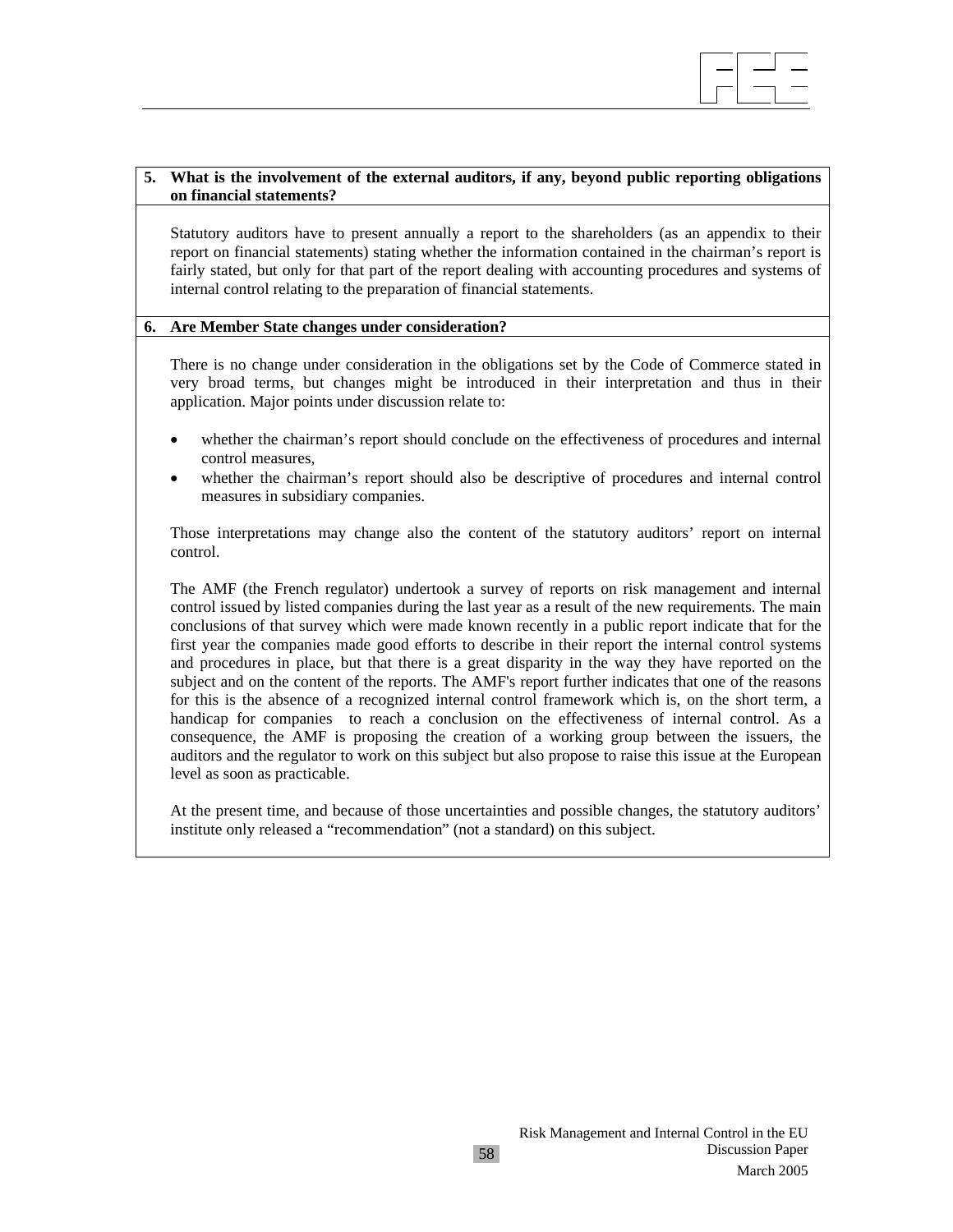**5. What is the involvement of the external auditors, if any, beyond public reporting obligations on financial statements?**

Statutory auditors have to present annually a report to the shareholders (as an appendix to their report on financial statements) stating whether the information contained in the chairman's report is fairly stated, but only for that part of the report dealing with accounting procedures and systems of internal control relating to the preparation of financial statements.

**6. Are Member State changes under consideration?**

There is no change under consideration in the obligations set by the Code of Commerce stated in very broad terms, but changes might be introduced in their interpretation and thus in their application. Major points under discussion relate to:

- whether the chairman's report should conclude on the effectiveness of procedures and internal control measures,
- whether the chairman's report should also be descriptive of procedures and internal control measures in subsidiary companies.

Those interpretations may change also the content of the statutory auditors' report on internal control.

The AMF (the French regulator) undertook a survey of reports on risk management and internal control issued by listed companies during the last year as a result of the new requirements. The main conclusions of that survey which were made known recently in a public report indicate that for the first year the companies made good efforts to describe in their report the internal control systems and procedures in place, but that there is a great disparity in the way they have reported on the subject and on the content of the reports. The AMF's report further indicates that one of the reasons for this is the absence of a recognized internal control framework which is, on the short term, a handicap for companies to reach a conclusion on the effectiveness of internal control. As a consequence, the AMF is proposing the creation of a working group between the issuers, the auditors and the regulator to work on this subject but also propose to raise this issue at the European level as soon as practicable.

At the present time, and because of those uncertainties and possible changes, the statutory auditors' institute only released a "recommendation" (not a standard) on this subject.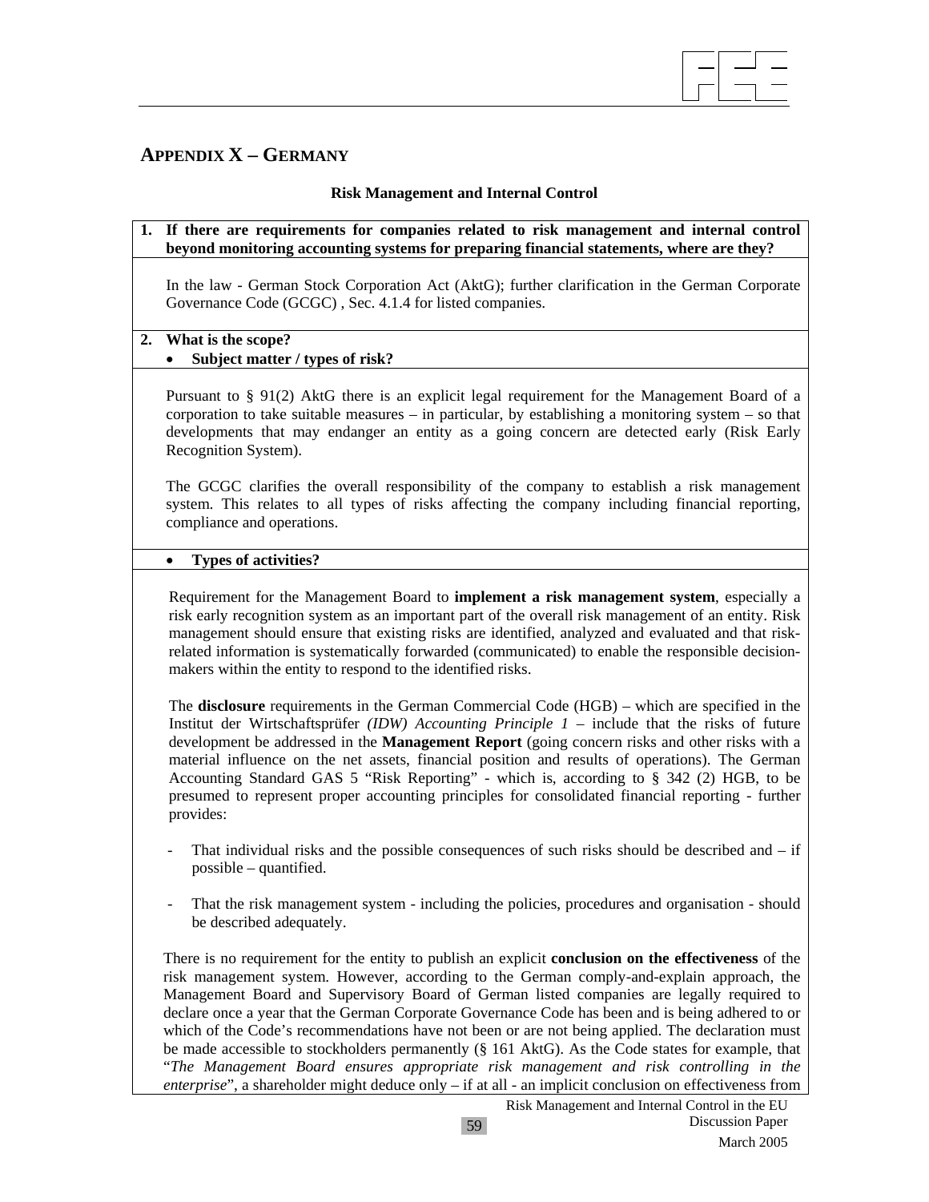## APPENDIX X – GERMANY

**Risk Management and Internal Control**

**1. If there are requirements for companies related to risk management and internal control beyond monitoring accounting systems for preparing financial statements, where are they?**

In the law - German Stock Corporation Act (AktG); further clarification in the German Corporate Governance Code (GCGC) , Sec. 4.1.4 for listed companies.

**2. What is the scope?**

- **Subject matter / types of risk?**

Pursuant to § 91(2) AktG there is an explicit legal requirement for the Management Board of a corporation to take suitable measures – in particular, by establishing a monitoring system – so that developments that may endanger an entity as a going concern are detected early (Risk Early Recognition System).

The GCGC clarifies the overall responsibility of the company to establish a risk management system. This relates to all types of risks affecting the company including financial reporting, compliance and operations.

- **Types of activities?**

Requirement for the Management Board to **implement a risk management system**, especially a risk early recognition system as an important part of the overall risk management of an entity. Risk management should ensure that existing risks are identified, analyzed and evaluated and that risk-related information is systematically forwarded (communicated) to enable the responsible decision-makers within the entity to respond to the identified risks.

The **disclosure** requirements in the German Commercial Code (HGB) – which are specified in the Institut der Wirtschaftsprüfer *(IDW) Accounting Principle 1* – include that the risks of future development be addressed in the **Management Report** (going concern risks and other risks with a material influence on the net assets, financial position and results of operations). The German Accounting Standard GAS 5 "Risk Reporting" - which is, according to § 342 (2) HGB, to be presumed to represent proper accounting principles for consolidated financial reporting - further provides:

- That individual risks and the possible consequences of such risks should be described and – if possible – quantified.
- That the risk management system - including the policies, procedures and organisation - should be described adequately.

There is no requirement for the entity to publish an explicit **conclusion on the effectiveness** of the risk management system. However, according to the German comply-and-explain approach, the Management Board and Supervisory Board of German listed companies are legally required to declare once a year that the German Corporate Governance Code has been and is being adhered to or which of the Code's recommendations have not been or are not being applied. The declaration must be made accessible to stockholders permanently (§ 161 AktG). As the Code states for example, that "*The Management Board ensures appropriate risk management and risk controlling in the enterprise*", a shareholder might deduce only – if at all - an implicit conclusion on effectiveness from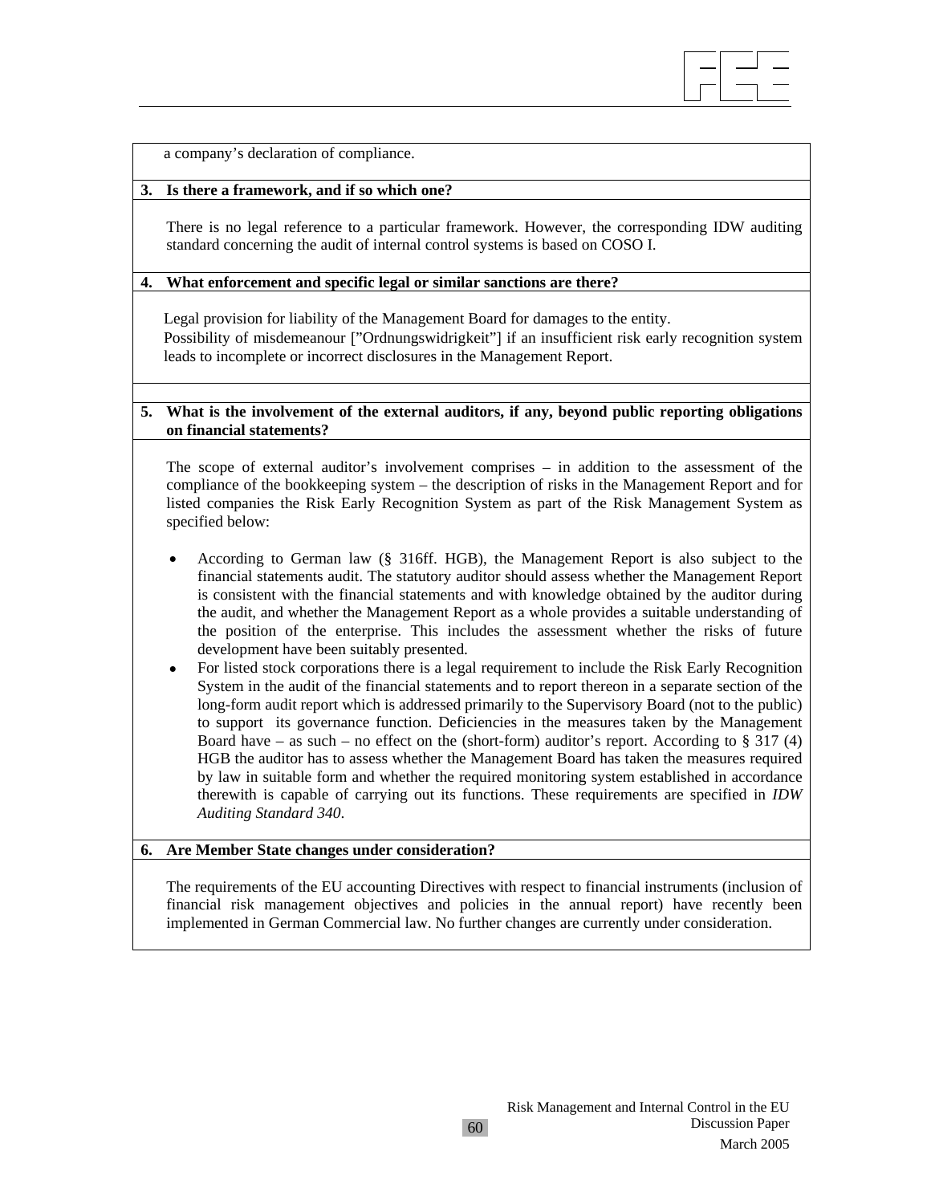a company's declaration of compliance.

**3. Is there a framework, and if so which one?**

There is no legal reference to a particular framework. However, the corresponding IDW auditing standard concerning the audit of internal control systems is based on COSO I.

**4. What enforcement and specific legal or similar sanctions are there?**

Legal provision for liability of the Management Board for damages to the entity.
Possibility of misdemeanour ["Ordnungswidrigkeit"] if an insufficient risk early recognition system leads to incomplete or incorrect disclosures in the Management Report.

**5. What is the involvement of the external auditors, if any, beyond public reporting obligations on financial statements?**

The scope of external auditor's involvement comprises – in addition to the assessment of the compliance of the bookkeeping system – the description of risks in the Management Report and for listed companies the Risk Early Recognition System as part of the Risk Management System as specified below:

- According to German law (§ 316ff. HGB), the Management Report is also subject to the financial statements audit. The statutory auditor should assess whether the Management Report is consistent with the financial statements and with knowledge obtained by the auditor during the audit, and whether the Management Report as a whole provides a suitable understanding of the position of the enterprise. This includes the assessment whether the risks of future development have been suitably presented.
- For listed stock corporations there is a legal requirement to include the Risk Early Recognition System in the audit of the financial statements and to report thereon in a separate section of the long-form audit report which is addressed primarily to the Supervisory Board (not to the public) to support its governance function. Deficiencies in the measures taken by the Management Board have – as such – no effect on the (short-form) auditor's report. According to § 317 (4) HGB the auditor has to assess whether the Management Board has taken the measures required by law in suitable form and whether the required monitoring system established in accordance therewith is capable of carrying out its functions. These requirements are specified in *IDW Auditing Standard 340*.

**6. Are Member State changes under consideration?**

The requirements of the EU accounting Directives with respect to financial instruments (inclusion of financial risk management objectives and policies in the annual report) have recently been implemented in German Commercial law. No further changes are currently under consideration.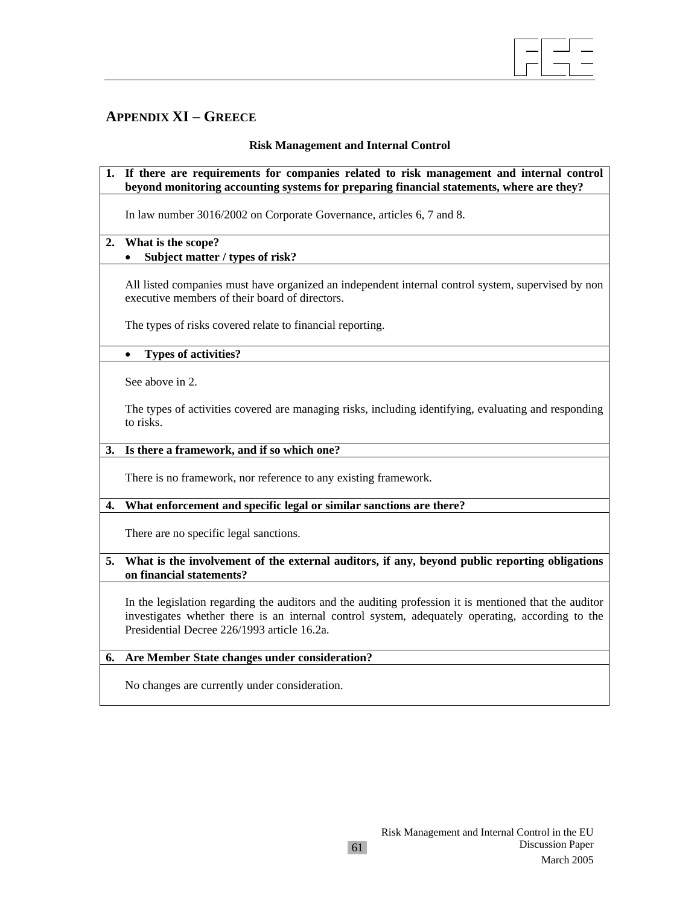## APPENDIX XI – GREECE

**Risk Management and Internal Control**

**1. If there are requirements for companies related to risk management and internal control beyond monitoring accounting systems for preparing financial statements, where are they?**

In law number 3016/2002 on Corporate Governance, articles 6, 7 and 8.

**2. What is the scope?**

- **Subject matter / types of risk?**

All listed companies must have organized an independent internal control system, supervised by non executive members of their board of directors.

The types of risks covered relate to financial reporting.

- **Types of activities?**

See above in 2.

The types of activities covered are managing risks, including identifying, evaluating and responding to risks.

**3. Is there a framework, and if so which one?**

There is no framework, nor reference to any existing framework.

**4. What enforcement and specific legal or similar sanctions are there?**

There are no specific legal sanctions.

**5. What is the involvement of the external auditors, if any, beyond public reporting obligations on financial statements?**

In the legislation regarding the auditors and the auditing profession it is mentioned that the auditor investigates whether there is an internal control system, adequately operating, according to the Presidential Decree 226/1993 article 16.2a.

**6. Are Member State changes under consideration?**

No changes are currently under consideration.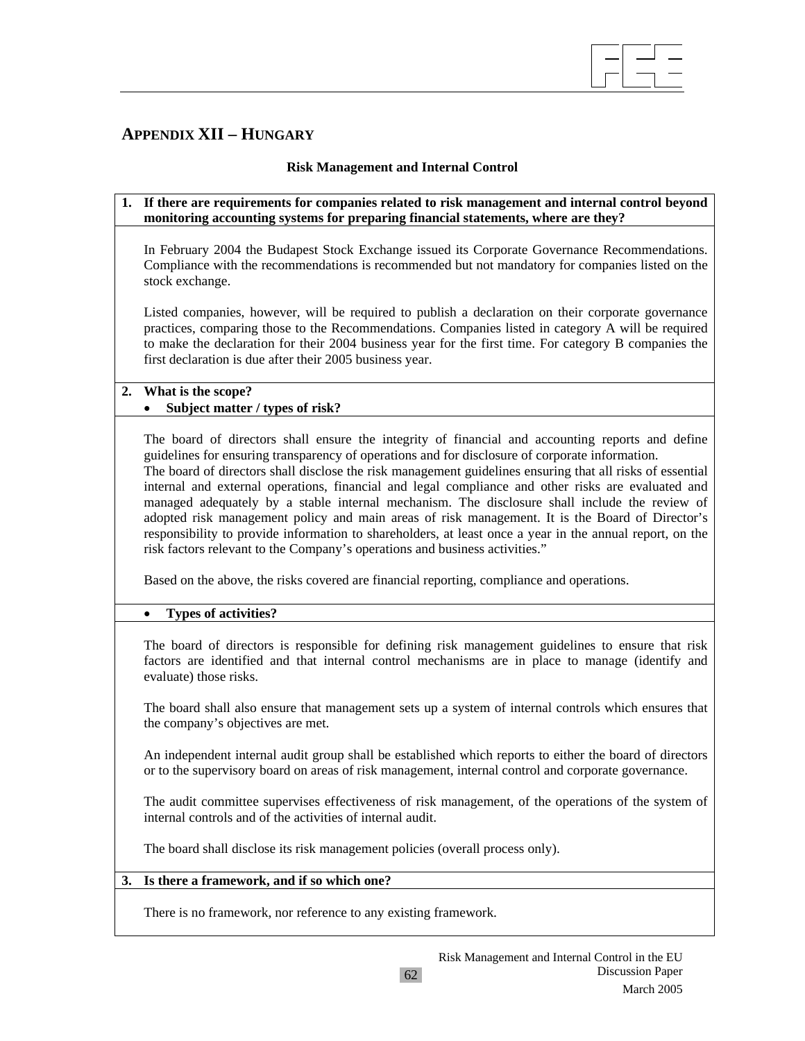## APPENDIX XII – HUNGARY

**Risk Management and Internal Control**

**1. If there are requirements for companies related to risk management and internal control beyond monitoring accounting systems for preparing financial statements, where are they?**

In February 2004 the Budapest Stock Exchange issued its Corporate Governance Recommendations. Compliance with the recommendations is recommended but not mandatory for companies listed on the stock exchange.

Listed companies, however, will be required to publish a declaration on their corporate governance practices, comparing those to the Recommendations. Companies listed in category A will be required to make the declaration for their 2004 business year for the first time. For category B companies the first declaration is due after their 2005 business year.

**2. What is the scope?**

- **Subject matter / types of risk?**

The board of directors shall ensure the integrity of financial and accounting reports and define guidelines for ensuring transparency of operations and for disclosure of corporate information.
The board of directors shall disclose the risk management guidelines ensuring that all risks of essential internal and external operations, financial and legal compliance and other risks are evaluated and managed adequately by a stable internal mechanism. The disclosure shall include the review of adopted risk management policy and main areas of risk management. It is the Board of Director's responsibility to provide information to shareholders, at least once a year in the annual report, on the risk factors relevant to the Company's operations and business activities."

Based on the above, the risks covered are financial reporting, compliance and operations.

- **Types of activities?**

The board of directors is responsible for defining risk management guidelines to ensure that risk factors are identified and that internal control mechanisms are in place to manage (identify and evaluate) those risks.

The board shall also ensure that management sets up a system of internal controls which ensures that the company's objectives are met.

An independent internal audit group shall be established which reports to either the board of directors or to the supervisory board on areas of risk management, internal control and corporate governance.

The audit committee supervises effectiveness of risk management, of the operations of the system of internal controls and of the activities of internal audit.

The board shall disclose its risk management policies (overall process only).

**3. Is there a framework, and if so which one?**

There is no framework, nor reference to any existing framework.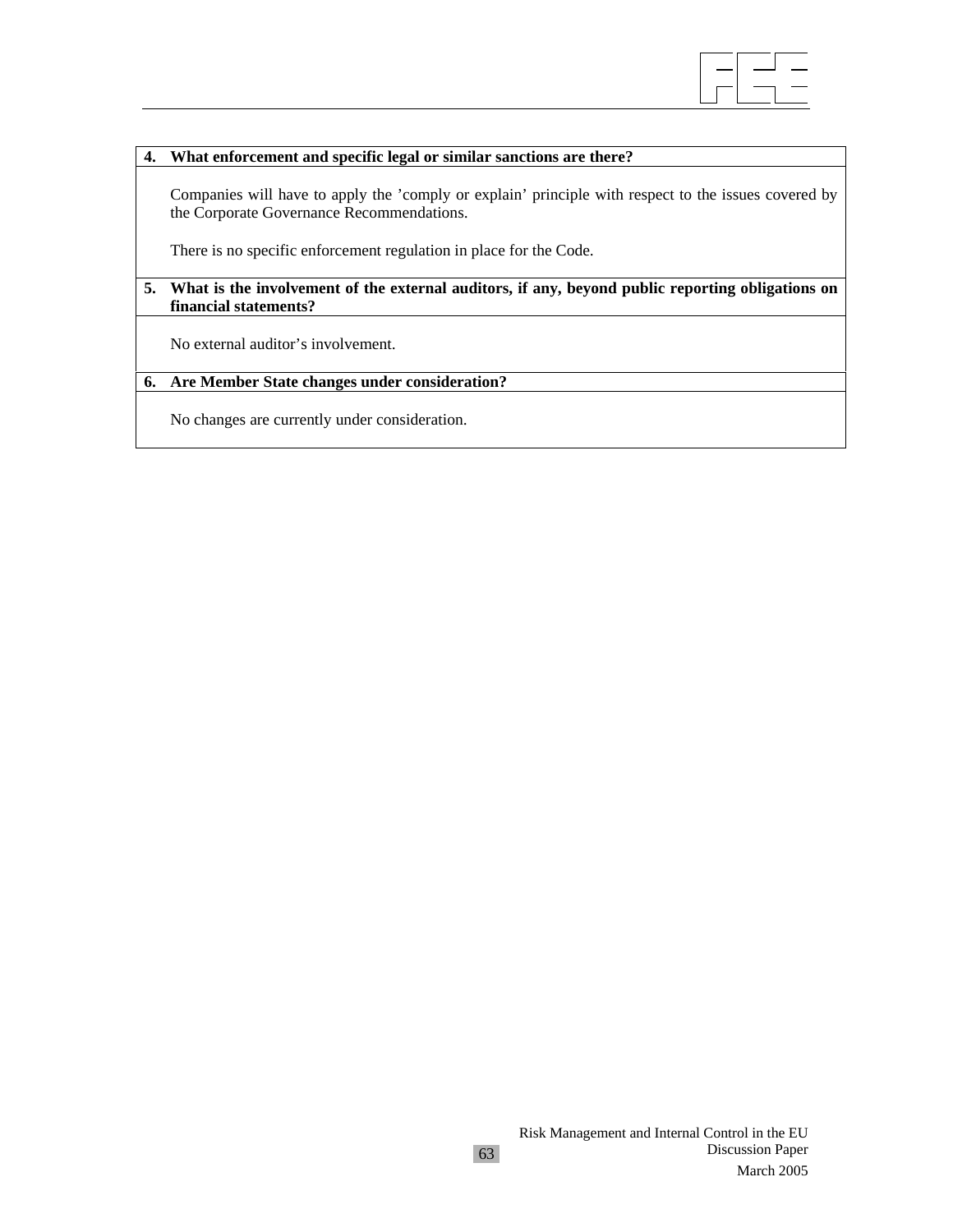| 4. What enforcement and specific legal or similar sanctions are there? |
|---|
| Companies will have to apply the ’comply or explain’ principle with respect to the issues covered by the Corporate Governance Recommendations.<br><br>There is no specific enforcement regulation in place for the Code. |
| **5. What is the involvement of the external auditors, if any, beyond public reporting obligations on financial statements?** |
| No external auditor’s involvement. |
| **6. Are Member State changes under consideration?** |
| No changes are currently under consideration. |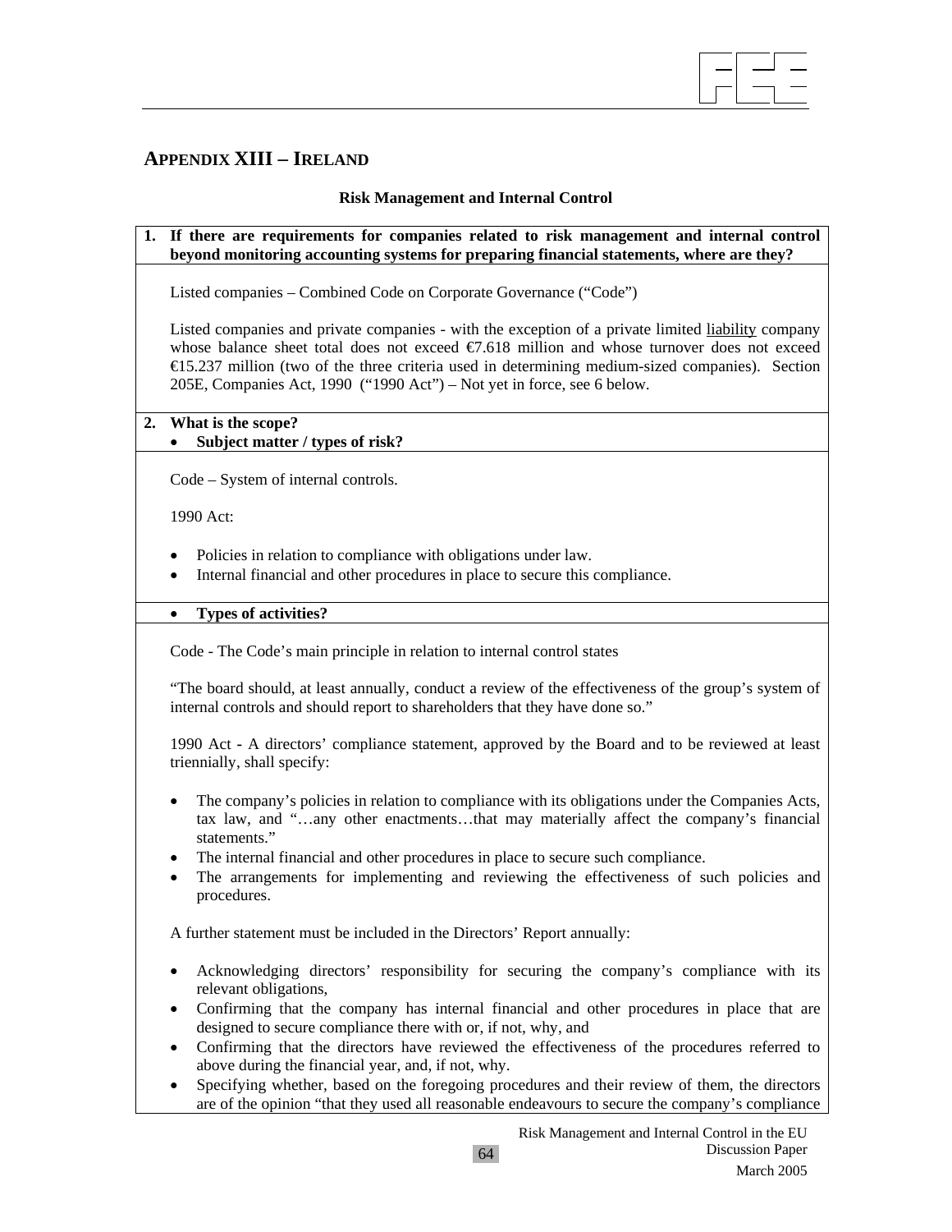## APPENDIX XIII – IRELAND

**Risk Management and Internal Control**

**1. If there are requirements for companies related to risk management and internal control beyond monitoring accounting systems for preparing financial statements, where are they?**

Listed companies – Combined Code on Corporate Governance ("Code")

Listed companies and private companies - with the exception of a private limited liability company whose balance sheet total does not exceed €7.618 million and whose turnover does not exceed €15.237 million (two of the three criteria used in determining medium-sized companies). Section 205E, Companies Act, 1990 ("1990 Act") – Not yet in force, see 6 below.

**2. What is the scope?**

- **Subject matter / types of risk?**

Code – System of internal controls.

1990 Act:

- Policies in relation to compliance with obligations under law.
- Internal financial and other procedures in place to secure this compliance.

- **Types of activities?**

Code - The Code's main principle in relation to internal control states

"The board should, at least annually, conduct a review of the effectiveness of the group's system of internal controls and should report to shareholders that they have done so."

1990 Act - A directors' compliance statement, approved by the Board and to be reviewed at least triennially, shall specify:

- The company's policies in relation to compliance with its obligations under the Companies Acts, tax law, and "…any other enactments…that may materially affect the company's financial statements."
- The internal financial and other procedures in place to secure such compliance.
- The arrangements for implementing and reviewing the effectiveness of such policies and procedures.

A further statement must be included in the Directors' Report annually:

- Acknowledging directors' responsibility for securing the company's compliance with its relevant obligations,
- Confirming that the company has internal financial and other procedures in place that are designed to secure compliance there with or, if not, why, and
- Confirming that the directors have reviewed the effectiveness of the procedures referred to above during the financial year, and, if not, why.
- Specifying whether, based on the foregoing procedures and their review of them, the directors are of the opinion "that they used all reasonable endeavours to secure the company's compliance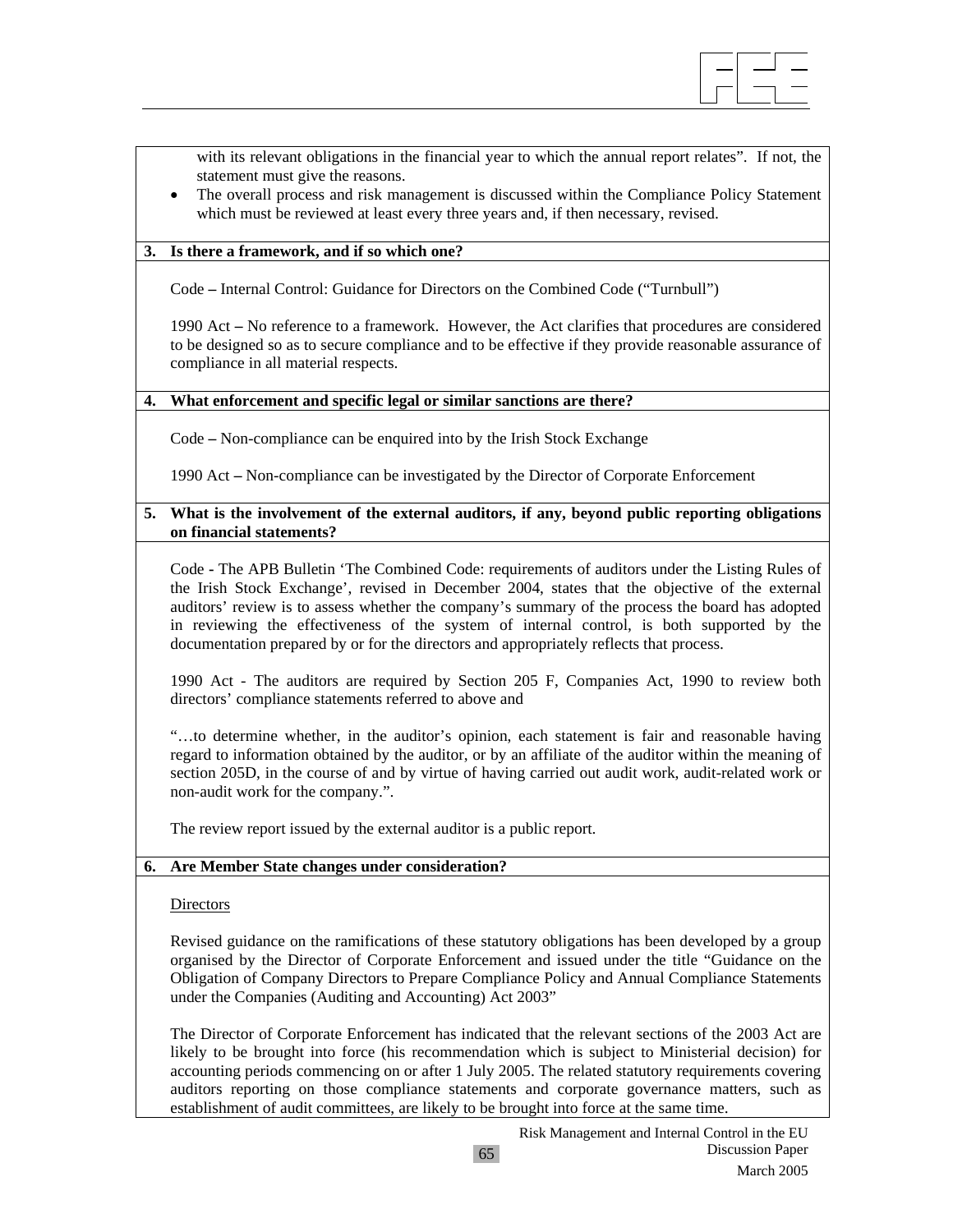with its relevant obligations in the financial year to which the annual report relates". If not, the statement must give the reasons.

- The overall process and risk management is discussed within the Compliance Policy Statement which must be reviewed at least every three years and, if then necessary, revised.

**3. Is there a framework, and if so which one?**

Code – Internal Control: Guidance for Directors on the Combined Code ("Turnbull")

1990 Act – No reference to a framework. However, the Act clarifies that procedures are considered to be designed so as to secure compliance and to be effective if they provide reasonable assurance of compliance in all material respects.

**4. What enforcement and specific legal or similar sanctions are there?**

Code – Non-compliance can be enquired into by the Irish Stock Exchange

1990 Act – Non-compliance can be investigated by the Director of Corporate Enforcement

**5. What is the involvement of the external auditors, if any, beyond public reporting obligations on financial statements?**

Code - The APB Bulletin 'The Combined Code: requirements of auditors under the Listing Rules of the Irish Stock Exchange', revised in December 2004, states that the objective of the external auditors' review is to assess whether the company's summary of the process the board has adopted in reviewing the effectiveness of the system of internal control, is both supported by the documentation prepared by or for the directors and appropriately reflects that process.

1990 Act - The auditors are required by Section 205 F, Companies Act, 1990 to review both directors' compliance statements referred to above and

"…to determine whether, in the auditor's opinion, each statement is fair and reasonable having regard to information obtained by the auditor, or by an affiliate of the auditor within the meaning of section 205D, in the course of and by virtue of having carried out audit work, audit-related work or non-audit work for the company.".

The review report issued by the external auditor is a public report.

**6. Are Member State changes under consideration?**

Directors

Revised guidance on the ramifications of these statutory obligations has been developed by a group organised by the Director of Corporate Enforcement and issued under the title "Guidance on the Obligation of Company Directors to Prepare Compliance Policy and Annual Compliance Statements under the Companies (Auditing and Accounting) Act 2003"

The Director of Corporate Enforcement has indicated that the relevant sections of the 2003 Act are likely to be brought into force (his recommendation which is subject to Ministerial decision) for accounting periods commencing on or after 1 July 2005. The related statutory requirements covering auditors reporting on those compliance statements and corporate governance matters, such as establishment of audit committees, are likely to be brought into force at the same time.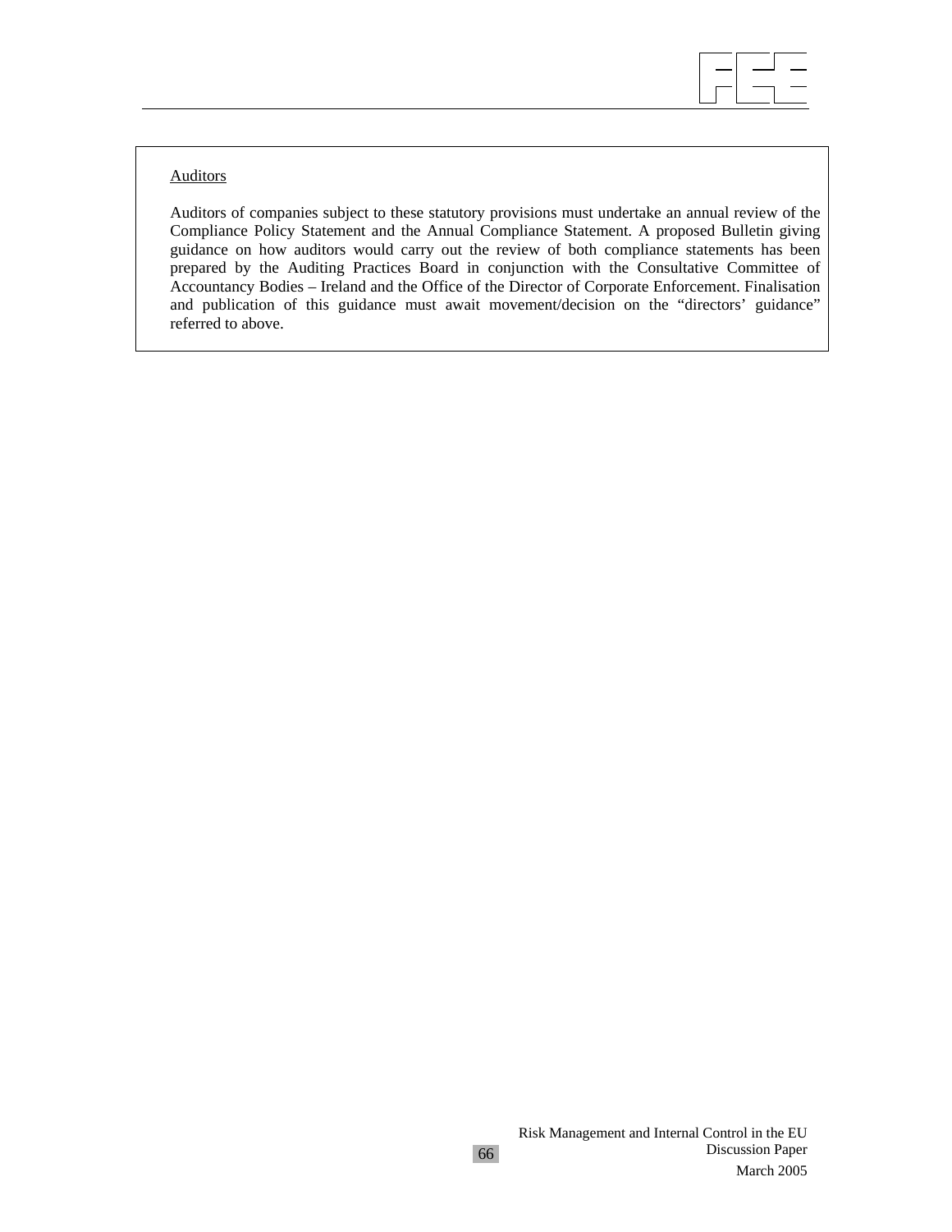<u>Auditors</u>

Auditors of companies subject to these statutory provisions must undertake an annual review of the Compliance Policy Statement and the Annual Compliance Statement. A proposed Bulletin giving guidance on how auditors would carry out the review of both compliance statements has been prepared by the Auditing Practices Board in conjunction with the Consultative Committee of Accountancy Bodies – Ireland and the Office of the Director of Corporate Enforcement. Finalisation and publication of this guidance must await movement/decision on the "directors' guidance" referred to above.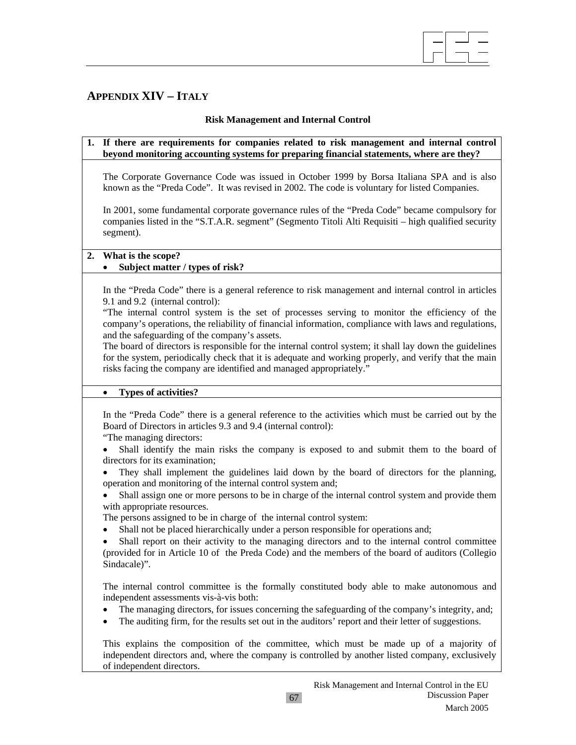# APPENDIX XIV – ITALY

**Risk Management and Internal Control**

**1. If there are requirements for companies related to risk management and internal control beyond monitoring accounting systems for preparing financial statements, where are they?**

The Corporate Governance Code was issued in October 1999 by Borsa Italiana SPA and is also known as the "Preda Code". It was revised in 2002. The code is voluntary for listed Companies.

In 2001, some fundamental corporate governance rules of the "Preda Code" became compulsory for companies listed in the "S.T.A.R. segment" (Segmento Titoli Alti Requisiti – high qualified security segment).

**2. What is the scope?**

- **Subject matter / types of risk?**

In the "Preda Code" there is a general reference to risk management and internal control in articles 9.1 and 9.2 (internal control):

"The internal control system is the set of processes serving to monitor the efficiency of the company's operations, the reliability of financial information, compliance with laws and regulations, and the safeguarding of the company's assets.

The board of directors is responsible for the internal control system; it shall lay down the guidelines for the system, periodically check that it is adequate and working properly, and verify that the main risks facing the company are identified and managed appropriately."

- **Types of activities?**

In the "Preda Code" there is a general reference to the activities which must be carried out by the Board of Directors in articles 9.3 and 9.4 (internal control):

"The managing directors:

- Shall identify the main risks the company is exposed to and submit them to the board of directors for its examination;
- They shall implement the guidelines laid down by the board of directors for the planning, operation and monitoring of the internal control system and;
- Shall assign one or more persons to be in charge of the internal control system and provide them with appropriate resources.

The persons assigned to be in charge of the internal control system:

- Shall not be placed hierarchically under a person responsible for operations and;
- Shall report on their activity to the managing directors and to the internal control committee (provided for in Article 10 of the Preda Code) and the members of the board of auditors (Collegio Sindacale)".

The internal control committee is the formally constituted body able to make autonomous and independent assessments vis-à-vis both:

- The managing directors, for issues concerning the safeguarding of the company's integrity, and;
- The auditing firm, for the results set out in the auditors' report and their letter of suggestions.

This explains the composition of the committee, which must be made up of a majority of independent directors and, where the company is controlled by another listed company, exclusively of independent directors.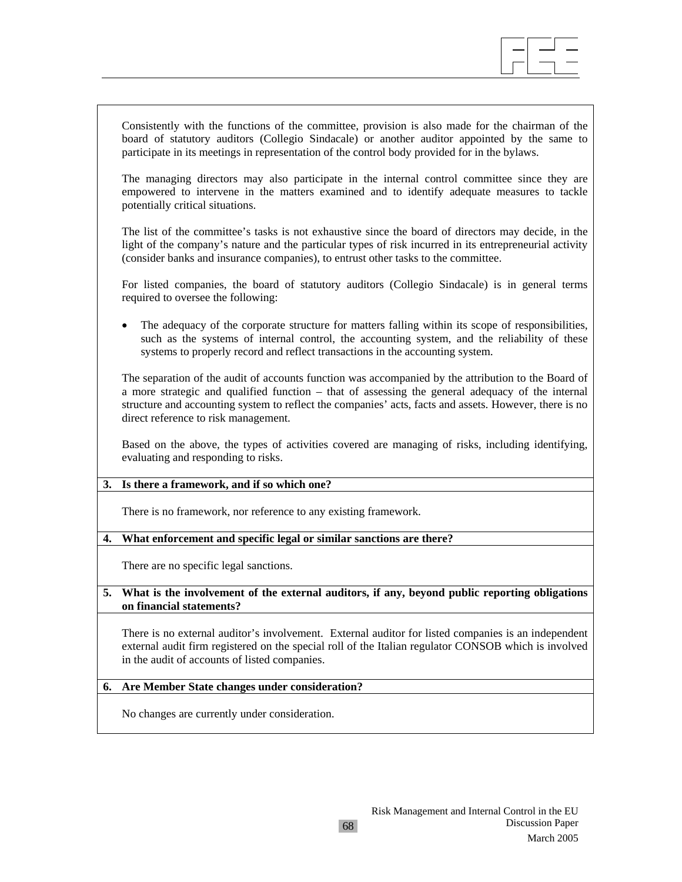Consistently with the functions of the committee, provision is also made for the chairman of the board of statutory auditors (Collegio Sindacale) or another auditor appointed by the same to participate in its meetings in representation of the control body provided for in the bylaws.

The managing directors may also participate in the internal control committee since they are empowered to intervene in the matters examined and to identify adequate measures to tackle potentially critical situations.

The list of the committee's tasks is not exhaustive since the board of directors may decide, in the light of the company's nature and the particular types of risk incurred in its entrepreneurial activity (consider banks and insurance companies), to entrust other tasks to the committee.

For listed companies, the board of statutory auditors (Collegio Sindacale) is in general terms required to oversee the following:

- The adequacy of the corporate structure for matters falling within its scope of responsibilities, such as the systems of internal control, the accounting system, and the reliability of these systems to properly record and reflect transactions in the accounting system.

The separation of the audit of accounts function was accompanied by the attribution to the Board of a more strategic and qualified function – that of assessing the general adequacy of the internal structure and accounting system to reflect the companies' acts, facts and assets. However, there is no direct reference to risk management.

Based on the above, the types of activities covered are managing of risks, including identifying, evaluating and responding to risks.

**3. Is there a framework, and if so which one?**

There is no framework, nor reference to any existing framework.

**4. What enforcement and specific legal or similar sanctions are there?**

There are no specific legal sanctions.

**5. What is the involvement of the external auditors, if any, beyond public reporting obligations on financial statements?**

There is no external auditor's involvement. External auditor for listed companies is an independent external audit firm registered on the special roll of the Italian regulator CONSOB which is involved in the audit of accounts of listed companies.

**6. Are Member State changes under consideration?**

No changes are currently under consideration.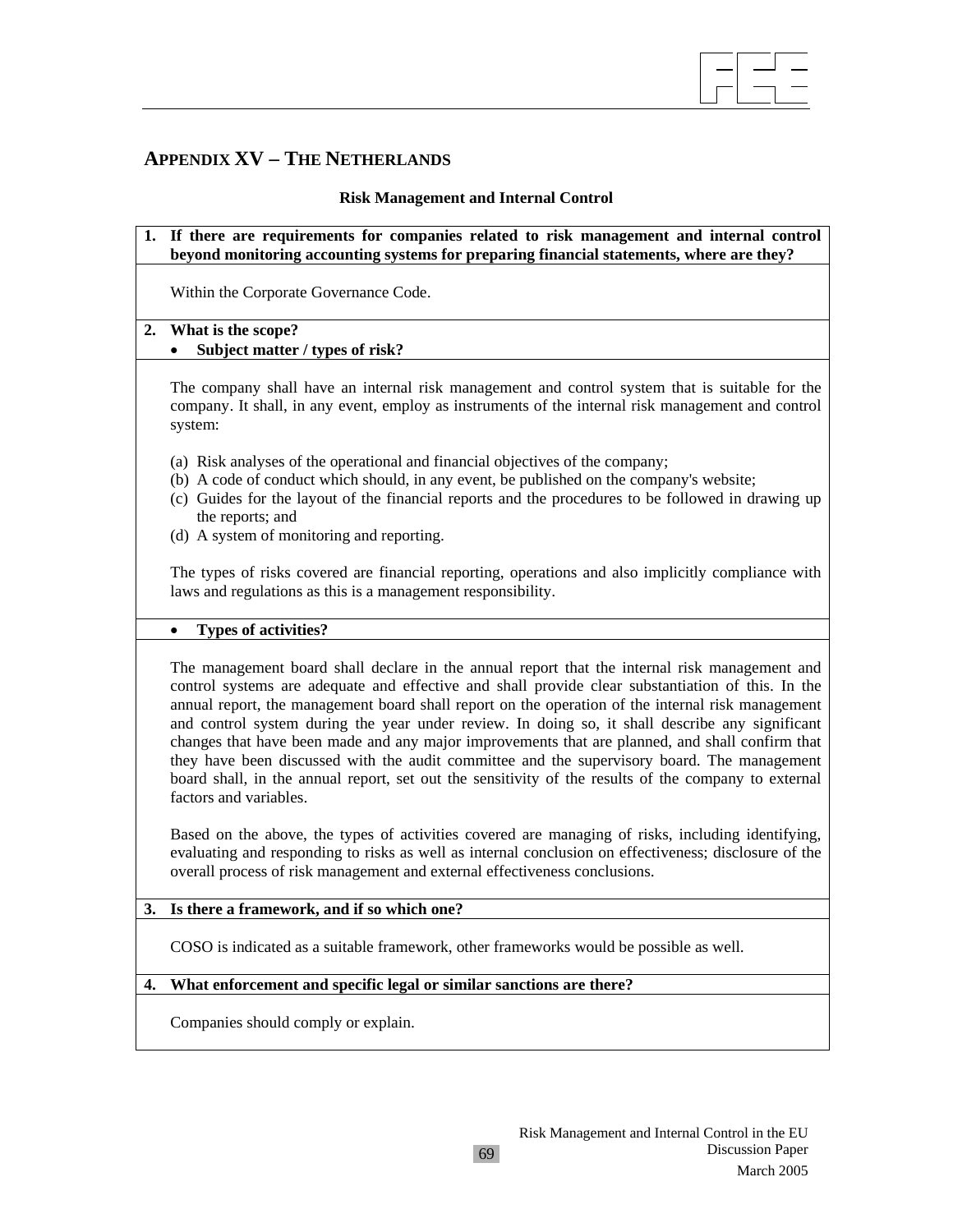# APPENDIX XV – THE NETHERLANDS

**Risk Management and Internal Control**

**1. If there are requirements for companies related to risk management and internal control beyond monitoring accounting systems for preparing financial statements, where are they?**

Within the Corporate Governance Code.

**2. What is the scope?**

- **Subject matter / types of risk?**

The company shall have an internal risk management and control system that is suitable for the company. It shall, in any event, employ as instruments of the internal risk management and control system:

(a) Risk analyses of the operational and financial objectives of the company;
(b) A code of conduct which should, in any event, be published on the company's website;
(c) Guides for the layout of the financial reports and the procedures to be followed in drawing up the reports; and
(d) A system of monitoring and reporting.

The types of risks covered are financial reporting, operations and also implicitly compliance with laws and regulations as this is a management responsibility.

- **Types of activities?**

The management board shall declare in the annual report that the internal risk management and control systems are adequate and effective and shall provide clear substantiation of this. In the annual report, the management board shall report on the operation of the internal risk management and control system during the year under review. In doing so, it shall describe any significant changes that have been made and any major improvements that are planned, and shall confirm that they have been discussed with the audit committee and the supervisory board. The management board shall, in the annual report, set out the sensitivity of the results of the company to external factors and variables.

Based on the above, the types of activities covered are managing of risks, including identifying, evaluating and responding to risks as well as internal conclusion on effectiveness; disclosure of the overall process of risk management and external effectiveness conclusions.

**3. Is there a framework, and if so which one?**

COSO is indicated as a suitable framework, other frameworks would be possible as well.

**4. What enforcement and specific legal or similar sanctions are there?**

Companies should comply or explain.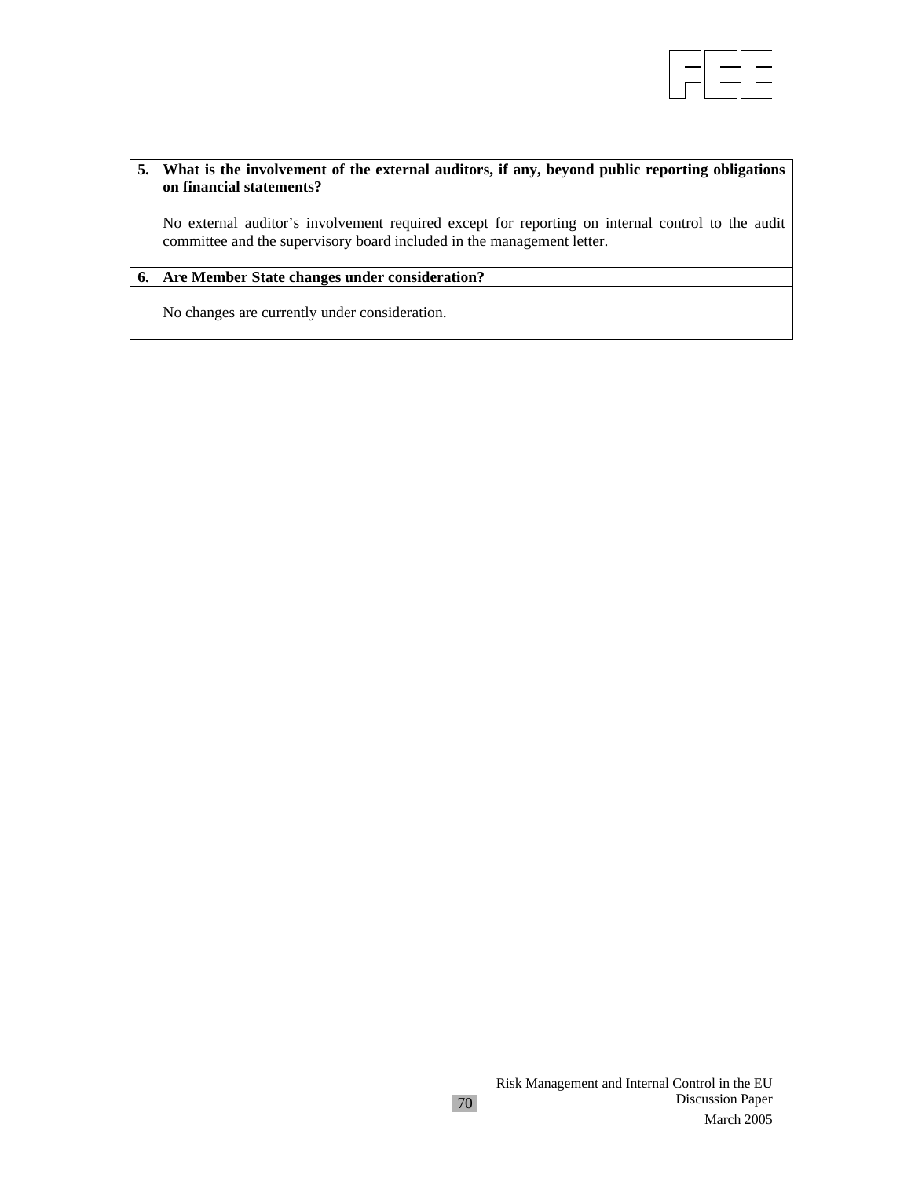**5. What is the involvement of the external auditors, if any, beyond public reporting obligations on financial statements?**

No external auditor’s involvement required except for reporting on internal control to the audit committee and the supervisory board included in the management letter.

**6. Are Member State changes under consideration?**

No changes are currently under consideration.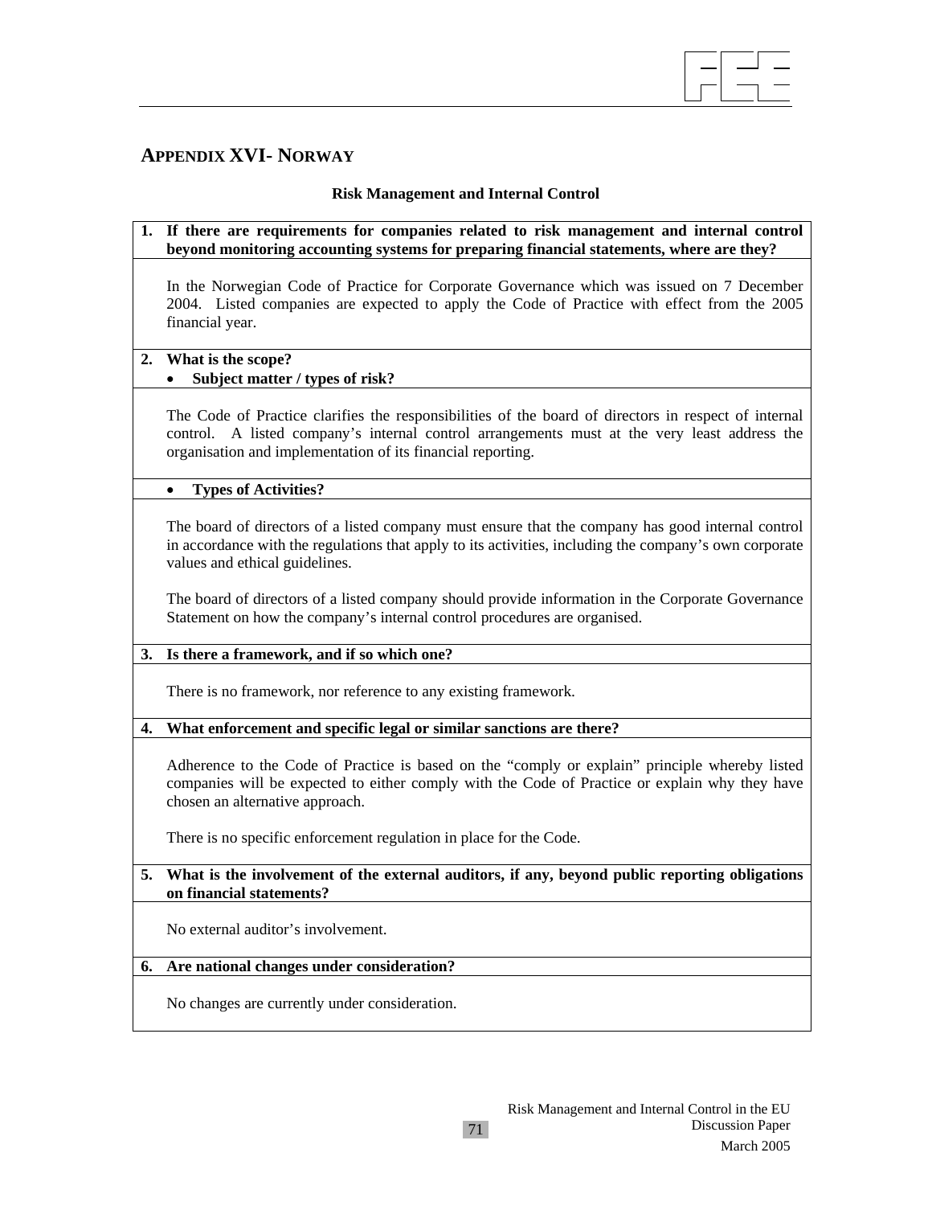## APPENDIX XVI- NORWAY

### Risk Management and Internal Control

**1. If there are requirements for companies related to risk management and internal control beyond monitoring accounting systems for preparing financial statements, where are they?**

In the Norwegian Code of Practice for Corporate Governance which was issued on 7 December 2004. Listed companies are expected to apply the Code of Practice with effect from the 2005 financial year.

**2. What is the scope?**

- **Subject matter / types of risk?**

The Code of Practice clarifies the responsibilities of the board of directors in respect of internal control. A listed company's internal control arrangements must at the very least address the organisation and implementation of its financial reporting.

- **Types of Activities?**

The board of directors of a listed company must ensure that the company has good internal control in accordance with the regulations that apply to its activities, including the company's own corporate values and ethical guidelines.

The board of directors of a listed company should provide information in the Corporate Governance Statement on how the company's internal control procedures are organised.

**3. Is there a framework, and if so which one?**

There is no framework, nor reference to any existing framework.

**4. What enforcement and specific legal or similar sanctions are there?**

Adherence to the Code of Practice is based on the "comply or explain" principle whereby listed companies will be expected to either comply with the Code of Practice or explain why they have chosen an alternative approach.

There is no specific enforcement regulation in place for the Code.

**5. What is the involvement of the external auditors, if any, beyond public reporting obligations on financial statements?**

No external auditor's involvement.

**6. Are national changes under consideration?**

No changes are currently under consideration.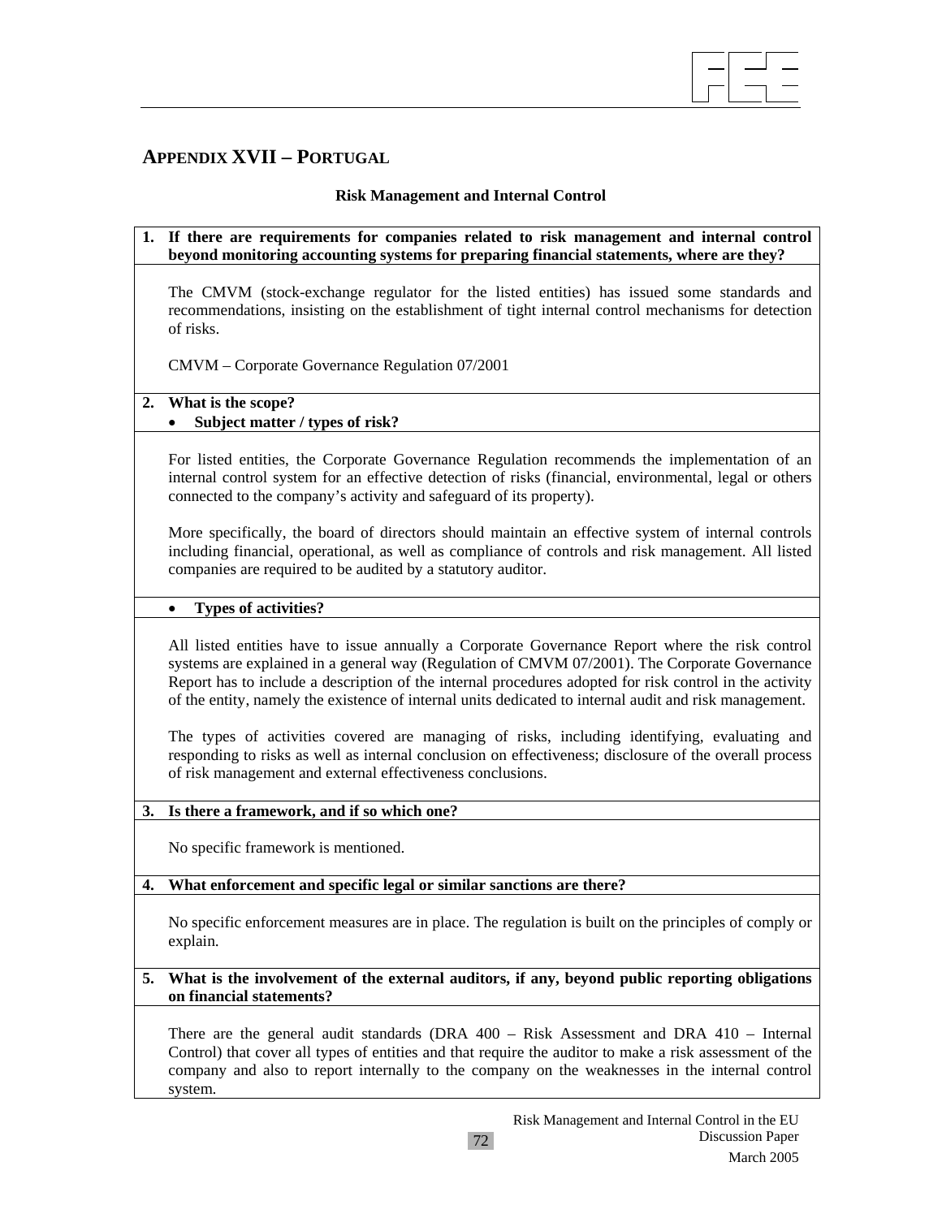# APPENDIX XVII – PORTUGAL

**Risk Management and Internal Control**

**1. If there are requirements for companies related to risk management and internal control beyond monitoring accounting systems for preparing financial statements, where are they?**

The CMVM (stock-exchange regulator for the listed entities) has issued some standards and recommendations, insisting on the establishment of tight internal control mechanisms for detection of risks.

CMVM – Corporate Governance Regulation 07/2001

**2. What is the scope?**

- **Subject matter / types of risk?**

For listed entities, the Corporate Governance Regulation recommends the implementation of an internal control system for an effective detection of risks (financial, environmental, legal or others connected to the company's activity and safeguard of its property).

More specifically, the board of directors should maintain an effective system of internal controls including financial, operational, as well as compliance of controls and risk management. All listed companies are required to be audited by a statutory auditor.

- **Types of activities?**

All listed entities have to issue annually a Corporate Governance Report where the risk control systems are explained in a general way (Regulation of CMVM 07/2001). The Corporate Governance Report has to include a description of the internal procedures adopted for risk control in the activity of the entity, namely the existence of internal units dedicated to internal audit and risk management.

The types of activities covered are managing of risks, including identifying, evaluating and responding to risks as well as internal conclusion on effectiveness; disclosure of the overall process of risk management and external effectiveness conclusions.

**3. Is there a framework, and if so which one?**

No specific framework is mentioned.

**4. What enforcement and specific legal or similar sanctions are there?**

No specific enforcement measures are in place. The regulation is built on the principles of comply or explain.

**5. What is the involvement of the external auditors, if any, beyond public reporting obligations on financial statements?**

There are the general audit standards (DRA 400 – Risk Assessment and DRA 410 – Internal Control) that cover all types of entities and that require the auditor to make a risk assessment of the company and also to report internally to the company on the weaknesses in the internal control system.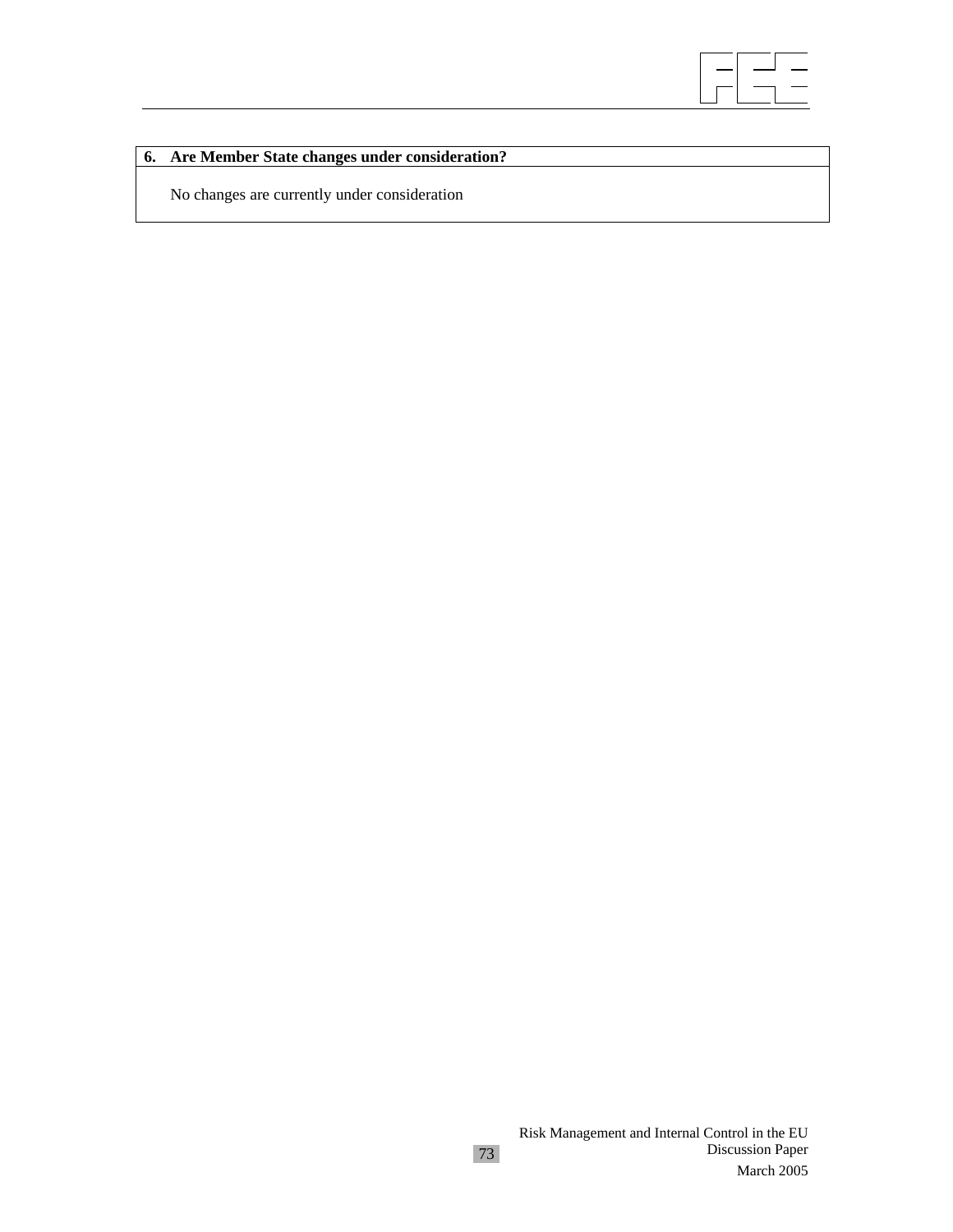| 6. Are Member State changes under consideration? |
| --- |
| No changes are currently under consideration |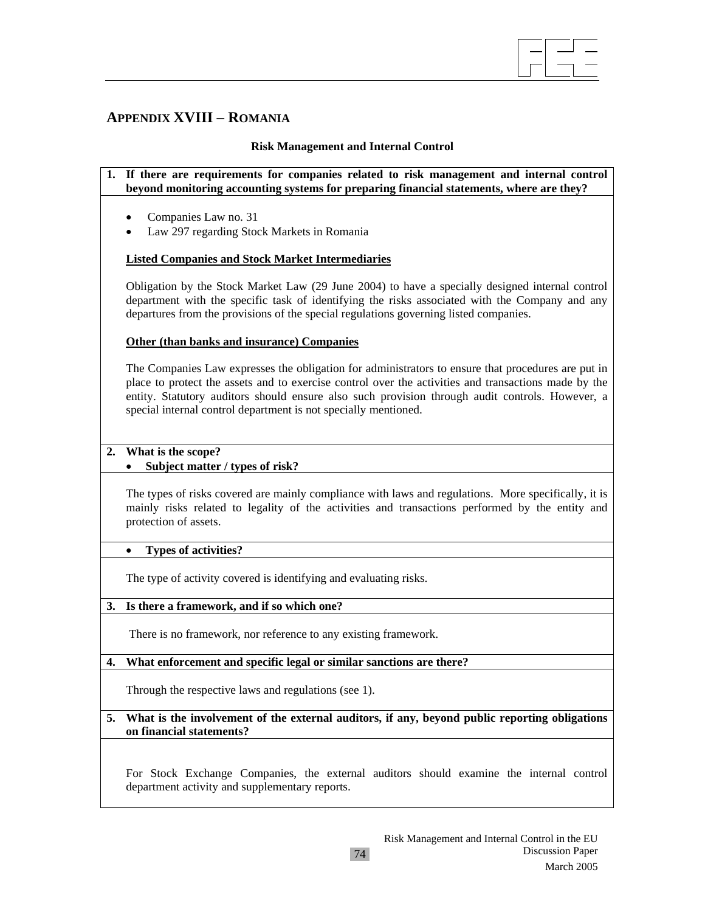## APPENDIX XVIII – ROMANIA

**Risk Management and Internal Control**

**1. If there are requirements for companies related to risk management and internal control beyond monitoring accounting systems for preparing financial statements, where are they?**

- Companies Law no. 31
- Law 297 regarding Stock Markets in Romania

**Listed Companies and Stock Market Intermediaries**

Obligation by the Stock Market Law (29 June 2004) to have a specially designed internal control department with the specific task of identifying the risks associated with the Company and any departures from the provisions of the special regulations governing listed companies.

**Other (than banks and insurance) Companies**

The Companies Law expresses the obligation for administrators to ensure that procedures are put in place to protect the assets and to exercise control over the activities and transactions made by the entity. Statutory auditors should ensure also such provision through audit controls. However, a special internal control department is not specially mentioned.

**2. What is the scope?**

- **Subject matter / types of risk?**

The types of risks covered are mainly compliance with laws and regulations. More specifically, it is mainly risks related to legality of the activities and transactions performed by the entity and protection of assets.

- **Types of activities?**

The type of activity covered is identifying and evaluating risks.

**3. Is there a framework, and if so which one?**

There is no framework, nor reference to any existing framework.

**4. What enforcement and specific legal or similar sanctions are there?**

Through the respective laws and regulations (see 1).

**5. What is the involvement of the external auditors, if any, beyond public reporting obligations on financial statements?**

For Stock Exchange Companies, the external auditors should examine the internal control department activity and supplementary reports.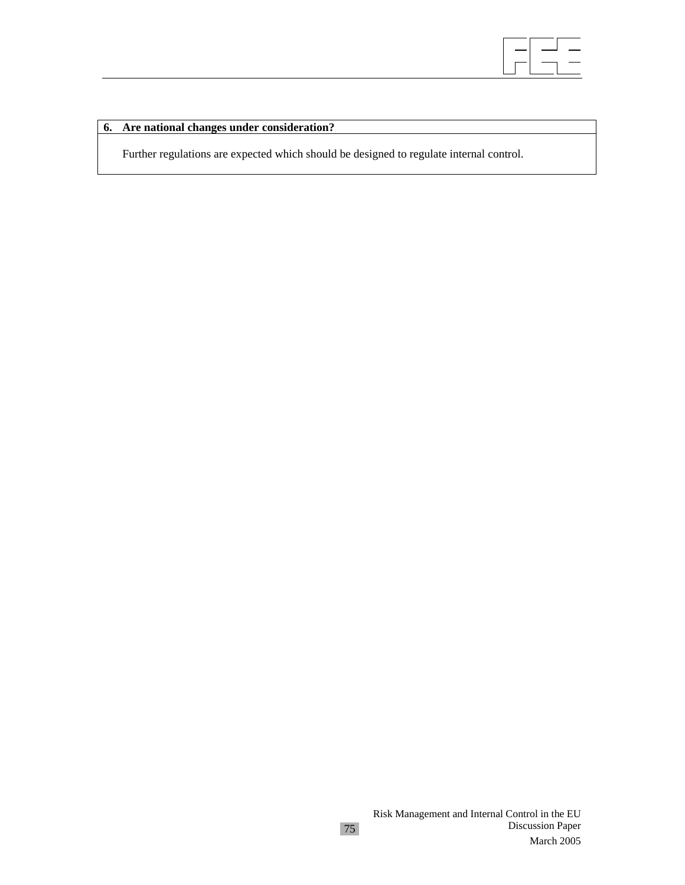| 6. Are national changes under consideration? |
| --- |
| Further regulations are expected which should be designed to regulate internal control. |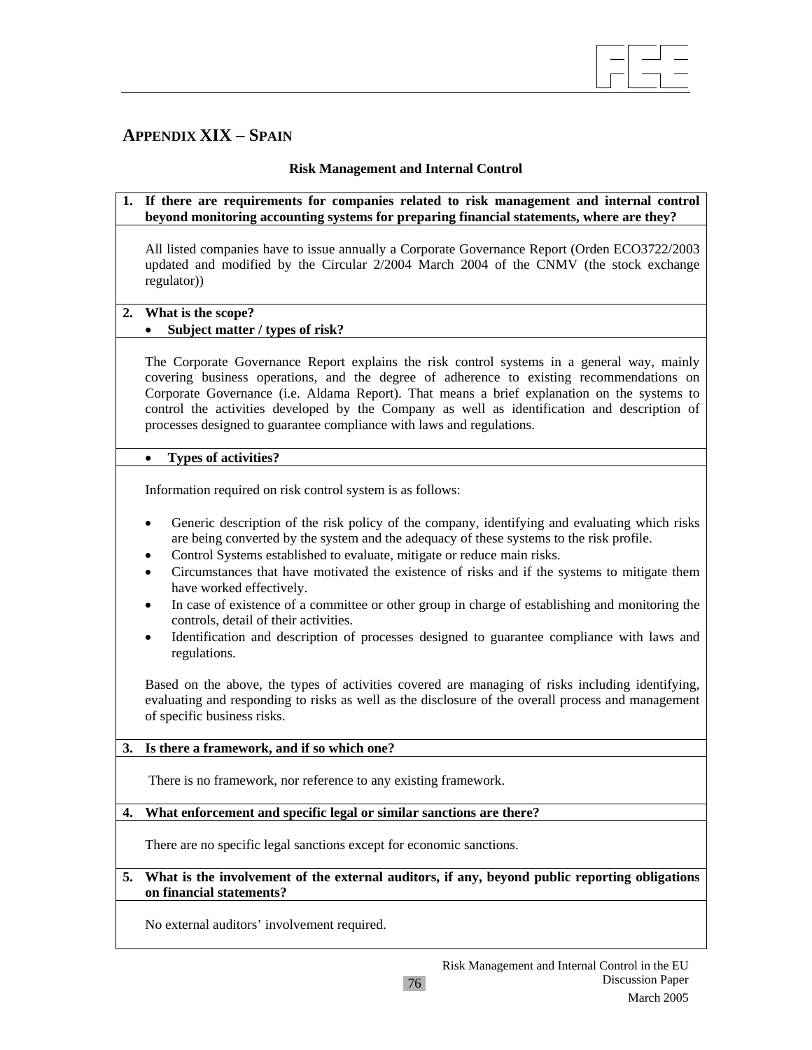# APPENDIX XIX – SPAIN

**Risk Management and Internal Control**

**1. If there are requirements for companies related to risk management and internal control beyond monitoring accounting systems for preparing financial statements, where are they?**

All listed companies have to issue annually a Corporate Governance Report (Orden ECO3722/2003 updated and modified by the Circular 2/2004 March 2004 of the CNMV (the stock exchange regulator))

**2. What is the scope?**

- **Subject matter / types of risk?**

The Corporate Governance Report explains the risk control systems in a general way, mainly covering business operations, and the degree of adherence to existing recommendations on Corporate Governance (i.e. Aldama Report). That means a brief explanation on the systems to control the activities developed by the Company as well as identification and description of processes designed to guarantee compliance with laws and regulations.

- **Types of activities?**

Information required on risk control system is as follows:

- Generic description of the risk policy of the company, identifying and evaluating which risks are being converted by the system and the adequacy of these systems to the risk profile.
- Control Systems established to evaluate, mitigate or reduce main risks.
- Circumstances that have motivated the existence of risks and if the systems to mitigate them have worked effectively.
- In case of existence of a committee or other group in charge of establishing and monitoring the controls, detail of their activities.
- Identification and description of processes designed to guarantee compliance with laws and regulations.

Based on the above, the types of activities covered are managing of risks including identifying, evaluating and responding to risks as well as the disclosure of the overall process and management of specific business risks.

**3. Is there a framework, and if so which one?**

There is no framework, nor reference to any existing framework.

**4. What enforcement and specific legal or similar sanctions are there?**

There are no specific legal sanctions except for economic sanctions.

**5. What is the involvement of the external auditors, if any, beyond public reporting obligations on financial statements?**

No external auditors' involvement required.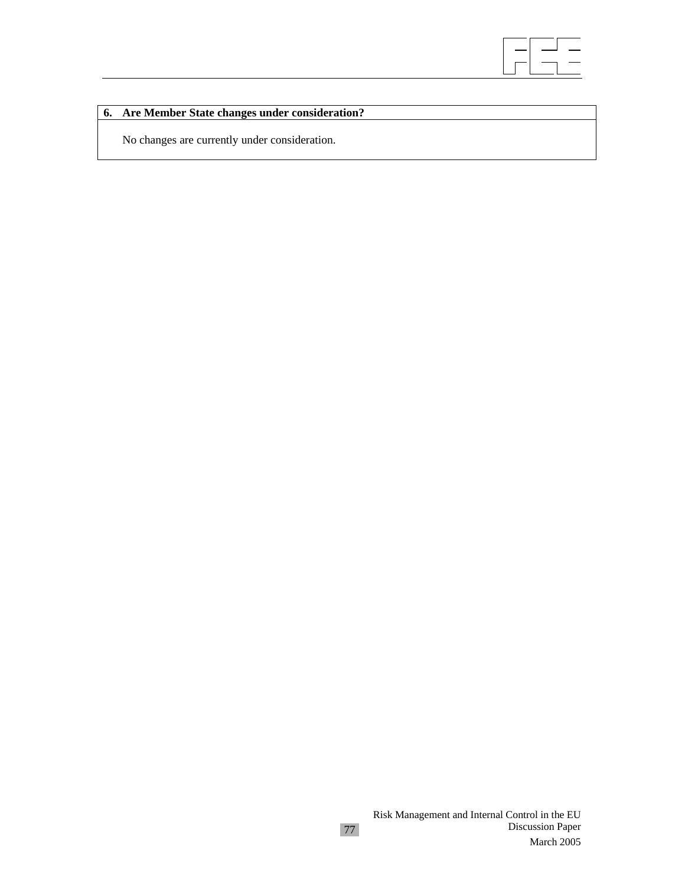| 6. Are Member State changes under consideration? |
| --- |
| No changes are currently under consideration. |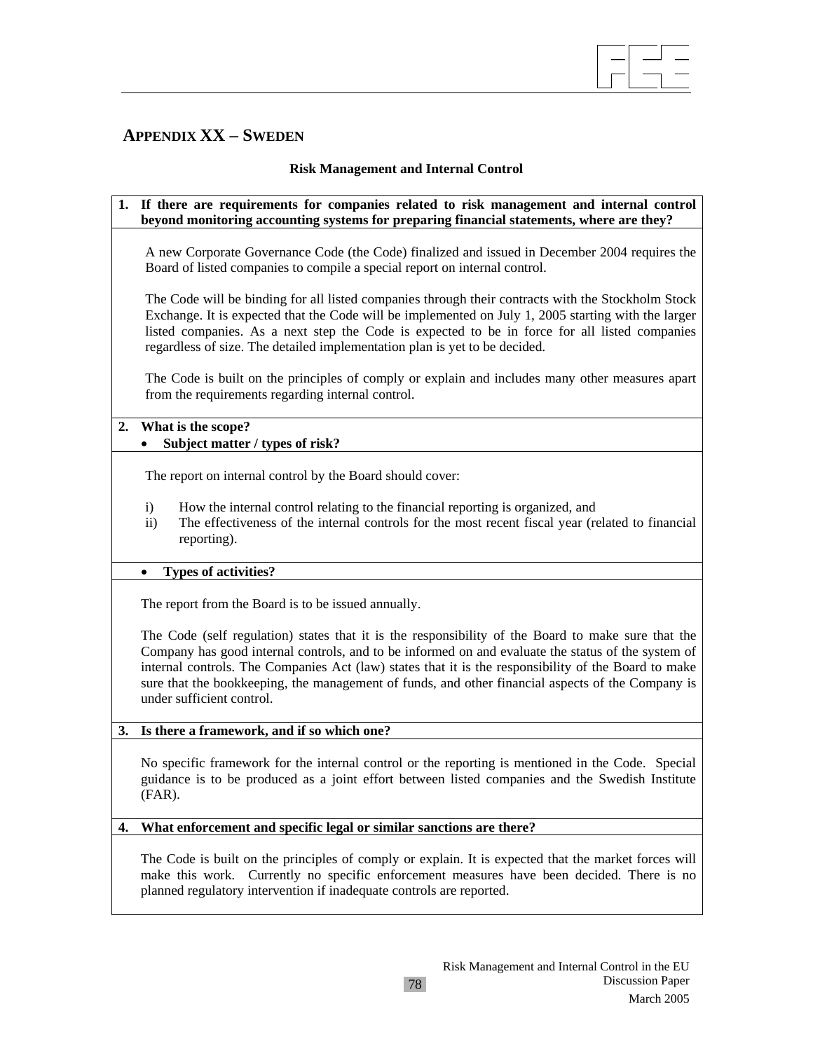## APPENDIX XX – SWEDEN

**Risk Management and Internal Control**

**1. If there are requirements for companies related to risk management and internal control beyond monitoring accounting systems for preparing financial statements, where are they?**

A new Corporate Governance Code (the Code) finalized and issued in December 2004 requires the Board of listed companies to compile a special report on internal control.

The Code will be binding for all listed companies through their contracts with the Stockholm Stock Exchange. It is expected that the Code will be implemented on July 1, 2005 starting with the larger listed companies. As a next step the Code is expected to be in force for all listed companies regardless of size. The detailed implementation plan is yet to be decided.

The Code is built on the principles of comply or explain and includes many other measures apart from the requirements regarding internal control.

**2. What is the scope?**

- **Subject matter / types of risk?**

The report on internal control by the Board should cover:

i) How the internal control relating to the financial reporting is organized, and
ii) The effectiveness of the internal controls for the most recent fiscal year (related to financial reporting).

- **Types of activities?**

The report from the Board is to be issued annually.

The Code (self regulation) states that it is the responsibility of the Board to make sure that the Company has good internal controls, and to be informed on and evaluate the status of the system of internal controls. The Companies Act (law) states that it is the responsibility of the Board to make sure that the bookkeeping, the management of funds, and other financial aspects of the Company is under sufficient control.

**3. Is there a framework, and if so which one?**

No specific framework for the internal control or the reporting is mentioned in the Code. Special guidance is to be produced as a joint effort between listed companies and the Swedish Institute (FAR).

**4. What enforcement and specific legal or similar sanctions are there?**

The Code is built on the principles of comply or explain. It is expected that the market forces will make this work. Currently no specific enforcement measures have been decided. There is no planned regulatory intervention if inadequate controls are reported.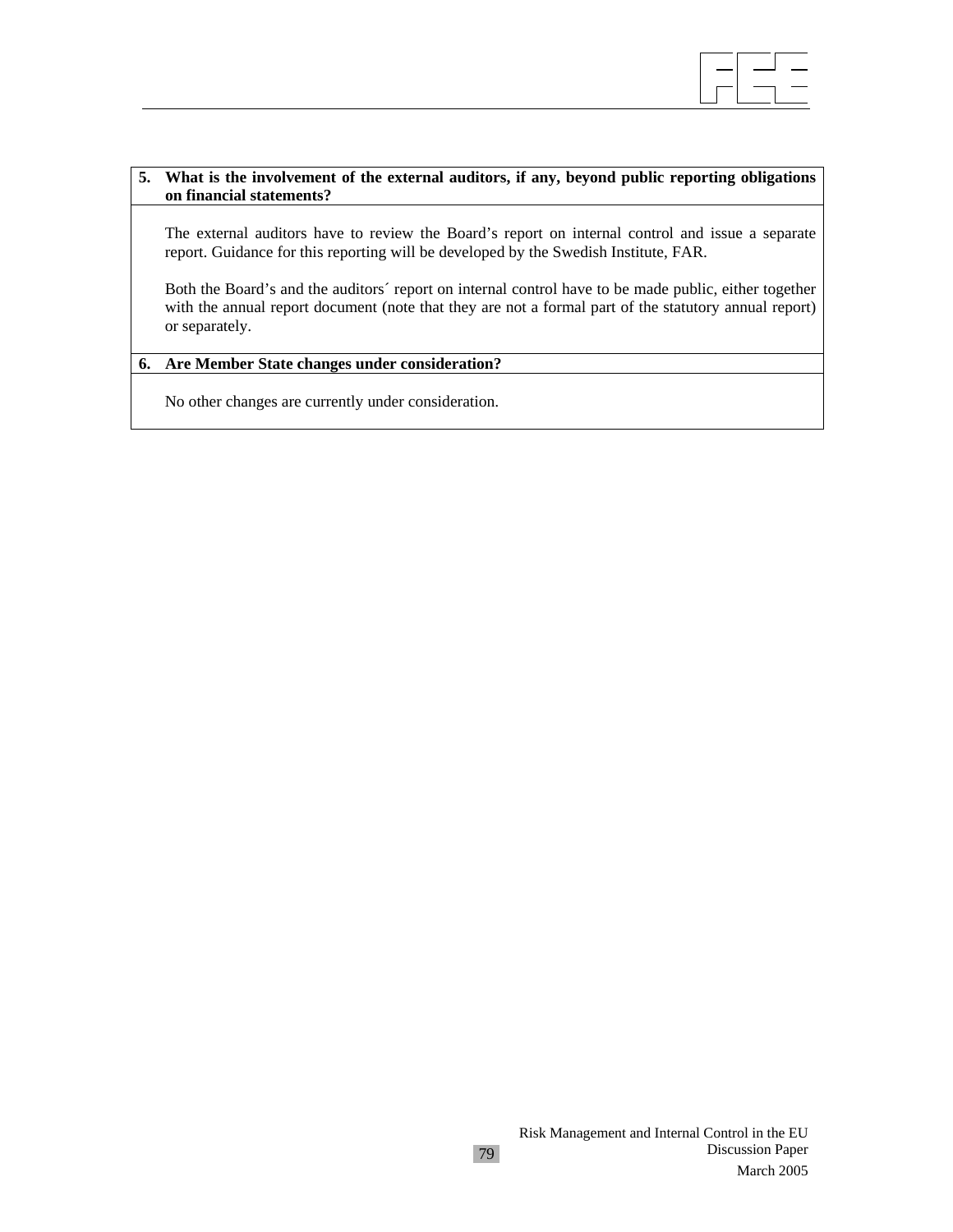**5. What is the involvement of the external auditors, if any, beyond public reporting obligations on financial statements?**

The external auditors have to review the Board's report on internal control and issue a separate report. Guidance for this reporting will be developed by the Swedish Institute, FAR.

Both the Board's and the auditors´ report on internal control have to be made public, either together with the annual report document (note that they are not a formal part of the statutory annual report) or separately.

**6. Are Member State changes under consideration?**

No other changes are currently under consideration.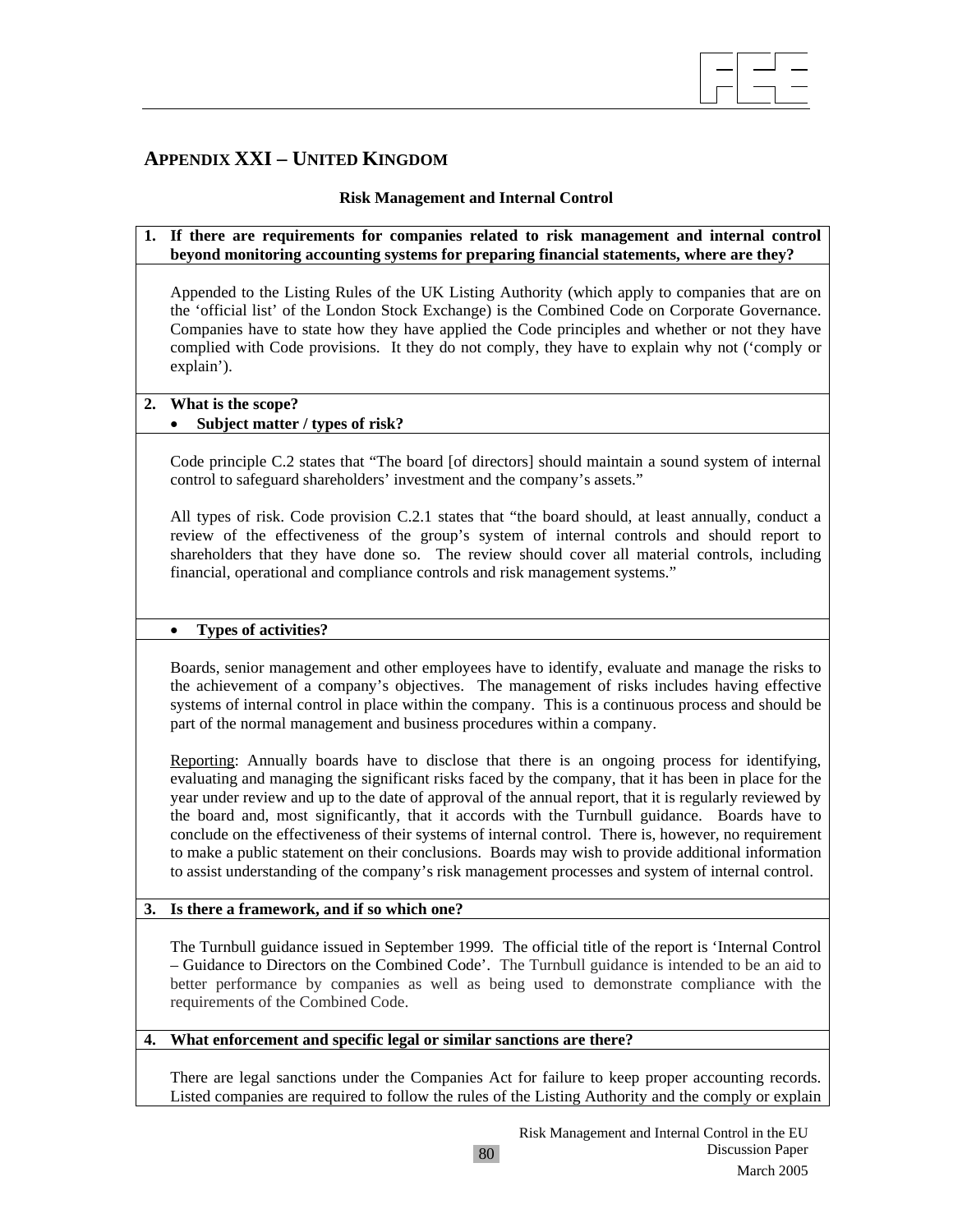## APPENDIX XXI – UNITED KINGDOM

**Risk Management and Internal Control**

**1. If there are requirements for companies related to risk management and internal control beyond monitoring accounting systems for preparing financial statements, where are they?**

Appended to the Listing Rules of the UK Listing Authority (which apply to companies that are on the 'official list' of the London Stock Exchange) is the Combined Code on Corporate Governance. Companies have to state how they have applied the Code principles and whether or not they have complied with Code provisions. It they do not comply, they have to explain why not ('comply or explain').

**2. What is the scope?**

- **Subject matter / types of risk?**

Code principle C.2 states that "The board [of directors] should maintain a sound system of internal control to safeguard shareholders' investment and the company's assets."

All types of risk. Code provision C.2.1 states that "the board should, at least annually, conduct a review of the effectiveness of the group's system of internal controls and should report to shareholders that they have done so. The review should cover all material controls, including financial, operational and compliance controls and risk management systems."

- **Types of activities?**

Boards, senior management and other employees have to identify, evaluate and manage the risks to the achievement of a company's objectives. The management of risks includes having effective systems of internal control in place within the company. This is a continuous process and should be part of the normal management and business procedures within a company.

Reporting: Annually boards have to disclose that there is an ongoing process for identifying, evaluating and managing the significant risks faced by the company, that it has been in place for the year under review and up to the date of approval of the annual report, that it is regularly reviewed by the board and, most significantly, that it accords with the Turnbull guidance. Boards have to conclude on the effectiveness of their systems of internal control. There is, however, no requirement to make a public statement on their conclusions. Boards may wish to provide additional information to assist understanding of the company's risk management processes and system of internal control.

**3. Is there a framework, and if so which one?**

The Turnbull guidance issued in September 1999. The official title of the report is 'Internal Control – Guidance to Directors on the Combined Code'. The Turnbull guidance is intended to be an aid to better performance by companies as well as being used to demonstrate compliance with the requirements of the Combined Code.

**4. What enforcement and specific legal or similar sanctions are there?**

There are legal sanctions under the Companies Act for failure to keep proper accounting records. Listed companies are required to follow the rules of the Listing Authority and the comply or explain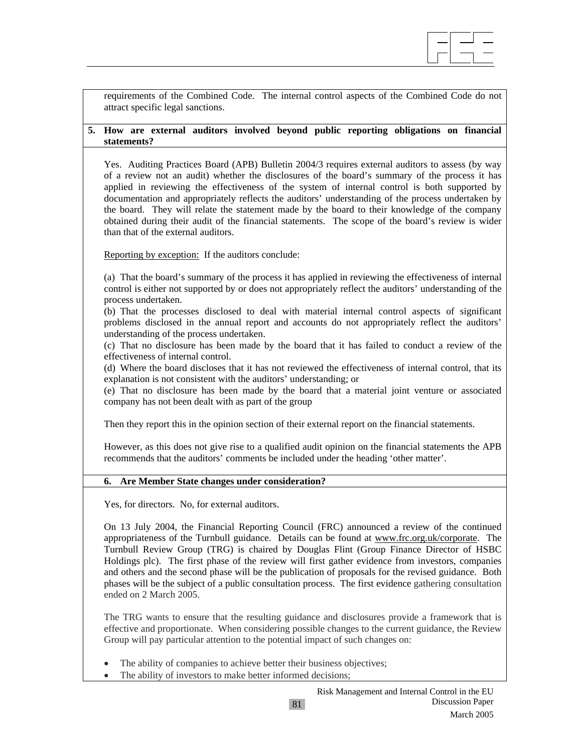requirements of the Combined Code. The internal control aspects of the Combined Code do not attract specific legal sanctions.

**5. How are external auditors involved beyond public reporting obligations on financial statements?**

Yes. Auditing Practices Board (APB) Bulletin 2004/3 requires external auditors to assess (by way of a review not an audit) whether the disclosures of the board's summary of the process it has applied in reviewing the effectiveness of the system of internal control is both supported by documentation and appropriately reflects the auditors' understanding of the process undertaken by the board. They will relate the statement made by the board to their knowledge of the company obtained during their audit of the financial statements. The scope of the board's review is wider than that of the external auditors.

Reporting by exception: If the auditors conclude:

(a) That the board's summary of the process it has applied in reviewing the effectiveness of internal control is either not supported by or does not appropriately reflect the auditors' understanding of the process undertaken.
(b) That the processes disclosed to deal with material internal control aspects of significant problems disclosed in the annual report and accounts do not appropriately reflect the auditors' understanding of the process undertaken.
(c) That no disclosure has been made by the board that it has failed to conduct a review of the effectiveness of internal control.
(d) Where the board discloses that it has not reviewed the effectiveness of internal control, that its explanation is not consistent with the auditors' understanding; or
(e) That no disclosure has been made by the board that a material joint venture or associated company has not been dealt with as part of the group

Then they report this in the opinion section of their external report on the financial statements.

However, as this does not give rise to a qualified audit opinion on the financial statements the APB recommends that the auditors' comments be included under the heading 'other matter'.

**6. Are Member State changes under consideration?**

Yes, for directors. No, for external auditors.

On 13 July 2004, the Financial Reporting Council (FRC) announced a review of the continued appropriateness of the Turnbull guidance. Details can be found at www.frc.org.uk/corporate. The Turnbull Review Group (TRG) is chaired by Douglas Flint (Group Finance Director of HSBC Holdings plc). The first phase of the review will first gather evidence from investors, companies and others and the second phase will be the publication of proposals for the revised guidance. Both phases will be the subject of a public consultation process. The first evidence gathering consultation ended on 2 March 2005.

The TRG wants to ensure that the resulting guidance and disclosures provide a framework that is effective and proportionate. When considering possible changes to the current guidance, the Review Group will pay particular attention to the potential impact of such changes on:

- The ability of companies to achieve better their business objectives;
- The ability of investors to make better informed decisions;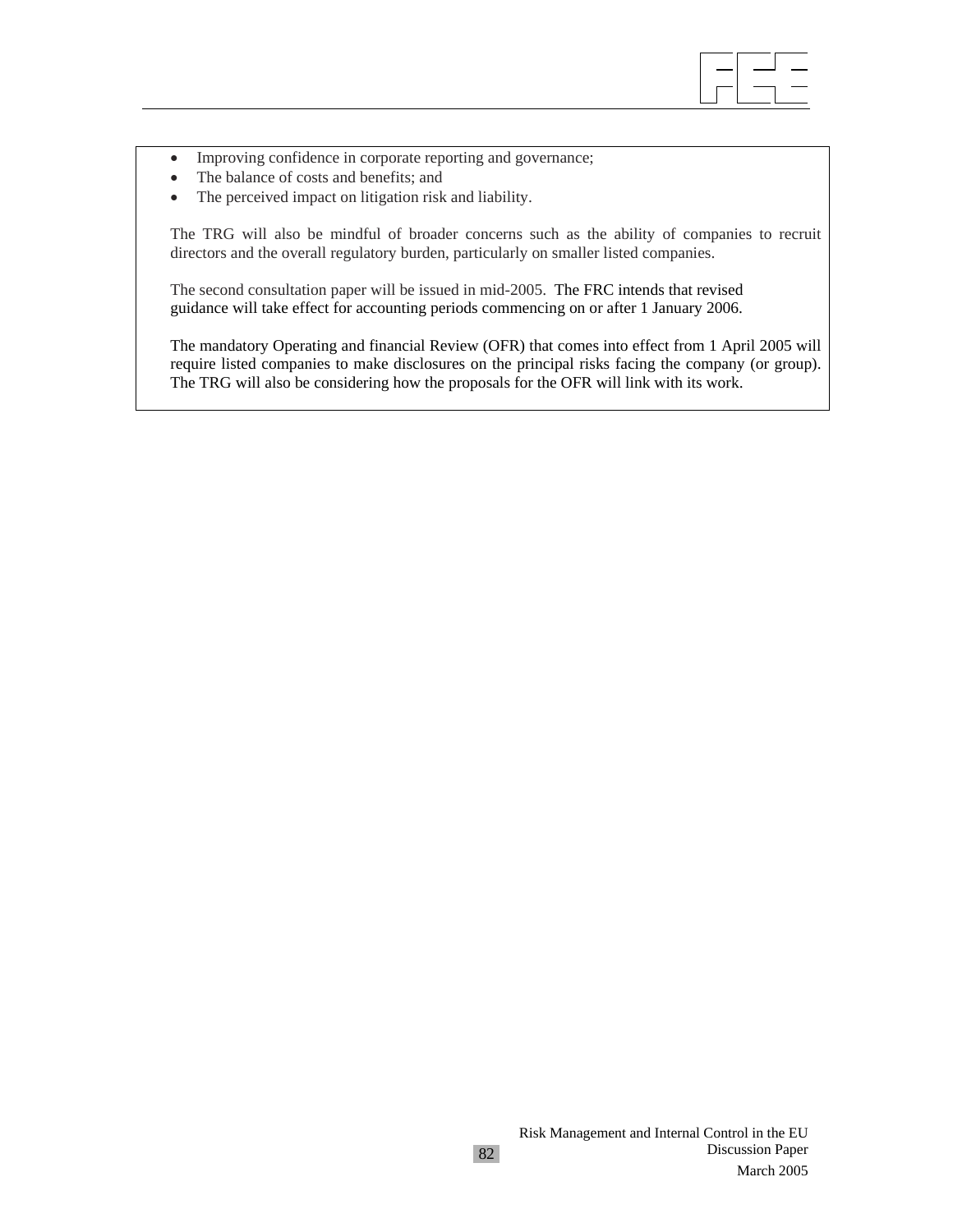- Improving confidence in corporate reporting and governance;
- The balance of costs and benefits; and
- The perceived impact on litigation risk and liability.

The TRG will also be mindful of broader concerns such as the ability of companies to recruit directors and the overall regulatory burden, particularly on smaller listed companies.

The second consultation paper will be issued in mid-2005. The FRC intends that revised guidance will take effect for accounting periods commencing on or after 1 January 2006.

The mandatory Operating and financial Review (OFR) that comes into effect from 1 April 2005 will require listed companies to make disclosures on the principal risks facing the company (or group). The TRG will also be considering how the proposals for the OFR will link with its work.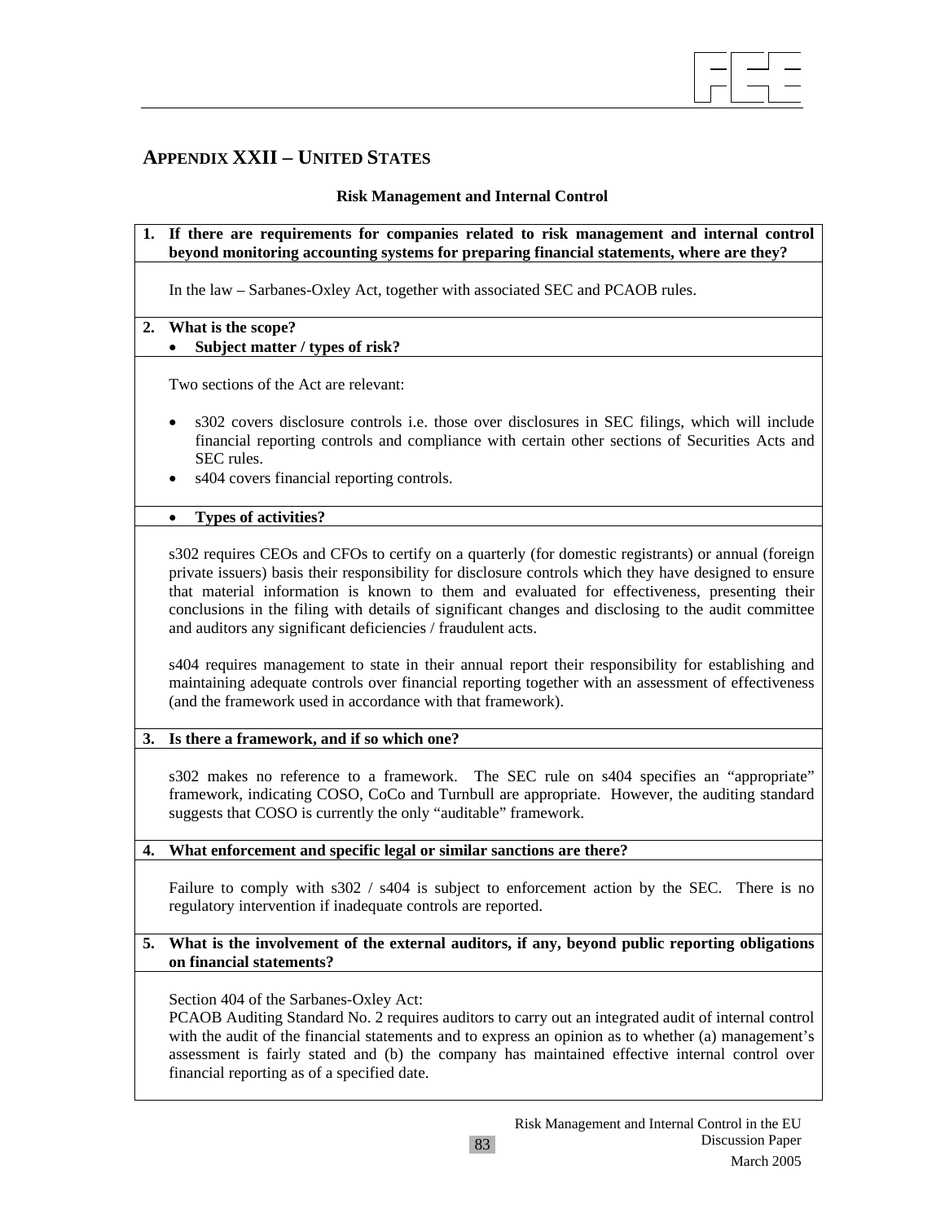## APPENDIX XXII – UNITED STATES

**Risk Management and Internal Control**

**1. If there are requirements for companies related to risk management and internal control beyond monitoring accounting systems for preparing financial statements, where are they?**

In the law – Sarbanes-Oxley Act, together with associated SEC and PCAOB rules.

**2. What is the scope?**

- **Subject matter / types of risk?**

Two sections of the Act are relevant:

- s302 covers disclosure controls i.e. those over disclosures in SEC filings, which will include financial reporting controls and compliance with certain other sections of Securities Acts and SEC rules.
- s404 covers financial reporting controls.

- **Types of activities?**

s302 requires CEOs and CFOs to certify on a quarterly (for domestic registrants) or annual (foreign private issuers) basis their responsibility for disclosure controls which they have designed to ensure that material information is known to them and evaluated for effectiveness, presenting their conclusions in the filing with details of significant changes and disclosing to the audit committee and auditors any significant deficiencies / fraudulent acts.

s404 requires management to state in their annual report their responsibility for establishing and maintaining adequate controls over financial reporting together with an assessment of effectiveness (and the framework used in accordance with that framework).

**3. Is there a framework, and if so which one?**

s302 makes no reference to a framework. The SEC rule on s404 specifies an "appropriate" framework, indicating COSO, CoCo and Turnbull are appropriate. However, the auditing standard suggests that COSO is currently the only "auditable" framework.

**4. What enforcement and specific legal or similar sanctions are there?**

Failure to comply with s302 / s404 is subject to enforcement action by the SEC. There is no regulatory intervention if inadequate controls are reported.

**5. What is the involvement of the external auditors, if any, beyond public reporting obligations on financial statements?**

Section 404 of the Sarbanes-Oxley Act:
PCAOB Auditing Standard No. 2 requires auditors to carry out an integrated audit of internal control with the audit of the financial statements and to express an opinion as to whether (a) management's assessment is fairly stated and (b) the company has maintained effective internal control over financial reporting as of a specified date.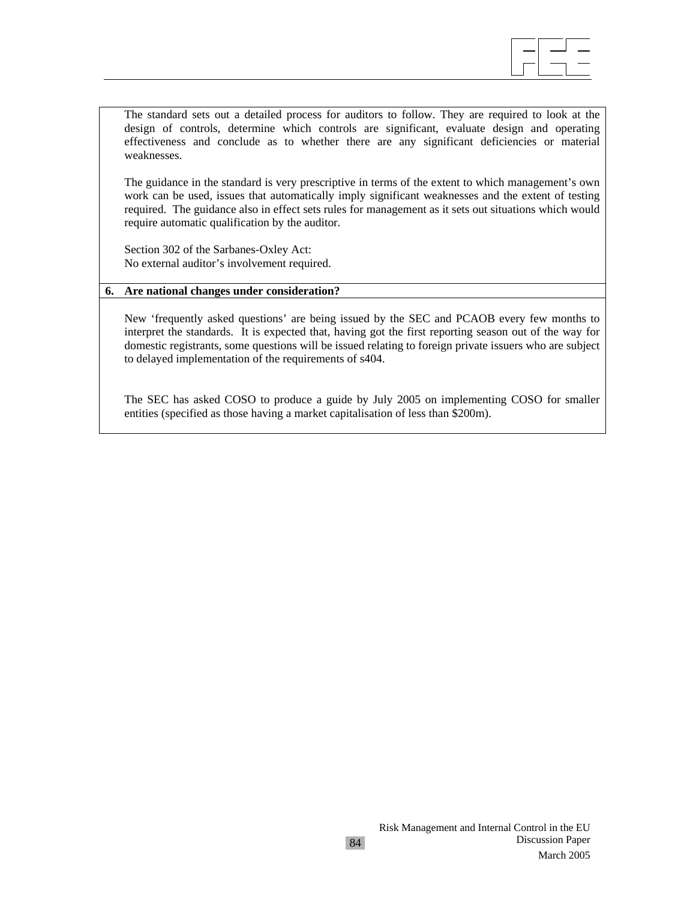The standard sets out a detailed process for auditors to follow. They are required to look at the design of controls, determine which controls are significant, evaluate design and operating effectiveness and conclude as to whether there are any significant deficiencies or material weaknesses.

The guidance in the standard is very prescriptive in terms of the extent to which management's own work can be used, issues that automatically imply significant weaknesses and the extent of testing required. The guidance also in effect sets rules for management as it sets out situations which would require automatic qualification by the auditor.

Section 302 of the Sarbanes-Oxley Act:
No external auditor's involvement required.

**6. Are national changes under consideration?**

New 'frequently asked questions' are being issued by the SEC and PCAOB every few months to interpret the standards. It is expected that, having got the first reporting season out of the way for domestic registrants, some questions will be issued relating to foreign private issuers who are subject to delayed implementation of the requirements of s404.

The SEC has asked COSO to produce a guide by July 2005 on implementing COSO for smaller entities (specified as those having a market capitalisation of less than $200m).